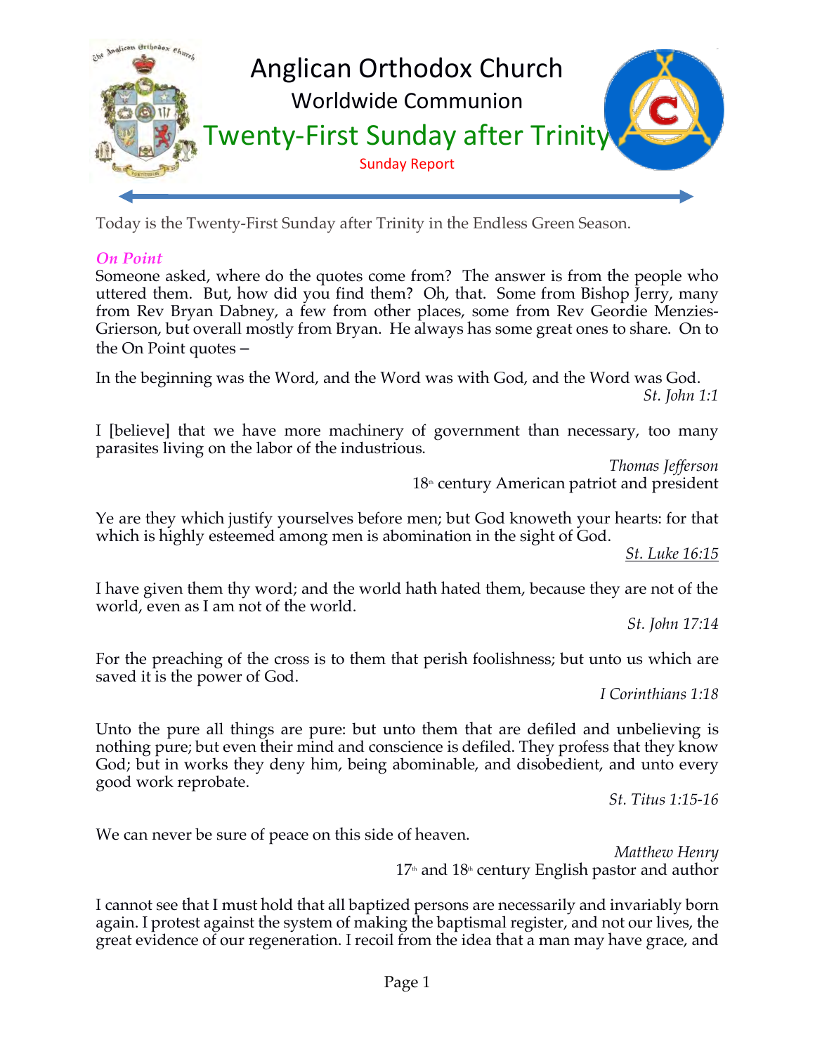# Anglican Orthodox Church

## Worldwide Communion

## Twenty-First Sunday after Trinity

Sunday Report

Today is the Twenty-First Sunday after Trinity in the Endless Green Season.

### *On Point*

Someone asked, where do the quotes come from? The answer is from the people who uttered them. But, how did you find them? Oh, that. Some from Bishop Jerry, many from Rev Bryan Dabney, a few from other places, some from Rev Geordie Menzies-Grierson, but overall mostly from Bryan. He always has some great ones to share. On to the On Point quotes –

In the beginning was the Word, and the Word was with God, and the Word was God.

*St. John 1:1*

I [believe] that we have more machinery of government than necessary, too many parasites living on the labor of the industrious.

*Thomas Jefferson*
18th century American patriot and president

Ye are they which justify yourselves before men; but God knoweth your hearts: for that which is highly esteemed among men is abomination in the sight of God.

*St. Luke 16:15*

I have given them thy word; and the world hath hated them, because they are not of the world, even as I am not of the world.

*St. John 17:14*

For the preaching of the cross is to them that perish foolishness; but unto us which are saved it is the power of God.

*I Corinthians 1:18*

Unto the pure all things are pure: but unto them that are defiled and unbelieving is nothing pure; but even their mind and conscience is defiled. They profess that they know God; but in works they deny him, being abominable, and disobedient, and unto every good work reprobate.

*St. Titus 1:15-16*

We can never be sure of peace on this side of heaven.

*Matthew Henry*
17th and 18th century English pastor and author

I cannot see that I must hold that all baptized persons are necessarily and invariably born again. I protest against the system of making the baptismal register, and not our lives, the great evidence of our regeneration. I recoil from the idea that a man may have grace, and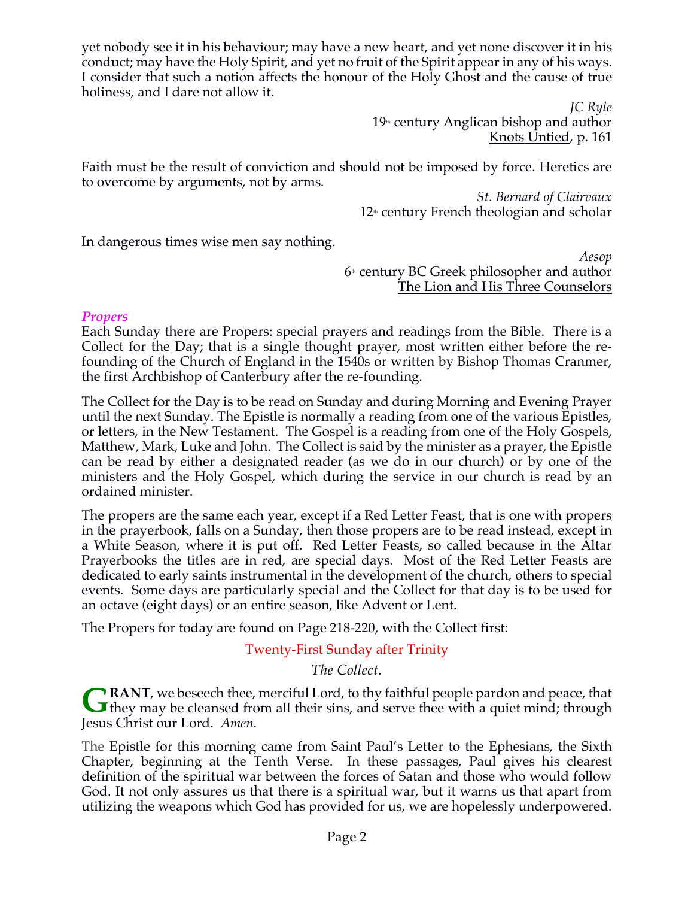yet nobody see it in his behaviour; may have a new heart, and yet none discover it in his conduct; may have the Holy Spirit, and yet no fruit of the Spirit appear in any of his ways. I consider that such a notion affects the honour of the Holy Ghost and the cause of true holiness, and I dare not allow it.

*JC Ryle*
19th century Anglican bishop and author
Knots Untied, p. 161

Faith must be the result of conviction and should not be imposed by force. Heretics are to overcome by arguments, not by arms.

*St. Bernard of Clairvaux*
12th century French theologian and scholar

In dangerous times wise men say nothing.

*Aesop*
6th century BC Greek philosopher and author
The Lion and His Three Counselors

### *Propers*

Each Sunday there are Propers: special prayers and readings from the Bible. There is a Collect for the Day; that is a single thought prayer, most written either before the re-founding of the Church of England in the 1540s or written by Bishop Thomas Cranmer, the first Archbishop of Canterbury after the re-founding.

The Collect for the Day is to be read on Sunday and during Morning and Evening Prayer until the next Sunday. The Epistle is normally a reading from one of the various Epistles, or letters, in the New Testament. The Gospel is a reading from one of the Holy Gospels, Matthew, Mark, Luke and John. The Collect is said by the minister as a prayer, the Epistle can be read by either a designated reader (as we do in our church) or by one of the ministers and the Holy Gospel, which during the service in our church is read by an ordained minister.

The propers are the same each year, except if a Red Letter Feast, that is one with propers in the prayerbook, falls on a Sunday, then those propers are to be read instead, except in a White Season, where it is put off. Red Letter Feasts, so called because in the Altar Prayerbooks the titles are in red, are special days. Most of the Red Letter Feasts are dedicated to early saints instrumental in the development of the church, others to special events. Some days are particularly special and the Collect for that day is to be used for an octave (eight days) or an entire season, like Advent or Lent.

The Propers for today are found on Page 218-220, with the Collect first:

Twenty-First Sunday after Trinity

*The Collect.*

**GRANT**, we beseech thee, merciful Lord, to thy faithful people pardon and peace, that they may be cleansed from all their sins, and serve thee with a quiet mind; through Jesus Christ our Lord. *Amen.*

The Epistle for this morning came from Saint Paul's Letter to the Ephesians, the Sixth Chapter, beginning at the Tenth Verse. In these passages, Paul gives his clearest definition of the spiritual war between the forces of Satan and those who would follow God. It not only assures us that there is a spiritual war, but it warns us that apart from utilizing the weapons which God has provided for us, we are hopelessly underpowered.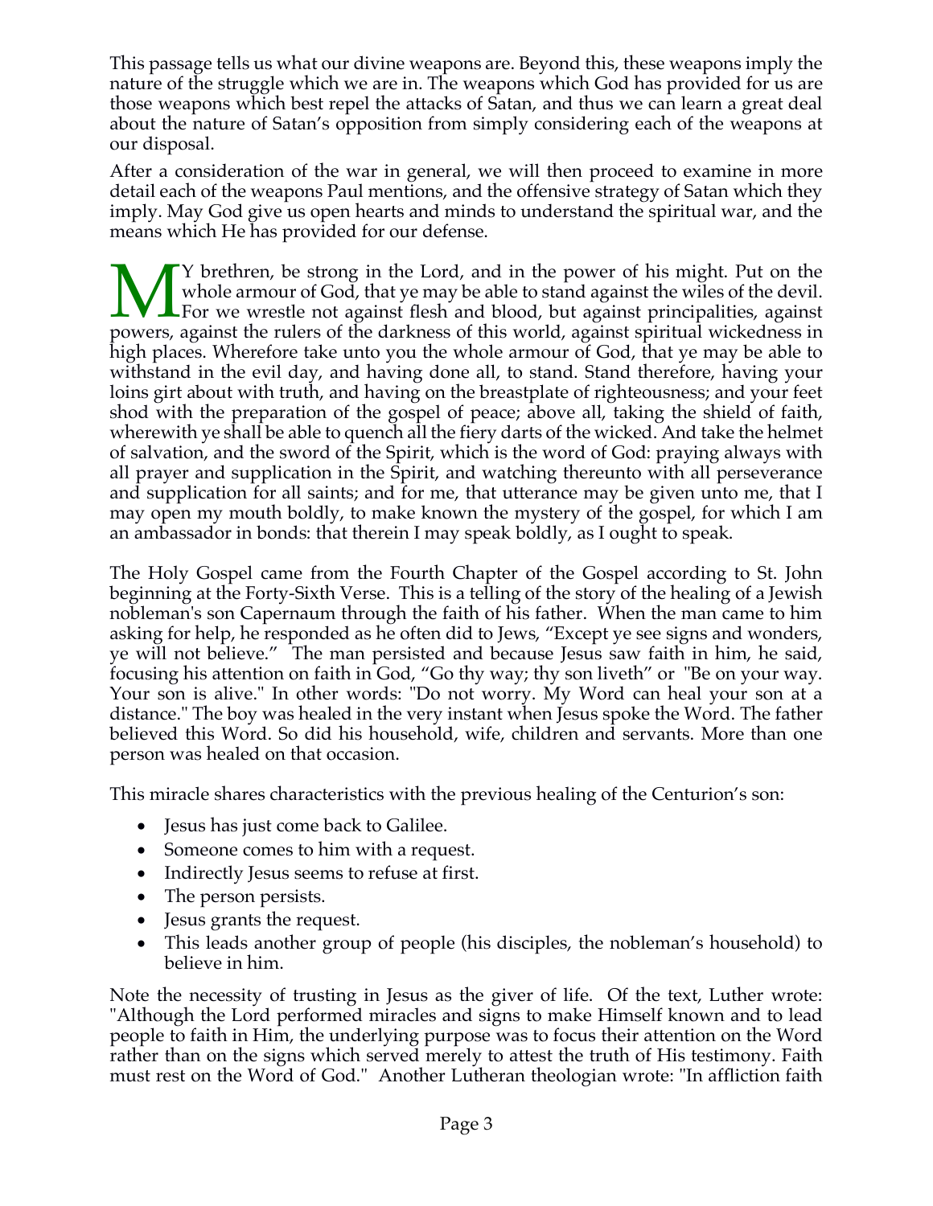This passage tells us what our divine weapons are. Beyond this, these weapons imply the nature of the struggle which we are in. The weapons which God has provided for us are those weapons which best repel the attacks of Satan, and thus we can learn a great deal about the nature of Satan's opposition from simply considering each of the weapons at our disposal.

After a consideration of the war in general, we will then proceed to examine in more detail each of the weapons Paul mentions, and the offensive strategy of Satan which they imply. May God give us open hearts and minds to understand the spiritual war, and the means which He has provided for our defense.

MY brethren, be strong in the Lord, and in the power of his might. Put on the whole armour of God, that ye may be able to stand against the wiles of the devil. For we wrestle not against flesh and blood, but against principalities, against powers, against the rulers of the darkness of this world, against spiritual wickedness in high places. Wherefore take unto you the whole armour of God, that ye may be able to withstand in the evil day, and having done all, to stand. Stand therefore, having your loins girt about with truth, and having on the breastplate of righteousness; and your feet shod with the preparation of the gospel of peace; above all, taking the shield of faith, wherewith ye shall be able to quench all the fiery darts of the wicked. And take the helmet of salvation, and the sword of the Spirit, which is the word of God: praying always with all prayer and supplication in the Spirit, and watching thereunto with all perseverance and supplication for all saints; and for me, that utterance may be given unto me, that I may open my mouth boldly, to make known the mystery of the gospel, for which I am an ambassador in bonds: that therein I may speak boldly, as I ought to speak.

The Holy Gospel came from the Fourth Chapter of the Gospel according to St. John beginning at the Forty-Sixth Verse. This is a telling of the story of the healing of a Jewish nobleman's son Capernaum through the faith of his father. When the man came to him asking for help, he responded as he often did to Jews, "Except ye see signs and wonders, ye will not believe." The man persisted and because Jesus saw faith in him, he said, focusing his attention on faith in God, "Go thy way; thy son liveth" or "Be on your way. Your son is alive." In other words: "Do not worry. My Word can heal your son at a distance." The boy was healed in the very instant when Jesus spoke the Word. The father believed this Word. So did his household, wife, children and servants. More than one person was healed on that occasion.

This miracle shares characteristics with the previous healing of the Centurion's son:

- Jesus has just come back to Galilee.
- Someone comes to him with a request.
- Indirectly Jesus seems to refuse at first.
- The person persists.
- Jesus grants the request.
- This leads another group of people (his disciples, the nobleman's household) to believe in him.

Note the necessity of trusting in Jesus as the giver of life. Of the text, Luther wrote: "Although the Lord performed miracles and signs to make Himself known and to lead people to faith in Him, the underlying purpose was to focus their attention on the Word rather than on the signs which served merely to attest the truth of His testimony. Faith must rest on the Word of God." Another Lutheran theologian wrote: "In affliction faith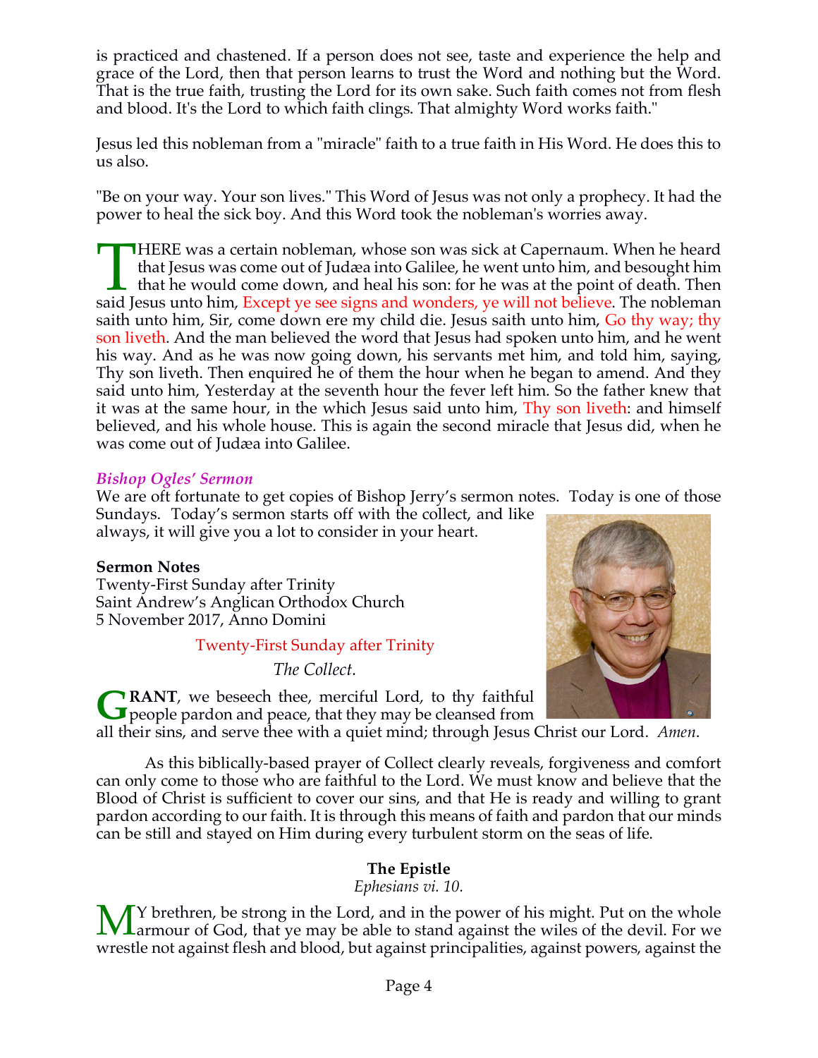is practiced and chastened. If a person does not see, taste and experience the help and grace of the Lord, then that person learns to trust the Word and nothing but the Word. That is the true faith, trusting the Lord for its own sake. Such faith comes not from flesh and blood. It's the Lord to which faith clings. That almighty Word works faith."

Jesus led this nobleman from a "miracle" faith to a true faith in His Word. He does this to us also.

"Be on your way. Your son lives." This Word of Jesus was not only a prophecy. It had the power to heal the sick boy. And this Word took the nobleman's worries away.

THERE was a certain nobleman, whose son was sick at Capernaum. When he heard that Jesus was come out of Judæa into Galilee, he went unto him, and besought him that he would come down, and heal his son: for he was at the point of death. Then said Jesus unto him, Except ye see signs and wonders, ye will not believe. The nobleman saith unto him, Sir, come down ere my child die. Jesus saith unto him, Go thy way; thy son liveth. And the man believed the word that Jesus had spoken unto him, and he went his way. And as he was now going down, his servants met him, and told him, saying, Thy son liveth. Then enquired he of them the hour when he began to amend. And they said unto him, Yesterday at the seventh hour the fever left him. So the father knew that it was at the same hour, in the which Jesus said unto him, Thy son liveth: and himself believed, and his whole house. This is again the second miracle that Jesus did, when he was come out of Judæa into Galilee.

*Bishop Ogles' Sermon*

We are oft fortunate to get copies of Bishop Jerry's sermon notes. Today is one of those Sundays. Today's sermon starts off with the collect, and like always, it will give you a lot to consider in your heart.

**Sermon Notes**
Twenty-First Sunday after Trinity
Saint Andrew's Anglican Orthodox Church
5 November 2017, Anno Domini

Twenty-First Sunday after Trinity

*The Collect.*

**GRANT**, we beseech thee, merciful Lord, to thy faithful people pardon and peace, that they may be cleansed from all their sins, and serve thee with a quiet mind; through Jesus Christ our Lord. *Amen*.

As this biblically-based prayer of Collect clearly reveals, forgiveness and comfort can only come to those who are faithful to the Lord. We must know and believe that the Blood of Christ is sufficient to cover our sins, and that He is ready and willing to grant pardon according to our faith. It is through this means of faith and pardon that our minds can be still and stayed on Him during every turbulent storm on the seas of life.

**The Epistle**

*Ephesians vi. 10.*

MY brethren, be strong in the Lord, and in the power of his might. Put on the whole armour of God, that ye may be able to stand against the wiles of the devil. For we wrestle not against flesh and blood, but against principalities, against powers, against the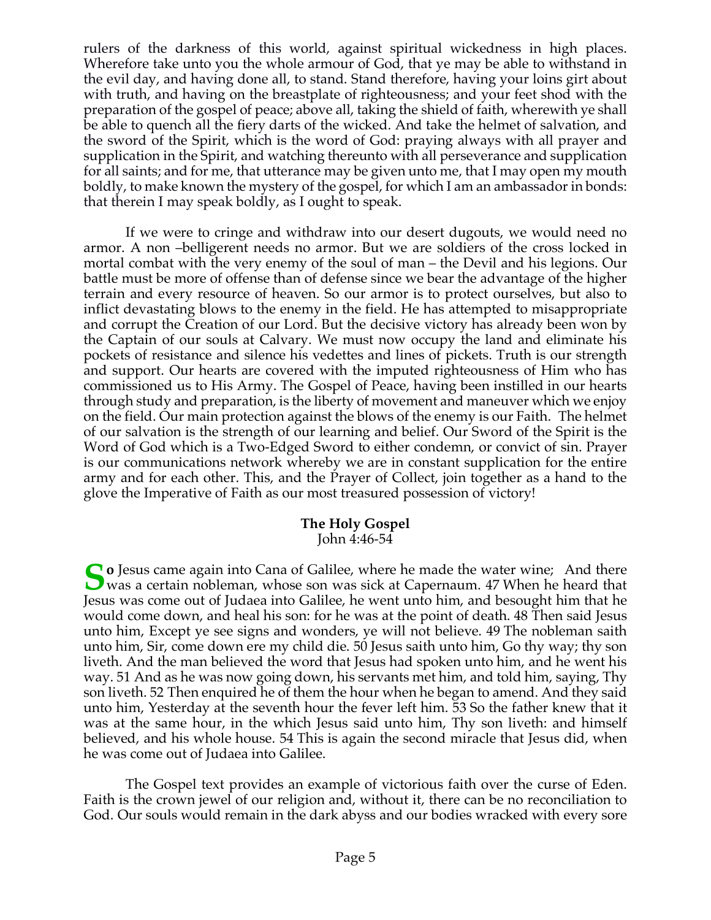rulers of the darkness of this world, against spiritual wickedness in high places. Wherefore take unto you the whole armour of God, that ye may be able to withstand in the evil day, and having done all, to stand. Stand therefore, having your loins girt about with truth, and having on the breastplate of righteousness; and your feet shod with the preparation of the gospel of peace; above all, taking the shield of faith, wherewith ye shall be able to quench all the fiery darts of the wicked. And take the helmet of salvation, and the sword of the Spirit, which is the word of God: praying always with all prayer and supplication in the Spirit, and watching thereunto with all perseverance and supplication for all saints; and for me, that utterance may be given unto me, that I may open my mouth boldly, to make known the mystery of the gospel, for which I am an ambassador in bonds: that therein I may speak boldly, as I ought to speak.

If we were to cringe and withdraw into our desert dugouts, we would need no armor. A non –belligerent needs no armor. But we are soldiers of the cross locked in mortal combat with the very enemy of the soul of man – the Devil and his legions. Our battle must be more of offense than of defense since we bear the advantage of the higher terrain and every resource of heaven. So our armor is to protect ourselves, but also to inflict devastating blows to the enemy in the field. He has attempted to misappropriate and corrupt the Creation of our Lord. But the decisive victory has already been won by the Captain of our souls at Calvary. We must now occupy the land and eliminate his pockets of resistance and silence his vedettes and lines of pickets. Truth is our strength and support. Our hearts are covered with the imputed righteousness of Him who has commissioned us to His Army. The Gospel of Peace, having been instilled in our hearts through study and preparation, is the liberty of movement and maneuver which we enjoy on the field. Our main protection against the blows of the enemy is our Faith. The helmet of our salvation is the strength of our learning and belief. Our Sword of the Spirit is the Word of God which is a Two-Edged Sword to either condemn, or convict of sin. Prayer is our communications network whereby we are in constant supplication for the entire army and for each other. This, and the Prayer of Collect, join together as a hand to the glove the Imperative of Faith as our most treasured possession of victory!

### The Holy Gospel
John 4:46-54

**So** Jesus came again into Cana of Galilee, where he made the water wine; And there was a certain nobleman, whose son was sick at Capernaum. 47 When he heard that Jesus was come out of Judaea into Galilee, he went unto him, and besought him that he would come down, and heal his son: for he was at the point of death. 48 Then said Jesus unto him, Except ye see signs and wonders, ye will not believe. 49 The nobleman saith unto him, Sir, come down ere my child die. 50 Jesus saith unto him, Go thy way; thy son liveth. And the man believed the word that Jesus had spoken unto him, and he went his way. 51 And as he was now going down, his servants met him, and told him, saying, Thy son liveth. 52 Then enquired he of them the hour when he began to amend. And they said unto him, Yesterday at the seventh hour the fever left him. 53 So the father knew that it was at the same hour, in the which Jesus said unto him, Thy son liveth: and himself believed, and his whole house. 54 This is again the second miracle that Jesus did, when he was come out of Judaea into Galilee.

The Gospel text provides an example of victorious faith over the curse of Eden. Faith is the crown jewel of our religion and, without it, there can be no reconciliation to God. Our souls would remain in the dark abyss and our bodies wracked with every sore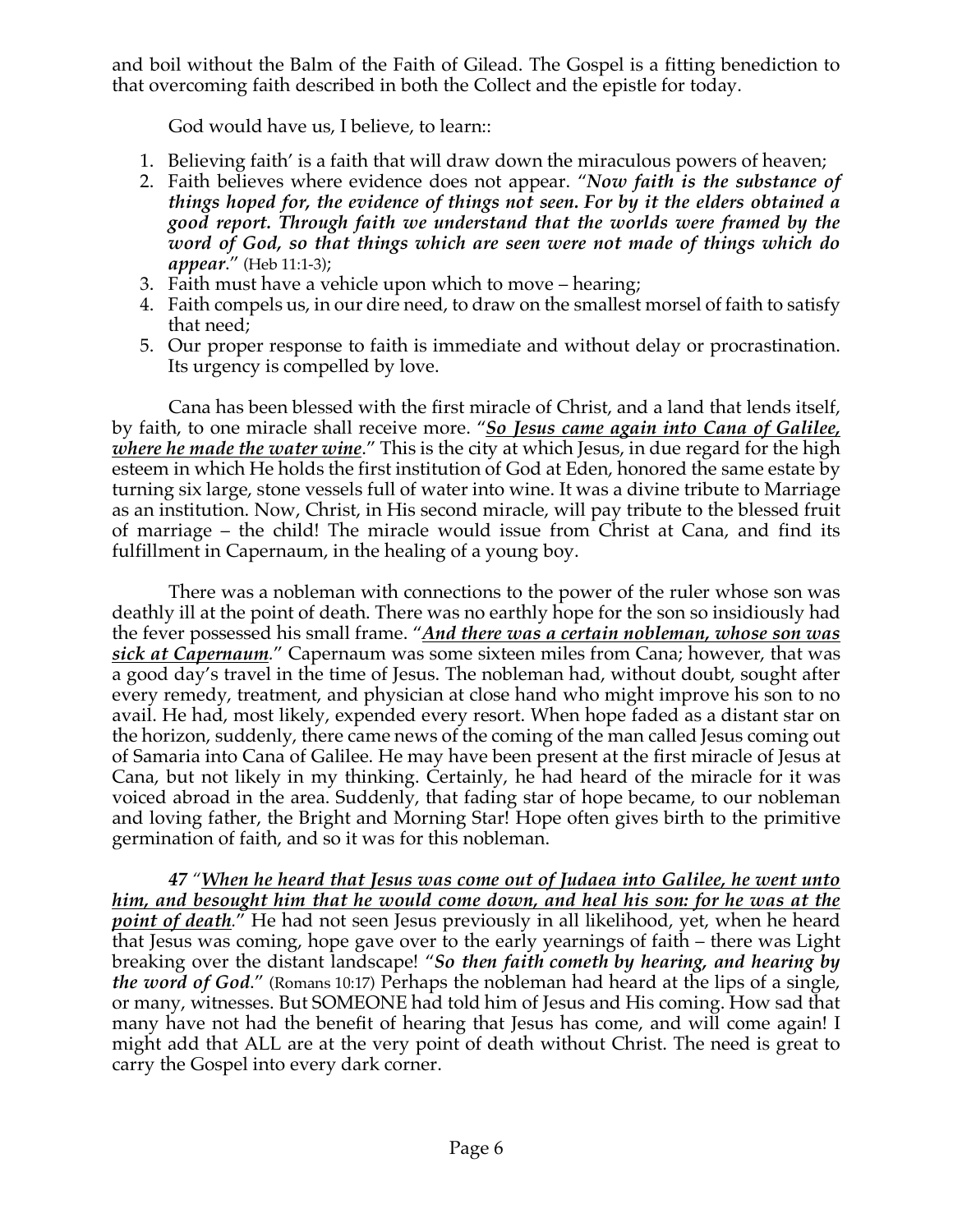and boil without the Balm of the Faith of Gilead. The Gospel is a fitting benediction to that overcoming faith described in both the Collect and the epistle for today.

God would have us, I believe, to learn::

1. Believing faith' is a faith that will draw down the miraculous powers of heaven;
2. Faith believes where evidence does not appear. "***Now faith is the substance of things hoped for, the evidence of things not seen. For by it the elders obtained a good report. Through faith we understand that the worlds were framed by the word of God, so that things which are seen were not made of things which do appear***." (Heb 11:1-3);
3. Faith must have a vehicle upon which to move – hearing;
4. Faith compels us, in our dire need, to draw on the smallest morsel of faith to satisfy that need;
5. Our proper response to faith is immediate and without delay or procrastination. Its urgency is compelled by love.

Cana has been blessed with the first miracle of Christ, and a land that lends itself, by faith, to one miracle shall receive more. "***<u>So Jesus came again into Cana of Galilee, where he made the water wine</u>***." This is the city at which Jesus, in due regard for the high esteem in which He holds the first institution of God at Eden, honored the same estate by turning six large, stone vessels full of water into wine. It was a divine tribute to Marriage as an institution. Now, Christ, in His second miracle, will pay tribute to the blessed fruit of marriage – the child! The miracle would issue from Christ at Cana, and find its fulfillment in Capernaum, in the healing of a young boy.

There was a nobleman with connections to the power of the ruler whose son was deathly ill at the point of death. There was no earthly hope for the son so insidiously had the fever possessed his small frame. "***<u>And there was a certain nobleman, whose son was sick at Capernaum</u>***." Capernaum was some sixteen miles from Cana; however, that was a good day's travel in the time of Jesus. The nobleman had, without doubt, sought after every remedy, treatment, and physician at close hand who might improve his son to no avail. He had, most likely, expended every resort. When hope faded as a distant star on the horizon, suddenly, there came news of the coming of the man called Jesus coming out of Samaria into Cana of Galilee. He may have been present at the first miracle of Jesus at Cana, but not likely in my thinking. Certainly, he had heard of the miracle for it was voiced abroad in the area. Suddenly, that fading star of hope became, to our nobleman and loving father, the Bright and Morning Star! Hope often gives birth to the primitive germination of faith, and so it was for this nobleman.

***47*** "***<u>When he heard that Jesus was come out of Judaea into Galilee, he went unto him, and besought him that he would come down, and heal his son: for he was at the point of death</u>***." He had not seen Jesus previously in all likelihood, yet, when he heard that Jesus was coming, hope gave over to the early yearnings of faith – there was Light breaking over the distant landscape! "***So then faith cometh by hearing, and hearing by the word of God***." (Romans 10:17) Perhaps the nobleman had heard at the lips of a single, or many, witnesses. But SOMEONE had told him of Jesus and His coming. How sad that many have not had the benefit of hearing that Jesus has come, and will come again! I might add that ALL are at the very point of death without Christ. The need is great to carry the Gospel into every dark corner.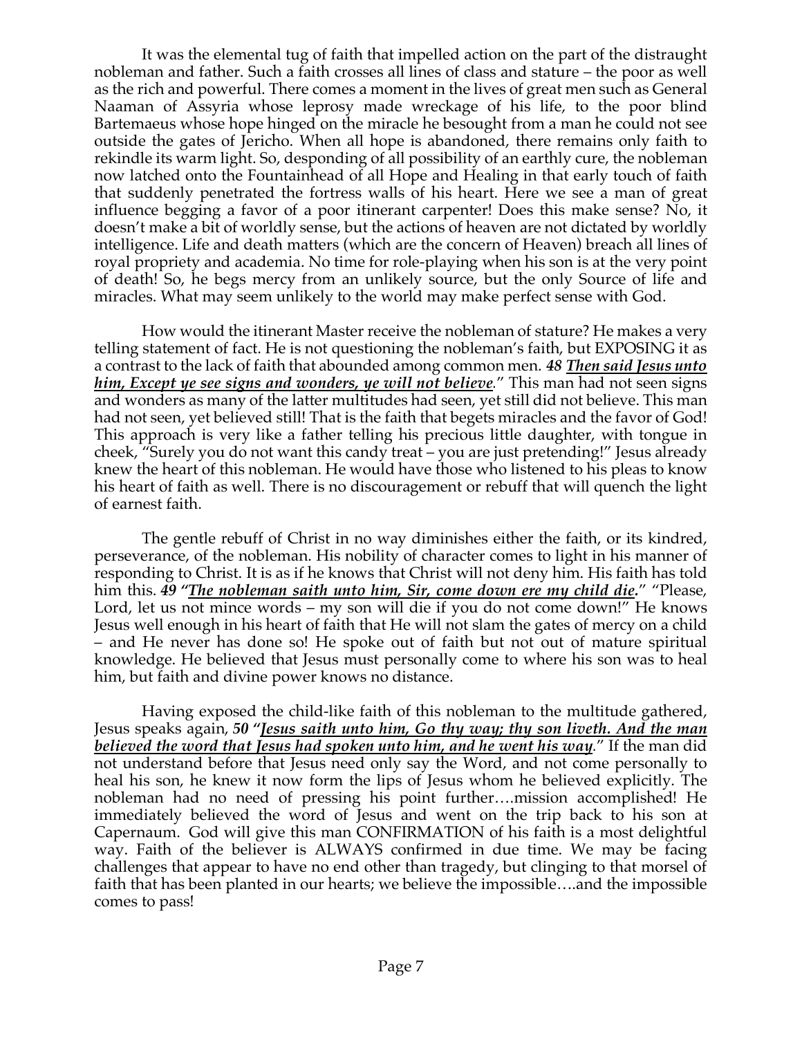It was the elemental tug of faith that impelled action on the part of the distraught nobleman and father. Such a faith crosses all lines of class and stature – the poor as well as the rich and powerful. There comes a moment in the lives of great men such as General Naaman of Assyria whose leprosy made wreckage of his life, to the poor blind Bartemaeus whose hope hinged on the miracle he besought from a man he could not see outside the gates of Jericho. When all hope is abandoned, there remains only faith to rekindle its warm light. So, desponding of all possibility of an earthly cure, the nobleman now latched onto the Fountainhead of all Hope and Healing in that early touch of faith that suddenly penetrated the fortress walls of his heart. Here we see a man of great influence begging a favor of a poor itinerant carpenter! Does this make sense? No, it doesn't make a bit of worldly sense, but the actions of heaven are not dictated by worldly intelligence. Life and death matters (which are the concern of Heaven) breach all lines of royal propriety and academia. No time for role-playing when his son is at the very point of death! So, he begs mercy from an unlikely source, but the only Source of life and miracles. What may seem unlikely to the world may make perfect sense with God.

How would the itinerant Master receive the nobleman of stature? He makes a very telling statement of fact. He is not questioning the nobleman's faith, but EXPOSING it as a contrast to the lack of faith that abounded among common men. ***48 Then said Jesus unto him, Except ye see signs and wonders, ye will not believe.*** " This man had not seen signs and wonders as many of the latter multitudes had seen, yet still did not believe. This man had not seen, yet believed still! That is the faith that begets miracles and the favor of God! This approach is very like a father telling his precious little daughter, with tongue in cheek, "Surely you do not want this candy treat – you are just pretending!" Jesus already knew the heart of this nobleman. He would have those who listened to his pleas to know his heart of faith as well. There is no discouragement or rebuff that will quench the light of earnest faith.

The gentle rebuff of Christ in no way diminishes either the faith, or its kindred, perseverance, of the nobleman. His nobility of character comes to light in his manner of responding to Christ. It is as if he knows that Christ will not deny him. His faith has told him this. ***49 "The nobleman saith unto him, Sir, come down ere my child die.*** " "Please, Lord, let us not mince words – my son will die if you do not come down!" He knows Jesus well enough in his heart of faith that He will not slam the gates of mercy on a child – and He never has done so! He spoke out of faith but not out of mature spiritual knowledge. He believed that Jesus must personally come to where his son was to heal him, but faith and divine power knows no distance.

Having exposed the child-like faith of this nobleman to the multitude gathered, Jesus speaks again, ***50 "Jesus saith unto him, Go thy way; thy son liveth. And the man believed the word that Jesus had spoken unto him, and he went his way.*** " If the man did not understand before that Jesus need only say the Word, and not come personally to heal his son, he knew it now form the lips of Jesus whom he believed explicitly. The nobleman had no need of pressing his point further….mission accomplished! He immediately believed the word of Jesus and went on the trip back to his son at Capernaum. God will give this man CONFIRMATION of his faith is a most delightful way. Faith of the believer is ALWAYS confirmed in due time. We may be facing challenges that appear to have no end other than tragedy, but clinging to that morsel of faith that has been planted in our hearts; we believe the impossible….and the impossible comes to pass!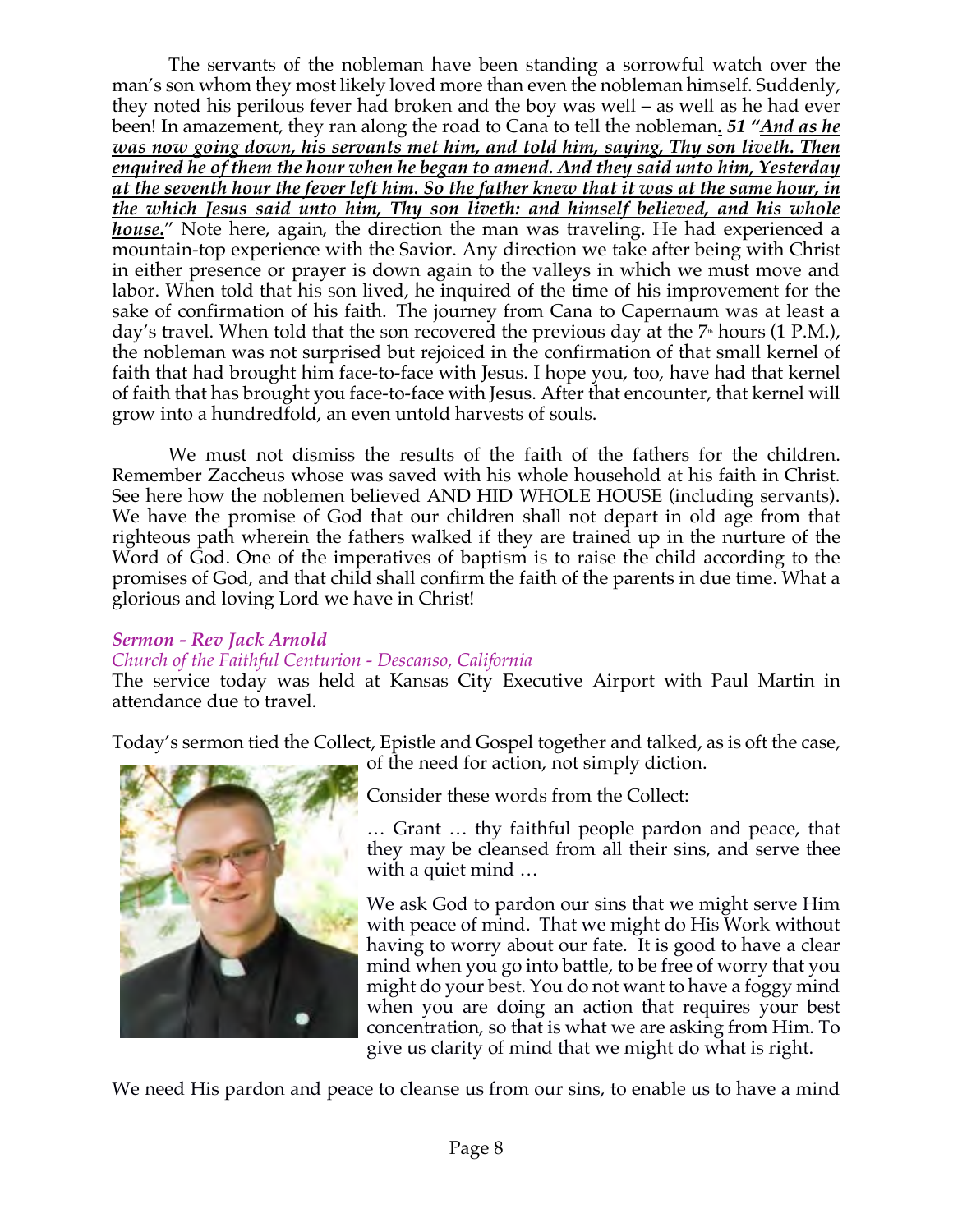The servants of the nobleman have been standing a sorrowful watch over the man's son whom they most likely loved more than even the nobleman himself. Suddenly, they noted his perilous fever had broken and the boy was well – as well as he had ever been! In amazement, they ran along the road to Cana to tell the nobleman**.** ***51 "And as he was now going down, his servants met him, and told him, saying, Thy son liveth. Then enquired he of them the hour when he began to amend. And they said unto him, Yesterday at the seventh hour the fever left him. So the father knew that it was at the same hour, in the which Jesus said unto him, Thy son liveth: and himself believed, and his whole house.***" Note here, again, the direction the man was traveling. He had experienced a mountain-top experience with the Savior. Any direction we take after being with Christ in either presence or prayer is down again to the valleys in which we must move and labor. When told that his son lived, he inquired of the time of his improvement for the sake of confirmation of his faith. The journey from Cana to Capernaum was at least a day's travel. When told that the son recovered the previous day at the 7th hours (1 P.M.), the nobleman was not surprised but rejoiced in the confirmation of that small kernel of faith that had brought him face-to-face with Jesus. I hope you, too, have had that kernel of faith that has brought you face-to-face with Jesus. After that encounter, that kernel will grow into a hundredfold, an even untold harvests of souls.

We must not dismiss the results of the faith of the fathers for the children. Remember Zaccheus whose was saved with his whole household at his faith in Christ. See here how the noblemen believed AND HID WHOLE HOUSE (including servants). We have the promise of God that our children shall not depart in old age from that righteous path wherein the fathers walked if they are trained up in the nurture of the Word of God. One of the imperatives of baptism is to raise the child according to the promises of God, and that child shall confirm the faith of the parents in due time. What a glorious and loving Lord we have in Christ!

### *Sermon - Rev Jack Arnold*

*Church of the Faithful Centurion - Descanso, California*

The service today was held at Kansas City Executive Airport with Paul Martin in attendance due to travel.

Today's sermon tied the Collect, Epistle and Gospel together and talked, as is oft the case, of the need for action, not simply diction.

Consider these words from the Collect:

… Grant … thy faithful people pardon and peace, that they may be cleansed from all their sins, and serve thee with a quiet mind …

We ask God to pardon our sins that we might serve Him with peace of mind. That we might do His Work without having to worry about our fate. It is good to have a clear mind when you go into battle, to be free of worry that you might do your best. You do not want to have a foggy mind when you are doing an action that requires your best concentration, so that is what we are asking from Him. To give us clarity of mind that we might do what is right.

We need His pardon and peace to cleanse us from our sins, to enable us to have a mind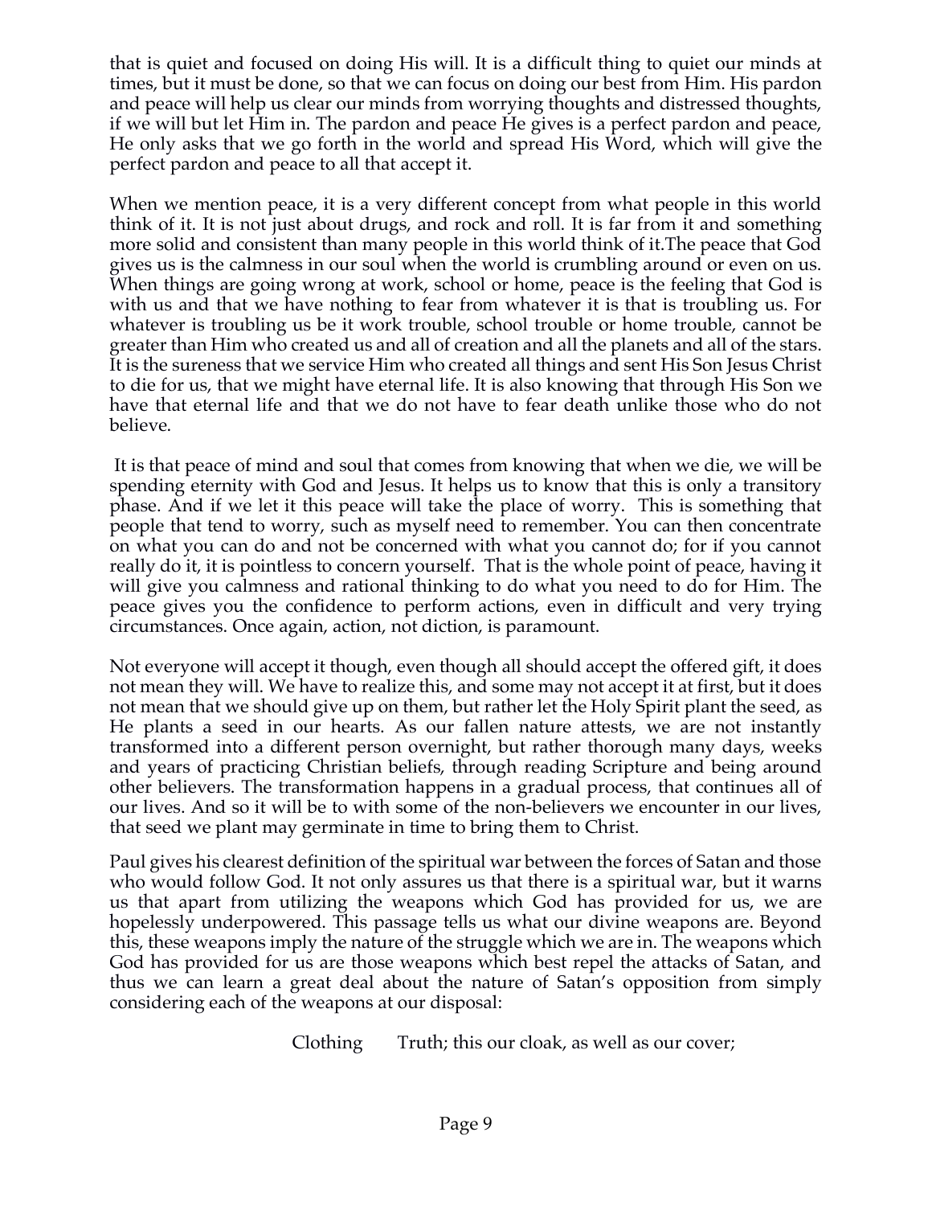that is quiet and focused on doing His will. It is a difficult thing to quiet our minds at times, but it must be done, so that we can focus on doing our best from Him. His pardon and peace will help us clear our minds from worrying thoughts and distressed thoughts, if we will but let Him in. The pardon and peace He gives is a perfect pardon and peace, He only asks that we go forth in the world and spread His Word, which will give the perfect pardon and peace to all that accept it.

When we mention peace, it is a very different concept from what people in this world think of it. It is not just about drugs, and rock and roll. It is far from it and something more solid and consistent than many people in this world think of it.The peace that God gives us is the calmness in our soul when the world is crumbling around or even on us. When things are going wrong at work, school or home, peace is the feeling that God is with us and that we have nothing to fear from whatever it is that is troubling us. For whatever is troubling us be it work trouble, school trouble or home trouble, cannot be greater than Him who created us and all of creation and all the planets and all of the stars. It is the sureness that we service Him who created all things and sent His Son Jesus Christ to die for us, that we might have eternal life. It is also knowing that through His Son we have that eternal life and that we do not have to fear death unlike those who do not believe.

It is that peace of mind and soul that comes from knowing that when we die, we will be spending eternity with God and Jesus. It helps us to know that this is only a transitory phase. And if we let it this peace will take the place of worry. This is something that people that tend to worry, such as myself need to remember. You can then concentrate on what you can do and not be concerned with what you cannot do; for if you cannot really do it, it is pointless to concern yourself. That is the whole point of peace, having it will give you calmness and rational thinking to do what you need to do for Him. The peace gives you the confidence to perform actions, even in difficult and very trying circumstances. Once again, action, not diction, is paramount.

Not everyone will accept it though, even though all should accept the offered gift, it does not mean they will. We have to realize this, and some may not accept it at first, but it does not mean that we should give up on them, but rather let the Holy Spirit plant the seed, as He plants a seed in our hearts. As our fallen nature attests, we are not instantly transformed into a different person overnight, but rather thorough many days, weeks and years of practicing Christian beliefs, through reading Scripture and being around other believers. The transformation happens in a gradual process, that continues all of our lives. And so it will be to with some of the non-believers we encounter in our lives, that seed we plant may germinate in time to bring them to Christ.

Paul gives his clearest definition of the spiritual war between the forces of Satan and those who would follow God. It not only assures us that there is a spiritual war, but it warns us that apart from utilizing the weapons which God has provided for us, we are hopelessly underpowered. This passage tells us what our divine weapons are. Beyond this, these weapons imply the nature of the struggle which we are in. The weapons which God has provided for us are those weapons which best repel the attacks of Satan, and thus we can learn a great deal about the nature of Satan's opposition from simply considering each of the weapons at our disposal:

Clothing Truth; this our cloak, as well as our cover;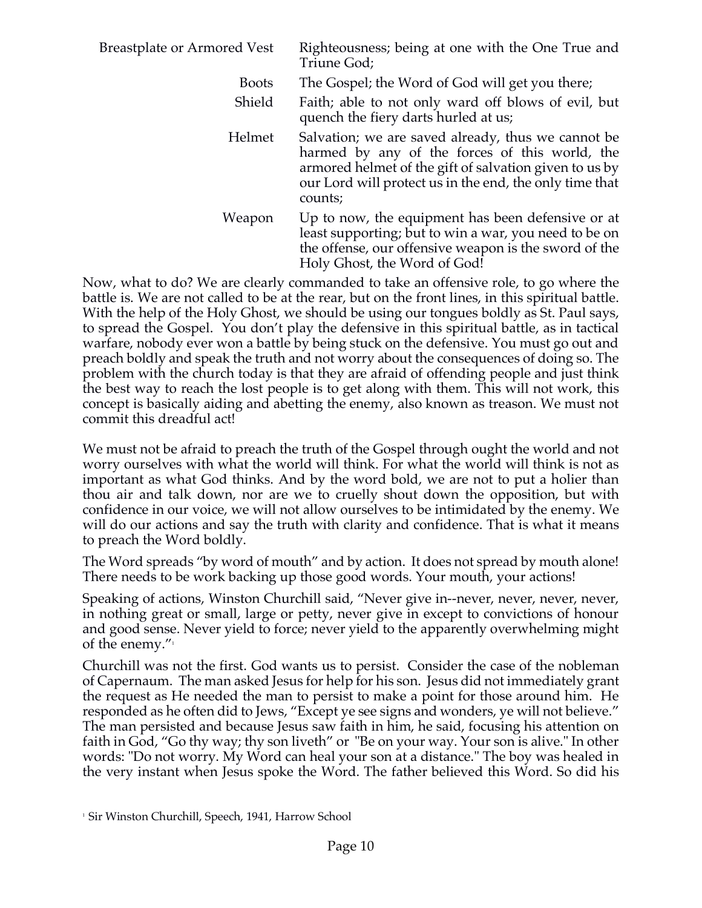| | |
|---|---|
| Breastplate or Armored Vest | Righteousness; being at one with the One True and Triune God; |
| Boots | The Gospel; the Word of God will get you there; |
| Shield | Faith; able to not only ward off blows of evil, but quench the fiery darts hurled at us; |
| Helmet | Salvation; we are saved already, thus we cannot be harmed by any of the forces of this world, the armored helmet of the gift of salvation given to us by our Lord will protect us in the end, the only time that counts; |
| Weapon | Up to now, the equipment has been defensive or at least supporting; but to win a war, you need to be on the offense, our offensive weapon is the sword of the Holy Ghost, the Word of God! |

Now, what to do? We are clearly commanded to take an offensive role, to go where the battle is. We are not called to be at the rear, but on the front lines, in this spiritual battle. With the help of the Holy Ghost, we should be using our tongues boldly as St. Paul says, to spread the Gospel. You don't play the defensive in this spiritual battle, as in tactical warfare, nobody ever won a battle by being stuck on the defensive. You must go out and preach boldly and speak the truth and not worry about the consequences of doing so. The problem with the church today is that they are afraid of offending people and just think the best way to reach the lost people is to get along with them. This will not work, this concept is basically aiding and abetting the enemy, also known as treason. We must not commit this dreadful act!

We must not be afraid to preach the truth of the Gospel through ought the world and not worry ourselves with what the world will think. For what the world will think is not as important as what God thinks. And by the word bold, we are not to put a holier than thou air and talk down, nor are we to cruelly shout down the opposition, but with confidence in our voice, we will not allow ourselves to be intimidated by the enemy. We will do our actions and say the truth with clarity and confidence. That is what it means to preach the Word boldly.

The Word spreads "by word of mouth" and by action. It does not spread by mouth alone! There needs to be work backing up those good words. Your mouth, your actions!

Speaking of actions, Winston Churchill said, "Never give in--never, never, never, never, in nothing great or small, large or petty, never give in except to convictions of honour and good sense. Never yield to force; never yield to the apparently overwhelming might of the enemy."[1]

Churchill was not the first. God wants us to persist. Consider the case of the nobleman of Capernaum. The man asked Jesus for help for his son. Jesus did not immediately grant the request as He needed the man to persist to make a point for those around him. He responded as he often did to Jews, "Except ye see signs and wonders, ye will not believe." The man persisted and because Jesus saw faith in him, he said, focusing his attention on faith in God, "Go thy way; thy son liveth" or "Be on your way. Your son is alive." In other words: "Do not worry. My Word can heal your son at a distance." The boy was healed in the very instant when Jesus spoke the Word. The father believed this Word. So did his

[1] Sir Winston Churchill, Speech, 1941, Harrow School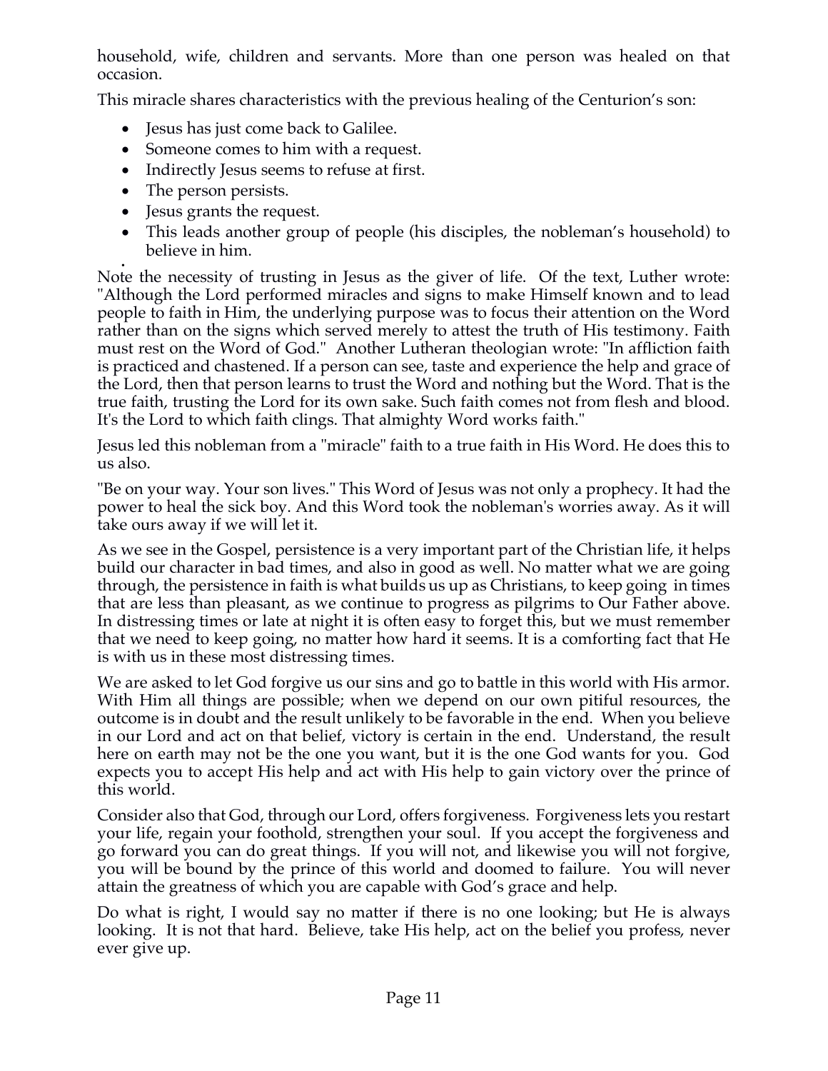household, wife, children and servants. More than one person was healed on that occasion.

This miracle shares characteristics with the previous healing of the Centurion's son:

- Jesus has just come back to Galilee.
- Someone comes to him with a request.
- Indirectly Jesus seems to refuse at first.
- The person persists.
- Jesus grants the request.
- This leads another group of people (his disciples, the nobleman's household) to believe in him.

Note the necessity of trusting in Jesus as the giver of life. Of the text, Luther wrote: "Although the Lord performed miracles and signs to make Himself known and to lead people to faith in Him, the underlying purpose was to focus their attention on the Word rather than on the signs which served merely to attest the truth of His testimony. Faith must rest on the Word of God." Another Lutheran theologian wrote: "In affliction faith is practiced and chastened. If a person can see, taste and experience the help and grace of the Lord, then that person learns to trust the Word and nothing but the Word. That is the true faith, trusting the Lord for its own sake. Such faith comes not from flesh and blood. It's the Lord to which faith clings. That almighty Word works faith."

Jesus led this nobleman from a "miracle" faith to a true faith in His Word. He does this to us also.

"Be on your way. Your son lives." This Word of Jesus was not only a prophecy. It had the power to heal the sick boy. And this Word took the nobleman's worries away. As it will take ours away if we will let it.

As we see in the Gospel, persistence is a very important part of the Christian life, it helps build our character in bad times, and also in good as well. No matter what we are going through, the persistence in faith is what builds us up as Christians, to keep going in times that are less than pleasant, as we continue to progress as pilgrims to Our Father above. In distressing times or late at night it is often easy to forget this, but we must remember that we need to keep going, no matter how hard it seems. It is a comforting fact that He is with us in these most distressing times.

We are asked to let God forgive us our sins and go to battle in this world with His armor. With Him all things are possible; when we depend on our own pitiful resources, the outcome is in doubt and the result unlikely to be favorable in the end. When you believe in our Lord and act on that belief, victory is certain in the end. Understand, the result here on earth may not be the one you want, but it is the one God wants for you. God expects you to accept His help and act with His help to gain victory over the prince of this world.

Consider also that God, through our Lord, offers forgiveness. Forgiveness lets you restart your life, regain your foothold, strengthen your soul. If you accept the forgiveness and go forward you can do great things. If you will not, and likewise you will not forgive, you will be bound by the prince of this world and doomed to failure. You will never attain the greatness of which you are capable with God's grace and help.

Do what is right, I would say no matter if there is no one looking; but He is always looking. It is not that hard. Believe, take His help, act on the belief you profess, never ever give up.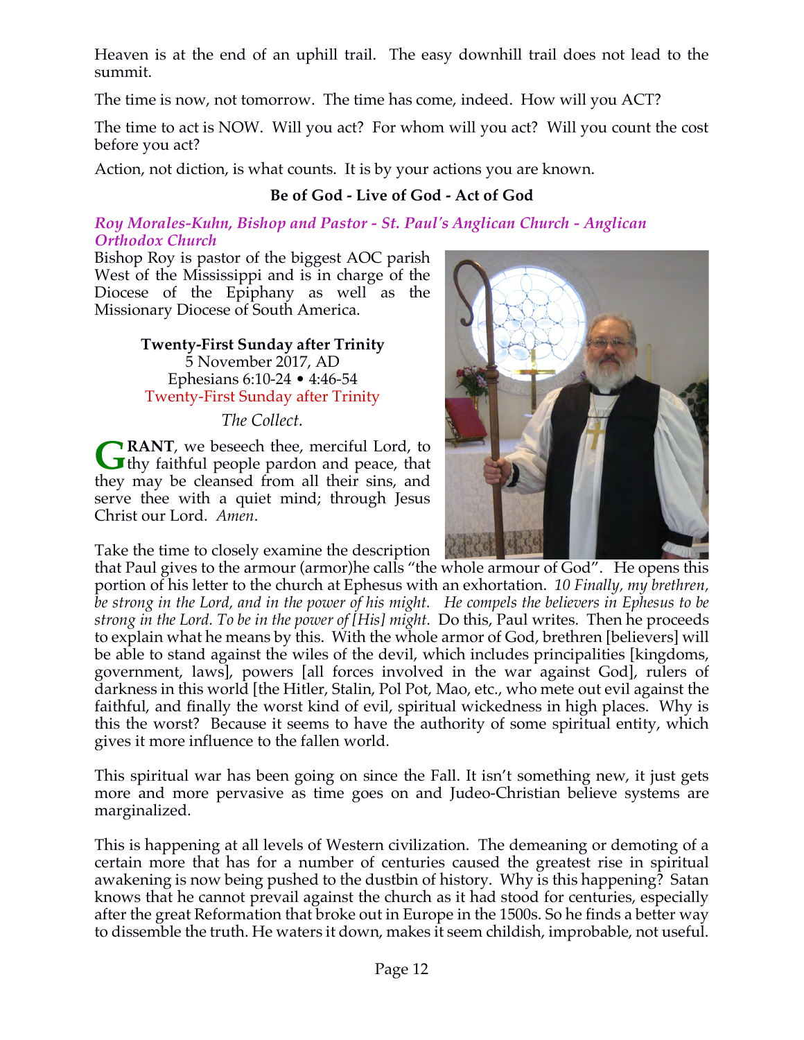Heaven is at the end of an uphill trail. The easy downhill trail does not lead to the summit.

The time is now, not tomorrow. The time has come, indeed. How will you ACT?

The time to act is NOW. Will you act? For whom will you act? Will you count the cost before you act?

Action, not diction, is what counts. It is by your actions you are known.

**Be of God - Live of God - Act of God**

### *Roy Morales-Kuhn, Bishop and Pastor - St. Paul's Anglican Church - Anglican Orthodox Church*

Bishop Roy is pastor of the biggest AOC parish West of the Mississippi and is in charge of the Diocese of the Epiphany as well as the Missionary Diocese of South America.

**Twenty-First Sunday after Trinity**
5 November 2017, AD
Ephesians 6:10-24 • 4:46-54
Twenty-First Sunday after Trinity

*The Collect.*

**GRANT**, we beseech thee, merciful Lord, to thy faithful people pardon and peace, that they may be cleansed from all their sins, and serve thee with a quiet mind; through Jesus Christ our Lord. *Amen*.

Take the time to closely examine the description that Paul gives to the armour (armor)he calls "the whole armour of God". He opens this portion of his letter to the church at Ephesus with an exhortation. *10 Finally, my brethren, be strong in the Lord, and in the power of his might. He compels the believers in Ephesus to be strong in the Lord. To be in the power of [His] might.* Do this, Paul writes. Then he proceeds to explain what he means by this. With the whole armor of God, brethren [believers] will be able to stand against the wiles of the devil, which includes principalities [kingdoms, government, laws], powers [all forces involved in the war against God], rulers of darkness in this world [the Hitler, Stalin, Pol Pot, Mao, etc., who mete out evil against the faithful, and finally the worst kind of evil, spiritual wickedness in high places. Why is this the worst? Because it seems to have the authority of some spiritual entity, which gives it more influence to the fallen world.

This spiritual war has been going on since the Fall. It isn't something new, it just gets more and more pervasive as time goes on and Judeo-Christian believe systems are marginalized.

This is happening at all levels of Western civilization. The demeaning or demoting of a certain more that has for a number of centuries caused the greatest rise in spiritual awakening is now being pushed to the dustbin of history. Why is this happening? Satan knows that he cannot prevail against the church as it had stood for centuries, especially after the great Reformation that broke out in Europe in the 1500s. So he finds a better way to dissemble the truth. He waters it down, makes it seem childish, improbable, not useful.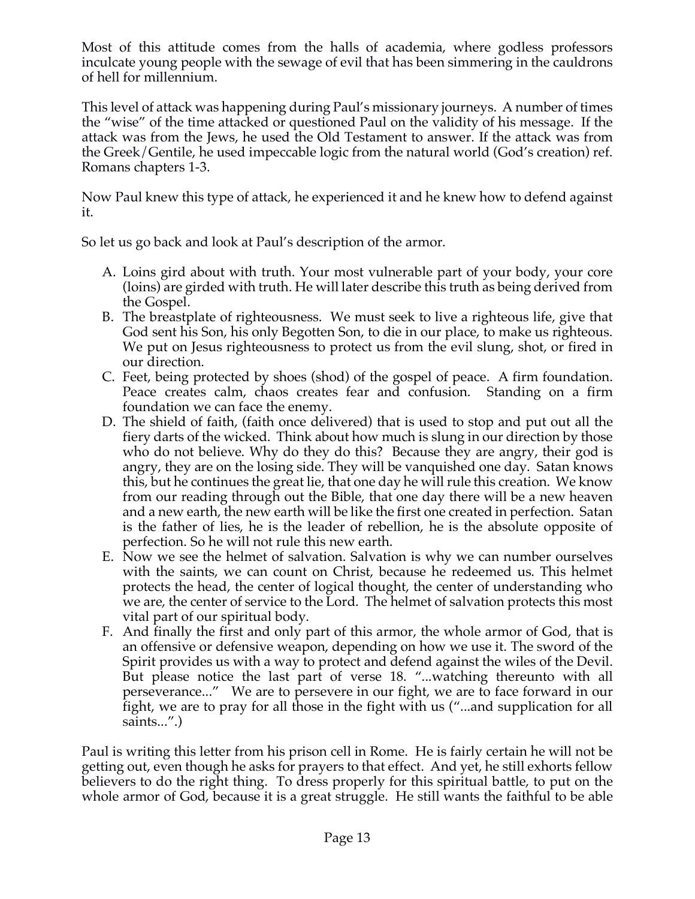Most of this attitude comes from the halls of academia, where godless professors inculcate young people with the sewage of evil that has been simmering in the cauldrons of hell for millennium.

This level of attack was happening during Paul's missionary journeys. A number of times the "wise" of the time attacked or questioned Paul on the validity of his message. If the attack was from the Jews, he used the Old Testament to answer. If the attack was from the Greek/Gentile, he used impeccable logic from the natural world (God's creation) ref. Romans chapters 1-3.

Now Paul knew this type of attack, he experienced it and he knew how to defend against it.

So let us go back and look at Paul's description of the armor.

A. Loins gird about with truth. Your most vulnerable part of your body, your core (loins) are girded with truth. He will later describe this truth as being derived from the Gospel.
B. The breastplate of righteousness. We must seek to live a righteous life, give that God sent his Son, his only Begotten Son, to die in our place, to make us righteous. We put on Jesus righteousness to protect us from the evil slung, shot, or fired in our direction.
C. Feet, being protected by shoes (shod) of the gospel of peace. A firm foundation. Peace creates calm, chaos creates fear and confusion. Standing on a firm foundation we can face the enemy.
D. The shield of faith, (faith once delivered) that is used to stop and put out all the fiery darts of the wicked. Think about how much is slung in our direction by those who do not believe. Why do they do this? Because they are angry, their god is angry, they are on the losing side. They will be vanquished one day. Satan knows this, but he continues the great lie, that one day he will rule this creation. We know from our reading through out the Bible, that one day there will be a new heaven and a new earth, the new earth will be like the first one created in perfection. Satan is the father of lies, he is the leader of rebellion, he is the absolute opposite of perfection. So he will not rule this new earth.
E. Now we see the helmet of salvation. Salvation is why we can number ourselves with the saints, we can count on Christ, because he redeemed us. This helmet protects the head, the center of logical thought, the center of understanding who we are, the center of service to the Lord. The helmet of salvation protects this most vital part of our spiritual body.
F. And finally the first and only part of this armor, the whole armor of God, that is an offensive or defensive weapon, depending on how we use it. The sword of the Spirit provides us with a way to protect and defend against the wiles of the Devil. But please notice the last part of verse 18. "...watching thereunto with all perseverance..." We are to persevere in our fight, we are to face forward in our fight, we are to pray for all those in the fight with us ("...and supplication for all saints...".)

Paul is writing this letter from his prison cell in Rome. He is fairly certain he will not be getting out, even though he asks for prayers to that effect. And yet, he still exhorts fellow believers to do the right thing. To dress properly for this spiritual battle, to put on the whole armor of God, because it is a great struggle. He still wants the faithful to be able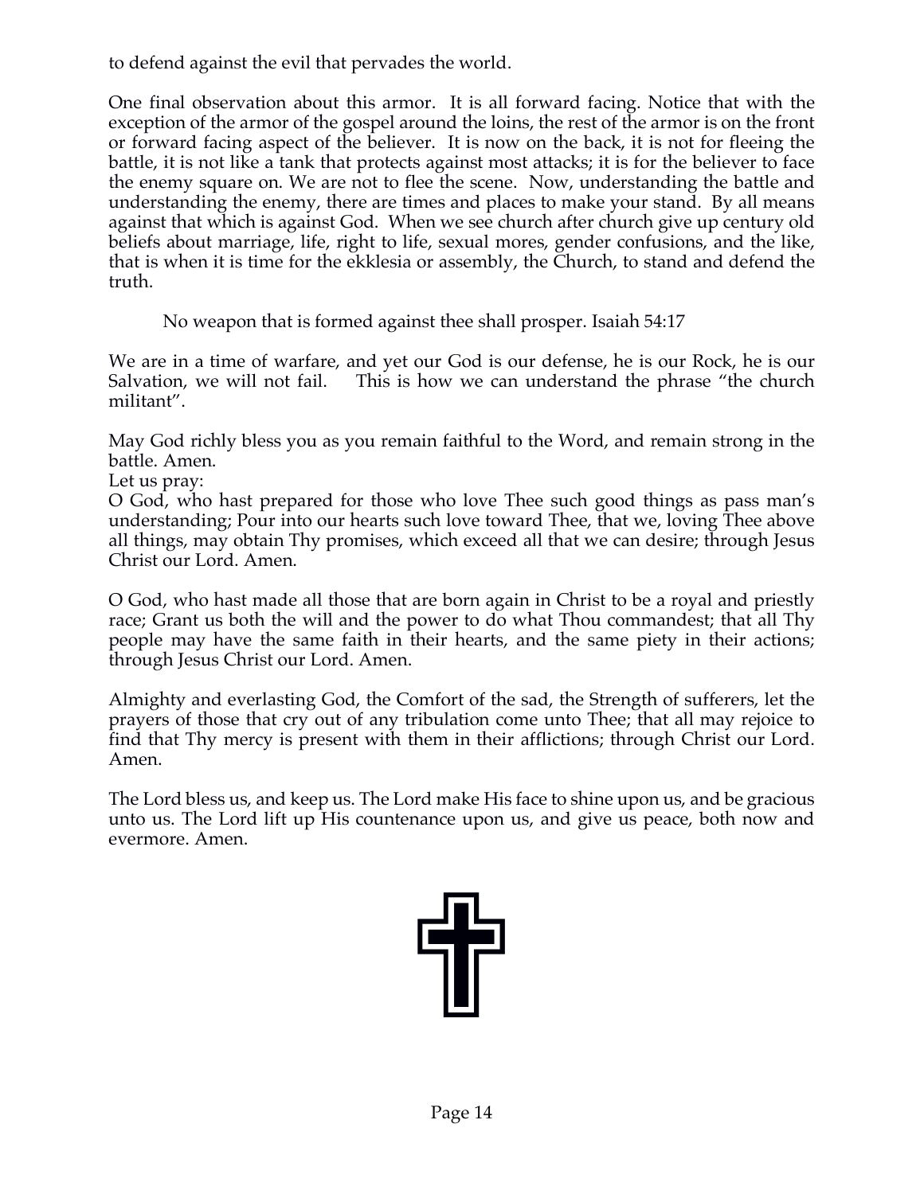to defend against the evil that pervades the world.

One final observation about this armor. It is all forward facing. Notice that with the exception of the armor of the gospel around the loins, the rest of the armor is on the front or forward facing aspect of the believer. It is now on the back, it is not for fleeing the battle, it is not like a tank that protects against most attacks; it is for the believer to face the enemy square on. We are not to flee the scene. Now, understanding the battle and understanding the enemy, there are times and places to make your stand. By all means against that which is against God. When we see church after church give up century old beliefs about marriage, life, right to life, sexual mores, gender confusions, and the like, that is when it is time for the ekklesia or assembly, the Church, to stand and defend the truth.

> No weapon that is formed against thee shall prosper. Isaiah 54:17

We are in a time of warfare, and yet our God is our defense, he is our Rock, he is our Salvation, we will not fail. This is how we can understand the phrase "the church militant".

May God richly bless you as you remain faithful to the Word, and remain strong in the battle. Amen.

Let us pray:

O God, who hast prepared for those who love Thee such good things as pass man's understanding; Pour into our hearts such love toward Thee, that we, loving Thee above all things, may obtain Thy promises, which exceed all that we can desire; through Jesus Christ our Lord. Amen.

O God, who hast made all those that are born again in Christ to be a royal and priestly race; Grant us both the will and the power to do what Thou commandest; that all Thy people may have the same faith in their hearts, and the same piety in their actions; through Jesus Christ our Lord. Amen.

Almighty and everlasting God, the Comfort of the sad, the Strength of sufferers, let the prayers of those that cry out of any tribulation come unto Thee; that all may rejoice to find that Thy mercy is present with them in their afflictions; through Christ our Lord. Amen.

The Lord bless us, and keep us. The Lord make His face to shine upon us, and be gracious unto us. The Lord lift up His countenance upon us, and give us peace, both now and evermore. Amen.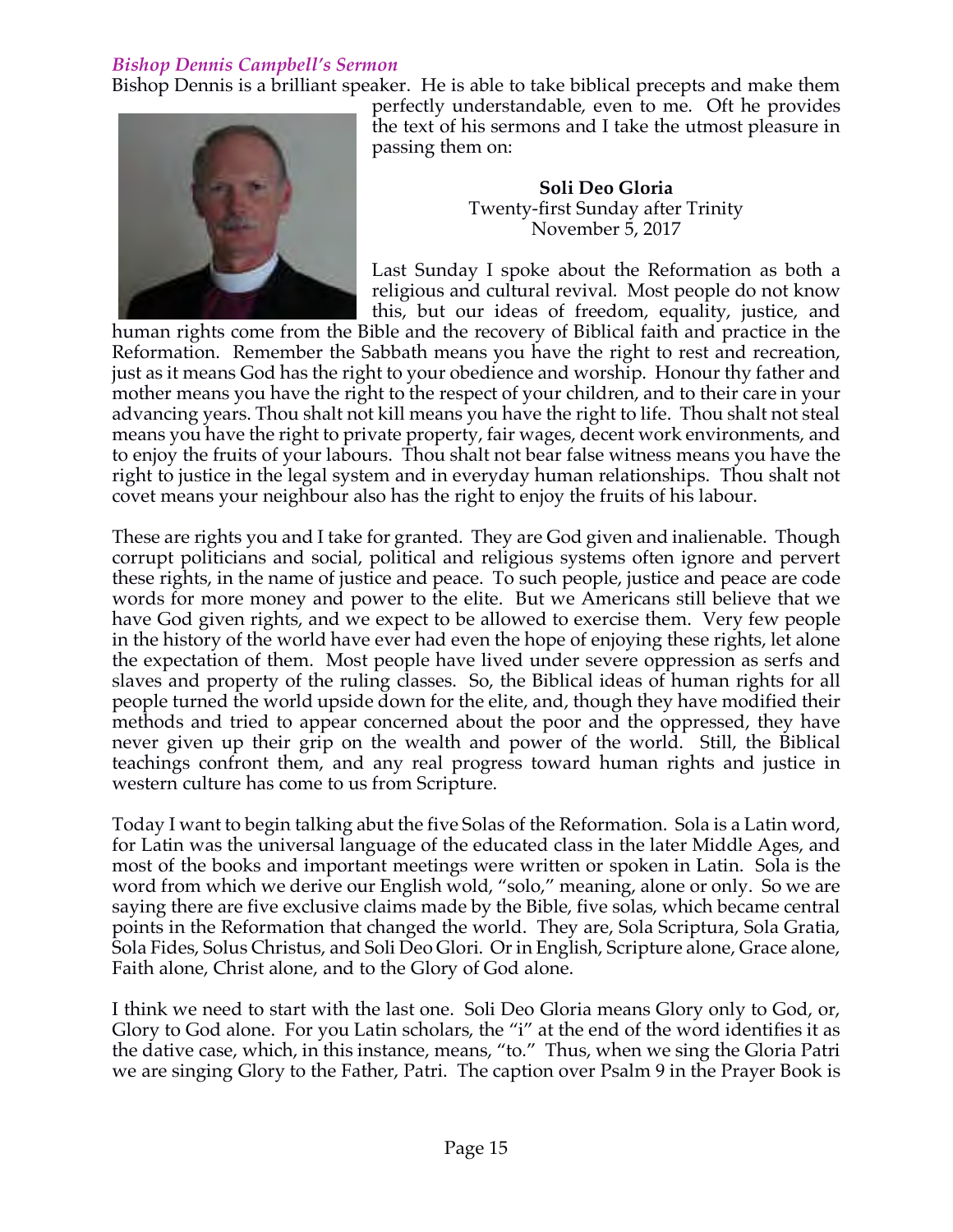### *Bishop Dennis Campbell's Sermon*

Bishop Dennis is a brilliant speaker. He is able to take biblical precepts and make them perfectly understandable, even to me. Oft he provides the text of his sermons and I take the utmost pleasure in passing them on:

**Soli Deo Gloria**
Twenty-first Sunday after Trinity
November 5, 2017

Last Sunday I spoke about the Reformation as both a religious and cultural revival. Most people do not know this, but our ideas of freedom, equality, justice, and human rights come from the Bible and the recovery of Biblical faith and practice in the Reformation. Remember the Sabbath means you have the right to rest and recreation, just as it means God has the right to your obedience and worship. Honour thy father and mother means you have the right to the respect of your children, and to their care in your advancing years. Thou shalt not kill means you have the right to life. Thou shalt not steal means you have the right to private property, fair wages, decent work environments, and to enjoy the fruits of your labours. Thou shalt not bear false witness means you have the right to justice in the legal system and in everyday human relationships. Thou shalt not covet means your neighbour also has the right to enjoy the fruits of his labour.

These are rights you and I take for granted. They are God given and inalienable. Though corrupt politicians and social, political and religious systems often ignore and pervert these rights, in the name of justice and peace. To such people, justice and peace are code words for more money and power to the elite. But we Americans still believe that we have God given rights, and we expect to be allowed to exercise them. Very few people in the history of the world have ever had even the hope of enjoying these rights, let alone the expectation of them. Most people have lived under severe oppression as serfs and slaves and property of the ruling classes. So, the Biblical ideas of human rights for all people turned the world upside down for the elite, and, though they have modified their methods and tried to appear concerned about the poor and the oppressed, they have never given up their grip on the wealth and power of the world. Still, the Biblical teachings confront them, and any real progress toward human rights and justice in western culture has come to us from Scripture.

Today I want to begin talking abut the five Solas of the Reformation. Sola is a Latin word, for Latin was the universal language of the educated class in the later Middle Ages, and most of the books and important meetings were written or spoken in Latin. Sola is the word from which we derive our English wold, "solo," meaning, alone or only. So we are saying there are five exclusive claims made by the Bible, five solas, which became central points in the Reformation that changed the world. They are, Sola Scriptura, Sola Gratia, Sola Fides, Solus Christus, and Soli Deo Glori. Or in English, Scripture alone, Grace alone, Faith alone, Christ alone, and to the Glory of God alone.

I think we need to start with the last one. Soli Deo Gloria means Glory only to God, or, Glory to God alone. For you Latin scholars, the "i" at the end of the word identifies it as the dative case, which, in this instance, means, "to." Thus, when we sing the Gloria Patri we are singing Glory to the Father, Patri. The caption over Psalm 9 in the Prayer Book is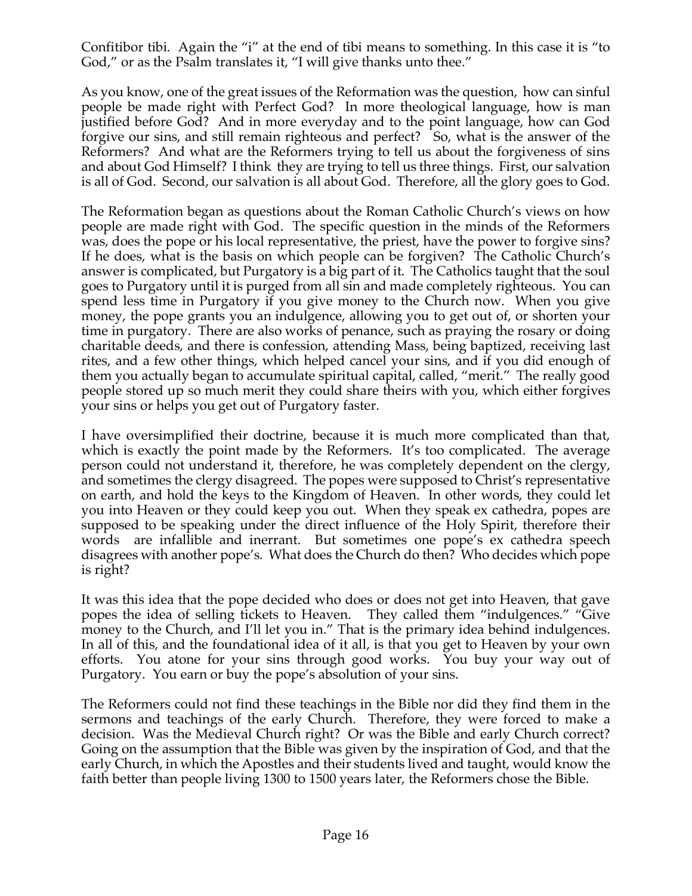Confitibor tibi. Again the "i" at the end of tibi means to something. In this case it is "to God," or as the Psalm translates it, "I will give thanks unto thee."

As you know, one of the great issues of the Reformation was the question, how can sinful people be made right with Perfect God? In more theological language, how is man justified before God? And in more everyday and to the point language, how can God forgive our sins, and still remain righteous and perfect? So, what is the answer of the Reformers? And what are the Reformers trying to tell us about the forgiveness of sins and about God Himself? I think they are trying to tell us three things. First, our salvation is all of God. Second, our salvation is all about God. Therefore, all the glory goes to God.

The Reformation began as questions about the Roman Catholic Church's views on how people are made right with God. The specific question in the minds of the Reformers was, does the pope or his local representative, the priest, have the power to forgive sins? If he does, what is the basis on which people can be forgiven? The Catholic Church's answer is complicated, but Purgatory is a big part of it. The Catholics taught that the soul goes to Purgatory until it is purged from all sin and made completely righteous. You can spend less time in Purgatory if you give money to the Church now. When you give money, the pope grants you an indulgence, allowing you to get out of, or shorten your time in purgatory. There are also works of penance, such as praying the rosary or doing charitable deeds, and there is confession, attending Mass, being baptized, receiving last rites, and a few other things, which helped cancel your sins, and if you did enough of them you actually began to accumulate spiritual capital, called, "merit." The really good people stored up so much merit they could share theirs with you, which either forgives your sins or helps you get out of Purgatory faster.

I have oversimplified their doctrine, because it is much more complicated than that, which is exactly the point made by the Reformers. It's too complicated. The average person could not understand it, therefore, he was completely dependent on the clergy, and sometimes the clergy disagreed. The popes were supposed to Christ's representative on earth, and hold the keys to the Kingdom of Heaven. In other words, they could let you into Heaven or they could keep you out. When they speak ex cathedra, popes are supposed to be speaking under the direct influence of the Holy Spirit, therefore their words are infallible and inerrant. But sometimes one pope's ex cathedra speech disagrees with another pope's. What does the Church do then? Who decides which pope is right?

It was this idea that the pope decided who does or does not get into Heaven, that gave popes the idea of selling tickets to Heaven. They called them "indulgences." "Give money to the Church, and I'll let you in." That is the primary idea behind indulgences. In all of this, and the foundational idea of it all, is that you get to Heaven by your own efforts. You atone for your sins through good works. You buy your way out of Purgatory. You earn or buy the pope's absolution of your sins.

The Reformers could not find these teachings in the Bible nor did they find them in the sermons and teachings of the early Church. Therefore, they were forced to make a decision. Was the Medieval Church right? Or was the Bible and early Church correct? Going on the assumption that the Bible was given by the inspiration of God, and that the early Church, in which the Apostles and their students lived and taught, would know the faith better than people living 1300 to 1500 years later, the Reformers chose the Bible.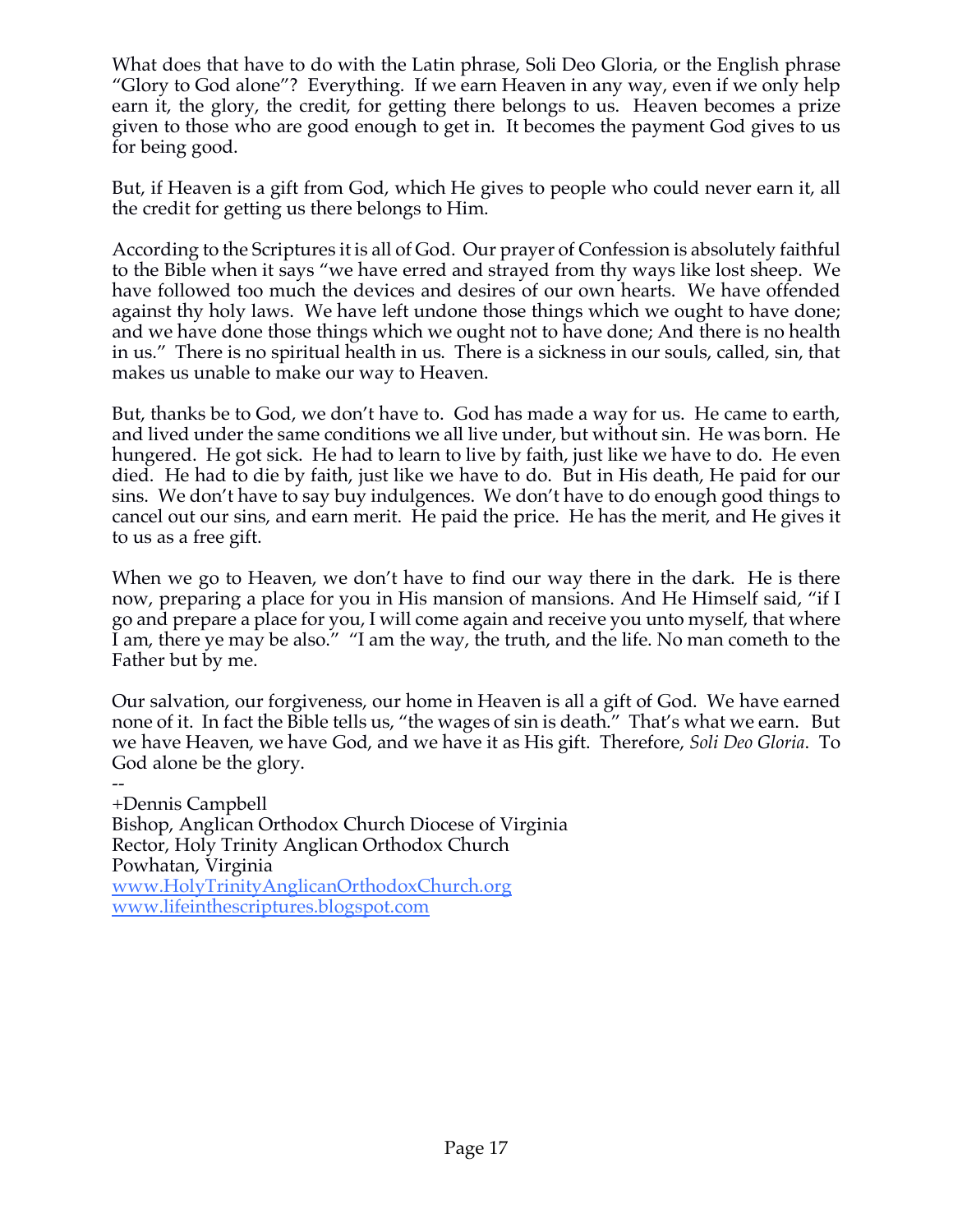What does that have to do with the Latin phrase, Soli Deo Gloria, or the English phrase "Glory to God alone"? Everything. If we earn Heaven in any way, even if we only help earn it, the glory, the credit, for getting there belongs to us. Heaven becomes a prize given to those who are good enough to get in. It becomes the payment God gives to us for being good.

But, if Heaven is a gift from God, which He gives to people who could never earn it, all the credit for getting us there belongs to Him.

According to the Scriptures it is all of God. Our prayer of Confession is absolutely faithful to the Bible when it says "we have erred and strayed from thy ways like lost sheep. We have followed too much the devices and desires of our own hearts. We have offended against thy holy laws. We have left undone those things which we ought to have done; and we have done those things which we ought not to have done; And there is no health in us." There is no spiritual health in us. There is a sickness in our souls, called, sin, that makes us unable to make our way to Heaven.

But, thanks be to God, we don't have to. God has made a way for us. He came to earth, and lived under the same conditions we all live under, but without sin. He was born. He hungered. He got sick. He had to learn to live by faith, just like we have to do. He even died. He had to die by faith, just like we have to do. But in His death, He paid for our sins. We don't have to say buy indulgences. We don't have to do enough good things to cancel out our sins, and earn merit. He paid the price. He has the merit, and He gives it to us as a free gift.

When we go to Heaven, we don't have to find our way there in the dark. He is there now, preparing a place for you in His mansion of mansions. And He Himself said, "if I go and prepare a place for you, I will come again and receive you unto myself, that where I am, there ye may be also." "I am the way, the truth, and the life. No man cometh to the Father but by me.

Our salvation, our forgiveness, our home in Heaven is all a gift of God. We have earned none of it. In fact the Bible tells us, "the wages of sin is death." That's what we earn. But we have Heaven, we have God, and we have it as His gift. Therefore, *Soli Deo Gloria*. To God alone be the glory.

--

+Dennis Campbell
Bishop, Anglican Orthodox Church Diocese of Virginia
Rector, Holy Trinity Anglican Orthodox Church
Powhatan, Virginia
www.HolyTrinityAnglicanOrthodoxChurch.org
www.lifeinthescriptures.blogspot.com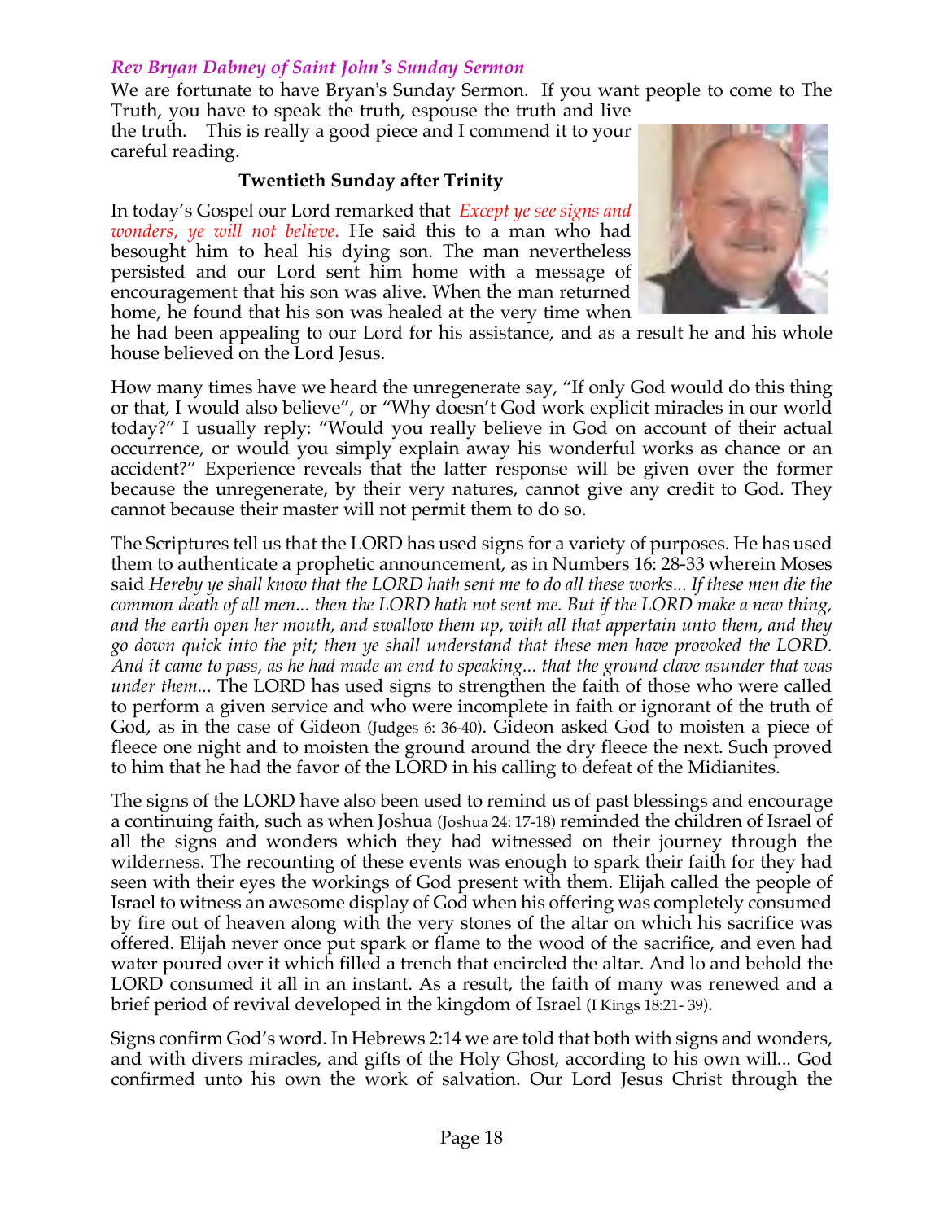*Rev Bryan Dabney of Saint John's Sunday Sermon*

We are fortunate to have Bryan's Sunday Sermon. If you want people to come to The Truth, you have to speak the truth, espouse the truth and live the truth. This is really a good piece and I commend it to your careful reading.

**Twentieth Sunday after Trinity**

In today's Gospel our Lord remarked that *Except ye see signs and wonders, ye will not believe.* He said this to a man who had besought him to heal his dying son. The man nevertheless persisted and our Lord sent him home with a message of encouragement that his son was alive. When the man returned home, he found that his son was healed at the very time when he had been appealing to our Lord for his assistance, and as a result he and his whole house believed on the Lord Jesus.

How many times have we heard the unregenerate say, "If only God would do this thing or that, I would also believe", or "Why doesn't God work explicit miracles in our world today?" I usually reply: "Would you really believe in God on account of their actual occurrence, or would you simply explain away his wonderful works as chance or an accident?" Experience reveals that the latter response will be given over the former because the unregenerate, by their very natures, cannot give any credit to God. They cannot because their master will not permit them to do so.

The Scriptures tell us that the LORD has used signs for a variety of purposes. He has used them to authenticate a prophetic announcement, as in Numbers 16: 28-33 wherein Moses said *Hereby ye shall know that the LORD hath sent me to do all these works... If these men die the common death of all men... then the LORD hath not sent me. But if the LORD make a new thing, and the earth open her mouth, and swallow them up, with all that appertain unto them, and they go down quick into the pit; then ye shall understand that these men have provoked the LORD. And it came to pass, as he had made an end to speaking... that the ground clave asunder that was under them...* The LORD has used signs to strengthen the faith of those who were called to perform a given service and who were incomplete in faith or ignorant of the truth of God, as in the case of Gideon (Judges 6: 36-40). Gideon asked God to moisten a piece of fleece one night and to moisten the ground around the dry fleece the next. Such proved to him that he had the favor of the LORD in his calling to defeat of the Midianites.

The signs of the LORD have also been used to remind us of past blessings and encourage a continuing faith, such as when Joshua (Joshua 24: 17-18) reminded the children of Israel of all the signs and wonders which they had witnessed on their journey through the wilderness. The recounting of these events was enough to spark their faith for they had seen with their eyes the workings of God present with them. Elijah called the people of Israel to witness an awesome display of God when his offering was completely consumed by fire out of heaven along with the very stones of the altar on which his sacrifice was offered. Elijah never once put spark or flame to the wood of the sacrifice, and even had water poured over it which filled a trench that encircled the altar. And lo and behold the LORD consumed it all in an instant. As a result, the faith of many was renewed and a brief period of revival developed in the kingdom of Israel (I Kings 18:21- 39).

Signs confirm God's word. In Hebrews 2:14 we are told that both with signs and wonders, and with divers miracles, and gifts of the Holy Ghost, according to his own will... God confirmed unto his own the work of salvation. Our Lord Jesus Christ through the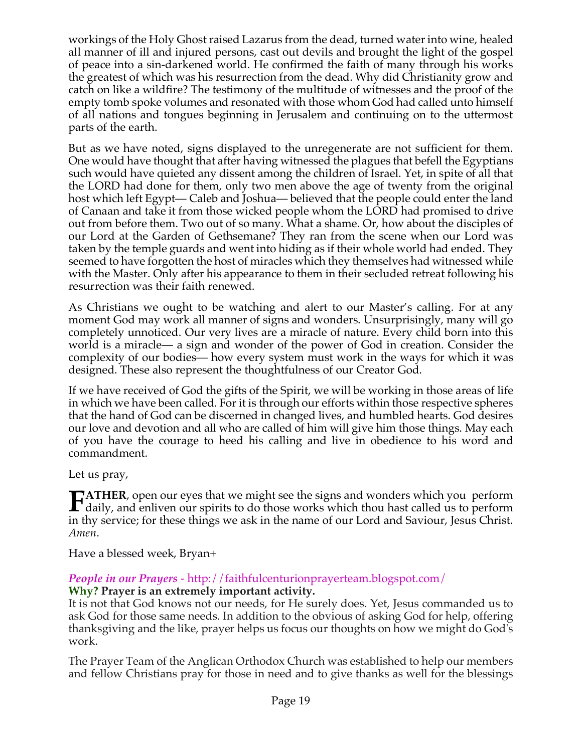workings of the Holy Ghost raised Lazarus from the dead, turned water into wine, healed all manner of ill and injured persons, cast out devils and brought the light of the gospel of peace into a sin-darkened world. He confirmed the faith of many through his works the greatest of which was his resurrection from the dead. Why did Christianity grow and catch on like a wildfire? The testimony of the multitude of witnesses and the proof of the empty tomb spoke volumes and resonated with those whom God had called unto himself of all nations and tongues beginning in Jerusalem and continuing on to the uttermost parts of the earth.

But as we have noted, signs displayed to the unregenerate are not sufficient for them. One would have thought that after having witnessed the plagues that befell the Egyptians such would have quieted any dissent among the children of Israel. Yet, in spite of all that the LORD had done for them, only two men above the age of twenty from the original host which left Egypt— Caleb and Joshua— believed that the people could enter the land of Canaan and take it from those wicked people whom the LORD had promised to drive out from before them. Two out of so many. What a shame. Or, how about the disciples of our Lord at the Garden of Gethsemane? They ran from the scene when our Lord was taken by the temple guards and went into hiding as if their whole world had ended. They seemed to have forgotten the host of miracles which they themselves had witnessed while with the Master. Only after his appearance to them in their secluded retreat following his resurrection was their faith renewed.

As Christians we ought to be watching and alert to our Master's calling. For at any moment God may work all manner of signs and wonders. Unsurprisingly, many will go completely unnoticed. Our very lives are a miracle of nature. Every child born into this world is a miracle— a sign and wonder of the power of God in creation. Consider the complexity of our bodies— how every system must work in the ways for which it was designed. These also represent the thoughtfulness of our Creator God.

If we have received of God the gifts of the Spirit, we will be working in those areas of life in which we have been called. For it is through our efforts within those respective spheres that the hand of God can be discerned in changed lives, and humbled hearts. God desires our love and devotion and all who are called of him will give him those things. May each of you have the courage to heed his calling and live in obedience to his word and commandment.

Let us pray,

**FATHER**, open our eyes that we might see the signs and wonders which you perform daily, and enliven our spirits to do those works which thou hast called us to perform in thy service; for these things we ask in the name of our Lord and Saviour, Jesus Christ. *Amen*.

Have a blessed week, Bryan+

***People in our Prayers*** - http://faithfulcenturionprayerteam.blogspot.com/

**Why? Prayer is an extremely important activity.**

It is not that God knows not our needs, for He surely does. Yet, Jesus commanded us to ask God for those same needs. In addition to the obvious of asking God for help, offering thanksgiving and the like, prayer helps us focus our thoughts on how we might do God's work.

The Prayer Team of the Anglican Orthodox Church was established to help our members and fellow Christians pray for those in need and to give thanks as well for the blessings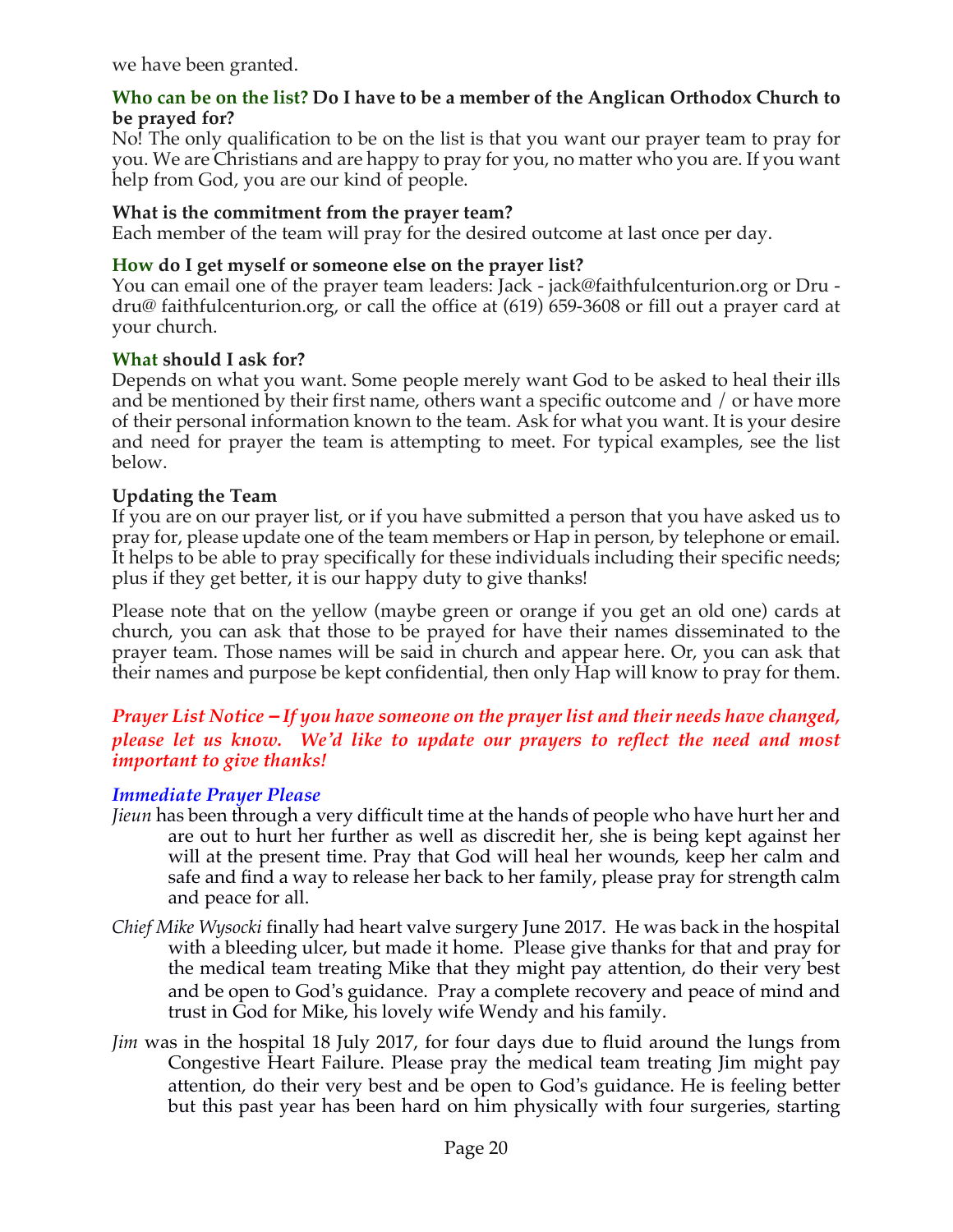we have been granted.

**Who can be on the list? Do I have to be a member of the Anglican Orthodox Church to be prayed for?**
No! The only qualification to be on the list is that you want our prayer team to pray for you. We are Christians and are happy to pray for you, no matter who you are. If you want help from God, you are our kind of people.

**What is the commitment from the prayer team?**
Each member of the team will pray for the desired outcome at last once per day.

**How do I get myself or someone else on the prayer list?**
You can email one of the prayer team leaders: Jack - jack@faithfulcenturion.org or Dru - dru@ faithfulcenturion.org, or call the office at (619) 659-3608 or fill out a prayer card at your church.

**What should I ask for?**
Depends on what you want. Some people merely want God to be asked to heal their ills and be mentioned by their first name, others want a specific outcome and / or have more of their personal information known to the team. Ask for what you want. It is your desire and need for prayer the team is attempting to meet. For typical examples, see the list below.

**Updating the Team**
If you are on our prayer list, or if you have submitted a person that you have asked us to pray for, please update one of the team members or Hap in person, by telephone or email. It helps to be able to pray specifically for these individuals including their specific needs; plus if they get better, it is our happy duty to give thanks!

Please note that on the yellow (maybe green or orange if you get an old one) cards at church, you can ask that those to be prayed for have their names disseminated to the prayer team. Those names will be said in church and appear here. Or, you can ask that their names and purpose be kept confidential, then only Hap will know to pray for them.

***Prayer List Notice – If you have someone on the prayer list and their needs have changed, please let us know. We'd like to update our prayers to reflect the need and most important to give thanks!***

***Immediate Prayer Please***

*Jieun* has been through a very difficult time at the hands of people who have hurt her and are out to hurt her further as well as discredit her, she is being kept against her will at the present time. Pray that God will heal her wounds, keep her calm and safe and find a way to release her back to her family, please pray for strength calm and peace for all.

*Chief Mike Wysocki* finally had heart valve surgery June 2017. He was back in the hospital with a bleeding ulcer, but made it home. Please give thanks for that and pray for the medical team treating Mike that they might pay attention, do their very best and be open to God's guidance. Pray a complete recovery and peace of mind and trust in God for Mike, his lovely wife Wendy and his family.

*Jim* was in the hospital 18 July 2017, for four days due to fluid around the lungs from Congestive Heart Failure. Please pray the medical team treating Jim might pay attention, do their very best and be open to God's guidance. He is feeling better but this past year has been hard on him physically with four surgeries, starting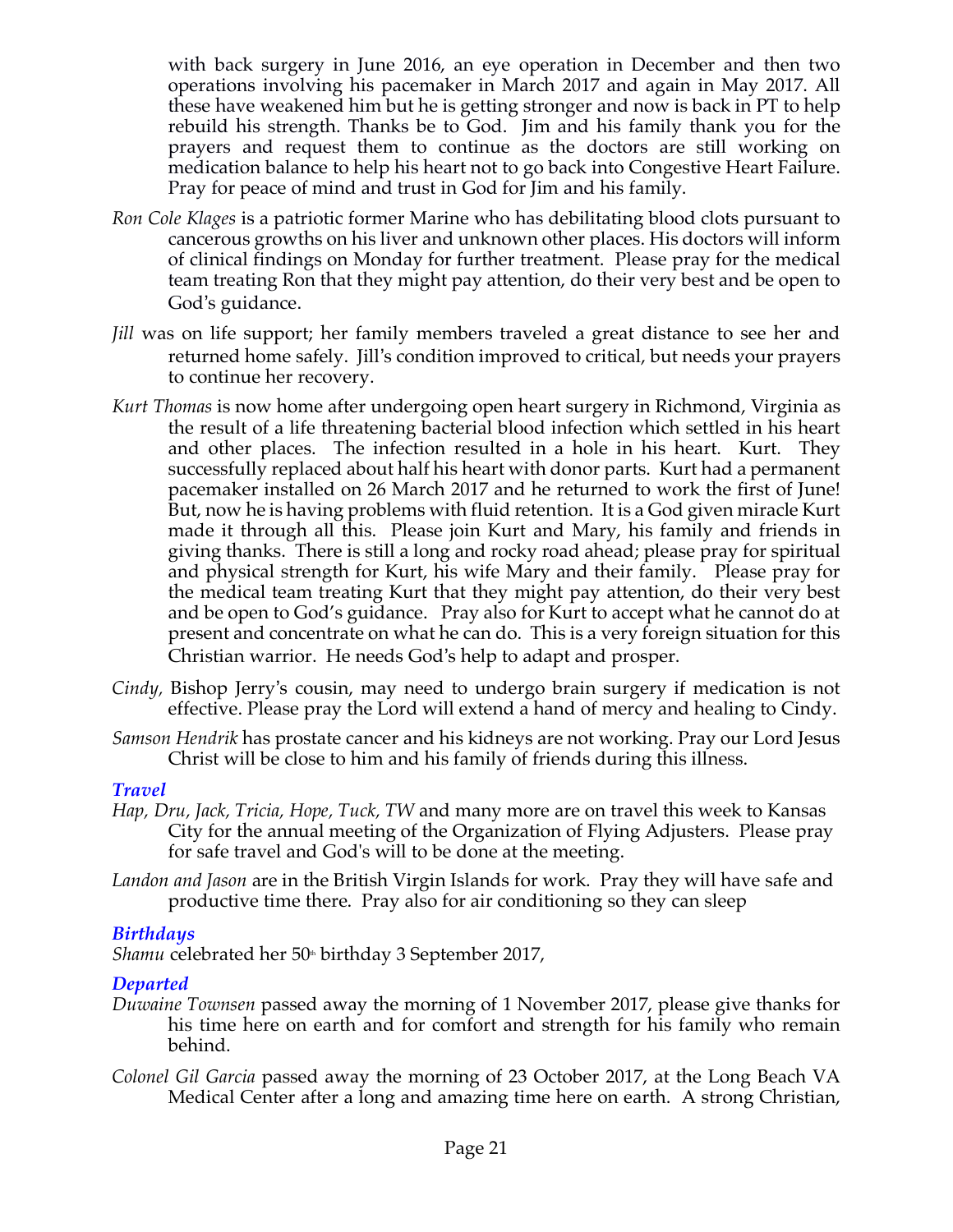with back surgery in June 2016, an eye operation in December and then two operations involving his pacemaker in March 2017 and again in May 2017. All these have weakened him but he is getting stronger and now is back in PT to help rebuild his strength. Thanks be to God. Jim and his family thank you for the prayers and request them to continue as the doctors are still working on medication balance to help his heart not to go back into Congestive Heart Failure. Pray for peace of mind and trust in God for Jim and his family.

*Ron Cole Klages* is a patriotic former Marine who has debilitating blood clots pursuant to cancerous growths on his liver and unknown other places. His doctors will inform of clinical findings on Monday for further treatment. Please pray for the medical team treating Ron that they might pay attention, do their very best and be open to God's guidance.

*Jill* was on life support; her family members traveled a great distance to see her and returned home safely. Jill's condition improved to critical, but needs your prayers to continue her recovery.

*Kurt Thomas* is now home after undergoing open heart surgery in Richmond, Virginia as the result of a life threatening bacterial blood infection which settled in his heart and other places. The infection resulted in a hole in his heart. Kurt. They successfully replaced about half his heart with donor parts. Kurt had a permanent pacemaker installed on 26 March 2017 and he returned to work the first of June! But, now he is having problems with fluid retention. It is a God given miracle Kurt made it through all this. Please join Kurt and Mary, his family and friends in giving thanks. There is still a long and rocky road ahead; please pray for spiritual and physical strength for Kurt, his wife Mary and their family. Please pray for the medical team treating Kurt that they might pay attention, do their very best and be open to God's guidance. Pray also for Kurt to accept what he cannot do at present and concentrate on what he can do. This is a very foreign situation for this Christian warrior. He needs God's help to adapt and prosper.

*Cindy,* Bishop Jerry's cousin, may need to undergo brain surgery if medication is not effective. Please pray the Lord will extend a hand of mercy and healing to Cindy.

*Samson Hendrik* has prostate cancer and his kidneys are not working. Pray our Lord Jesus Christ will be close to him and his family of friends during this illness.

### *Travel*

*Hap, Dru, Jack, Tricia, Hope, Tuck, TW* and many more are on travel this week to Kansas City for the annual meeting of the Organization of Flying Adjusters. Please pray for safe travel and God's will to be done at the meeting.

*Landon and Jason* are in the British Virgin Islands for work. Pray they will have safe and productive time there. Pray also for air conditioning so they can sleep

### *Birthdays*

*Shamu* celebrated her 50th birthday 3 September 2017,

### *Departed*

*Duwaine Townsen* passed away the morning of 1 November 2017, please give thanks for his time here on earth and for comfort and strength for his family who remain behind.

*Colonel Gil Garcia* passed away the morning of 23 October 2017, at the Long Beach VA Medical Center after a long and amazing time here on earth. A strong Christian,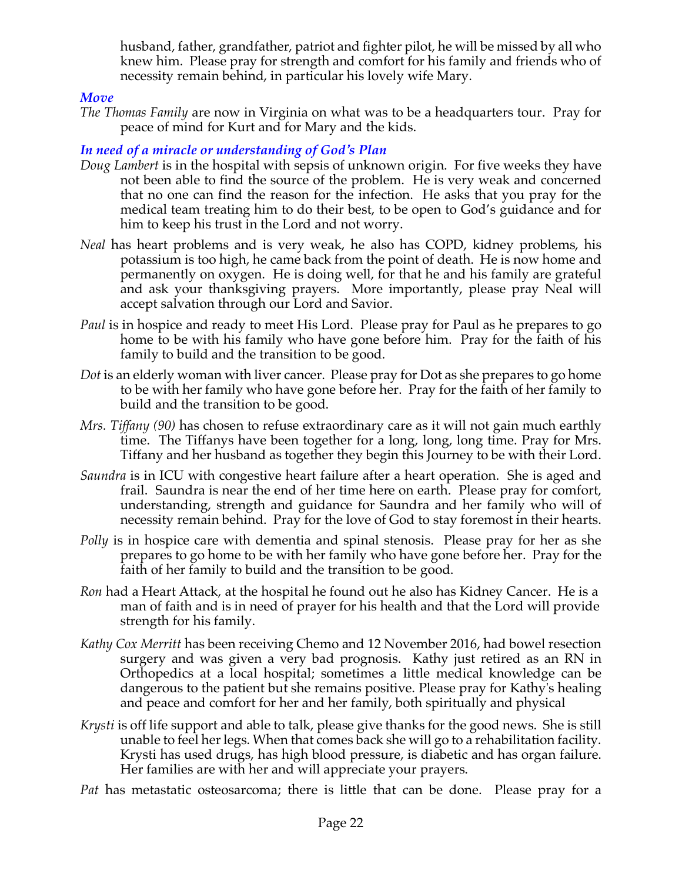husband, father, grandfather, patriot and fighter pilot, he will be missed by all who knew him. Please pray for strength and comfort for his family and friends who of necessity remain behind, in particular his lovely wife Mary.

### *Move*

*The Thomas Family* are now in Virginia on what was to be a headquarters tour. Pray for peace of mind for Kurt and for Mary and the kids.

### *In need of a miracle or understanding of God's Plan*

*Doug Lambert* is in the hospital with sepsis of unknown origin. For five weeks they have not been able to find the source of the problem. He is very weak and concerned that no one can find the reason for the infection. He asks that you pray for the medical team treating him to do their best, to be open to God's guidance and for him to keep his trust in the Lord and not worry.

*Neal* has heart problems and is very weak, he also has COPD, kidney problems, his potassium is too high, he came back from the point of death. He is now home and permanently on oxygen. He is doing well, for that he and his family are grateful and ask your thanksgiving prayers. More importantly, please pray Neal will accept salvation through our Lord and Savior.

*Paul* is in hospice and ready to meet His Lord. Please pray for Paul as he prepares to go home to be with his family who have gone before him. Pray for the faith of his family to build and the transition to be good.

*Dot* is an elderly woman with liver cancer. Please pray for Dot as she prepares to go home to be with her family who have gone before her. Pray for the faith of her family to build and the transition to be good.

*Mrs. Tiffany (90)* has chosen to refuse extraordinary care as it will not gain much earthly time. The Tiffanys have been together for a long, long, long time. Pray for Mrs. Tiffany and her husband as together they begin this Journey to be with their Lord.

*Saundra* is in ICU with congestive heart failure after a heart operation. She is aged and frail. Saundra is near the end of her time here on earth. Please pray for comfort, understanding, strength and guidance for Saundra and her family who will of necessity remain behind. Pray for the love of God to stay foremost in their hearts.

*Polly* is in hospice care with dementia and spinal stenosis. Please pray for her as she prepares to go home to be with her family who have gone before her. Pray for the faith of her family to build and the transition to be good.

*Ron* had a Heart Attack, at the hospital he found out he also has Kidney Cancer. He is a man of faith and is in need of prayer for his health and that the Lord will provide strength for his family.

*Kathy Cox Merritt* has been receiving Chemo and 12 November 2016, had bowel resection surgery and was given a very bad prognosis. Kathy just retired as an RN in Orthopedics at a local hospital; sometimes a little medical knowledge can be dangerous to the patient but she remains positive. Please pray for Kathy's healing and peace and comfort for her and her family, both spiritually and physical

*Krysti* is off life support and able to talk, please give thanks for the good news. She is still unable to feel her legs. When that comes back she will go to a rehabilitation facility. Krysti has used drugs, has high blood pressure, is diabetic and has organ failure. Her families are with her and will appreciate your prayers.

*Pat* has metastatic osteosarcoma; there is little that can be done. Please pray for a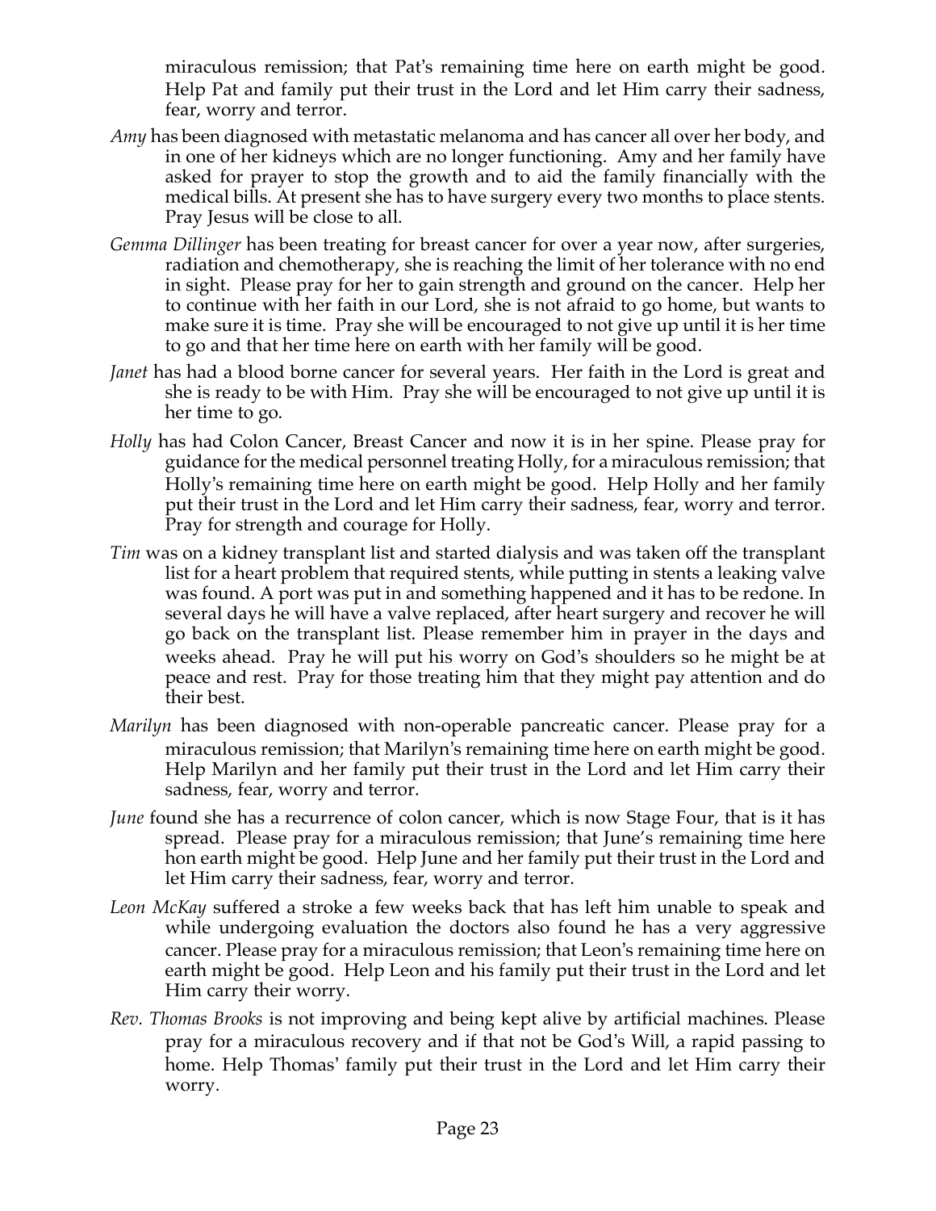miraculous remission; that Pat's remaining time here on earth might be good. Help Pat and family put their trust in the Lord and let Him carry their sadness, fear, worry and terror.

*Amy* has been diagnosed with metastatic melanoma and has cancer all over her body, and in one of her kidneys which are no longer functioning. Amy and her family have asked for prayer to stop the growth and to aid the family financially with the medical bills. At present she has to have surgery every two months to place stents. Pray Jesus will be close to all.

*Gemma Dillinger* has been treating for breast cancer for over a year now, after surgeries, radiation and chemotherapy, she is reaching the limit of her tolerance with no end in sight. Please pray for her to gain strength and ground on the cancer. Help her to continue with her faith in our Lord, she is not afraid to go home, but wants to make sure it is time. Pray she will be encouraged to not give up until it is her time to go and that her time here on earth with her family will be good.

*Janet* has had a blood borne cancer for several years. Her faith in the Lord is great and she is ready to be with Him. Pray she will be encouraged to not give up until it is her time to go.

*Holly* has had Colon Cancer, Breast Cancer and now it is in her spine. Please pray for guidance for the medical personnel treating Holly, for a miraculous remission; that Holly's remaining time here on earth might be good. Help Holly and her family put their trust in the Lord and let Him carry their sadness, fear, worry and terror. Pray for strength and courage for Holly.

*Tim* was on a kidney transplant list and started dialysis and was taken off the transplant list for a heart problem that required stents, while putting in stents a leaking valve was found. A port was put in and something happened and it has to be redone. In several days he will have a valve replaced, after heart surgery and recover he will go back on the transplant list. Please remember him in prayer in the days and weeks ahead. Pray he will put his worry on God's shoulders so he might be at peace and rest. Pray for those treating him that they might pay attention and do their best.

*Marilyn* has been diagnosed with non-operable pancreatic cancer. Please pray for a miraculous remission; that Marilyn's remaining time here on earth might be good. Help Marilyn and her family put their trust in the Lord and let Him carry their sadness, fear, worry and terror.

*June* found she has a recurrence of colon cancer, which is now Stage Four, that is it has spread. Please pray for a miraculous remission; that June's remaining time here hon earth might be good. Help June and her family put their trust in the Lord and let Him carry their sadness, fear, worry and terror.

*Leon McKay* suffered a stroke a few weeks back that has left him unable to speak and while undergoing evaluation the doctors also found he has a very aggressive cancer. Please pray for a miraculous remission; that Leon's remaining time here on earth might be good. Help Leon and his family put their trust in the Lord and let Him carry their worry.

*Rev. Thomas Brooks* is not improving and being kept alive by artificial machines. Please pray for a miraculous recovery and if that not be God's Will, a rapid passing to home. Help Thomas' family put their trust in the Lord and let Him carry their worry.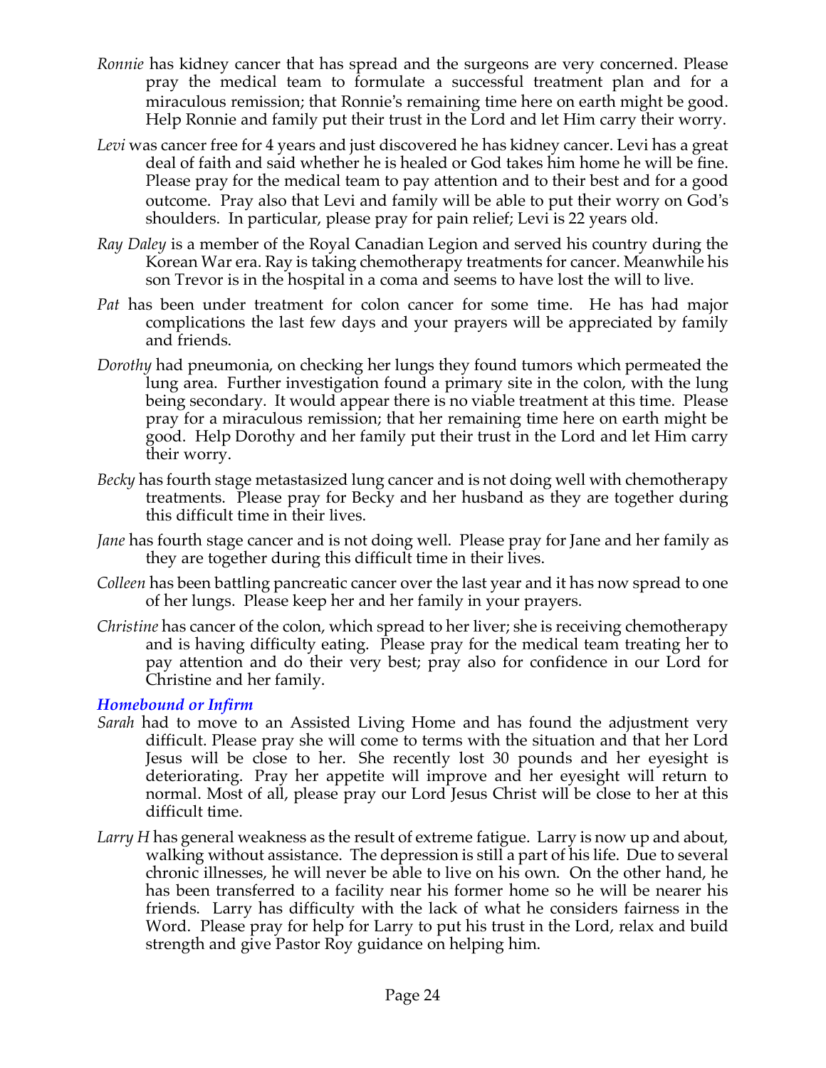*Ronnie* has kidney cancer that has spread and the surgeons are very concerned. Please pray the medical team to formulate a successful treatment plan and for a miraculous remission; that Ronnie's remaining time here on earth might be good. Help Ronnie and family put their trust in the Lord and let Him carry their worry.

*Levi* was cancer free for 4 years and just discovered he has kidney cancer. Levi has a great deal of faith and said whether he is healed or God takes him home he will be fine. Please pray for the medical team to pay attention and to their best and for a good outcome. Pray also that Levi and family will be able to put their worry on God's shoulders. In particular, please pray for pain relief; Levi is 22 years old.

*Ray Daley* is a member of the Royal Canadian Legion and served his country during the Korean War era. Ray is taking chemotherapy treatments for cancer. Meanwhile his son Trevor is in the hospital in a coma and seems to have lost the will to live.

*Pat* has been under treatment for colon cancer for some time. He has had major complications the last few days and your prayers will be appreciated by family and friends.

*Dorothy* had pneumonia, on checking her lungs they found tumors which permeated the lung area. Further investigation found a primary site in the colon, with the lung being secondary. It would appear there is no viable treatment at this time. Please pray for a miraculous remission; that her remaining time here on earth might be good. Help Dorothy and her family put their trust in the Lord and let Him carry their worry.

*Becky* has fourth stage metastasized lung cancer and is not doing well with chemotherapy treatments. Please pray for Becky and her husband as they are together during this difficult time in their lives.

*Jane* has fourth stage cancer and is not doing well. Please pray for Jane and her family as they are together during this difficult time in their lives.

*Colleen* has been battling pancreatic cancer over the last year and it has now spread to one of her lungs. Please keep her and her family in your prayers.

*Christine* has cancer of the colon, which spread to her liver; she is receiving chemotherapy and is having difficulty eating. Please pray for the medical team treating her to pay attention and do their very best; pray also for confidence in our Lord for Christine and her family.

### *Homebound or Infirm*

*Sarah* had to move to an Assisted Living Home and has found the adjustment very difficult. Please pray she will come to terms with the situation and that her Lord Jesus will be close to her. She recently lost 30 pounds and her eyesight is deteriorating. Pray her appetite will improve and her eyesight will return to normal. Most of all, please pray our Lord Jesus Christ will be close to her at this difficult time.

*Larry H* has general weakness as the result of extreme fatigue. Larry is now up and about, walking without assistance. The depression is still a part of his life. Due to several chronic illnesses, he will never be able to live on his own. On the other hand, he has been transferred to a facility near his former home so he will be nearer his friends. Larry has difficulty with the lack of what he considers fairness in the Word. Please pray for help for Larry to put his trust in the Lord, relax and build strength and give Pastor Roy guidance on helping him.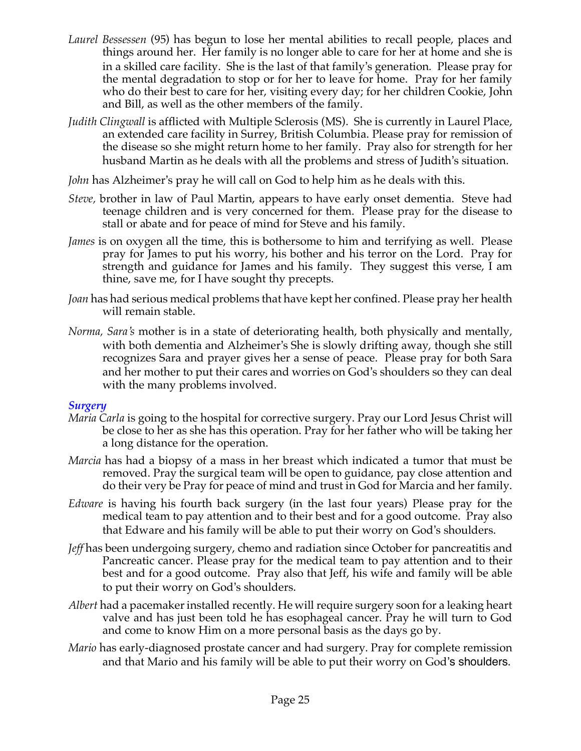*Laurel Bessessen* (95) has begun to lose her mental abilities to recall people, places and things around her. Her family is no longer able to care for her at home and she is in a skilled care facility. She is the last of that family's generation. Please pray for the mental degradation to stop or for her to leave for home. Pray for her family who do their best to care for her, visiting every day; for her children Cookie, John and Bill, as well as the other members of the family.

*Judith Clingwall* is afflicted with Multiple Sclerosis (MS). She is currently in Laurel Place, an extended care facility in Surrey, British Columbia. Please pray for remission of the disease so she might return home to her family. Pray also for strength for her husband Martin as he deals with all the problems and stress of Judith's situation.

*John* has Alzheimer's pray he will call on God to help him as he deals with this.

*Steve,* brother in law of Paul Martin, appears to have early onset dementia. Steve had teenage children and is very concerned for them. Please pray for the disease to stall or abate and for peace of mind for Steve and his family.

*James* is on oxygen all the time, this is bothersome to him and terrifying as well. Please pray for James to put his worry, his bother and his terror on the Lord. Pray for strength and guidance for James and his family. They suggest this verse, I am thine, save me, for I have sought thy precepts.

*Joan* has had serious medical problems that have kept her confined. Please pray her health will remain stable.

*Norma, Sara's* mother is in a state of deteriorating health, both physically and mentally, with both dementia and Alzheimer's She is slowly drifting away, though she still recognizes Sara and prayer gives her a sense of peace. Please pray for both Sara and her mother to put their cares and worries on God's shoulders so they can deal with the many problems involved.

### *Surgery*

*Maria Carla* is going to the hospital for corrective surgery. Pray our Lord Jesus Christ will be close to her as she has this operation. Pray for her father who will be taking her a long distance for the operation.

*Marcia* has had a biopsy of a mass in her breast which indicated a tumor that must be removed. Pray the surgical team will be open to guidance, pay close attention and do their very be Pray for peace of mind and trust in God for Marcia and her family.

*Edware* is having his fourth back surgery (in the last four years) Please pray for the medical team to pay attention and to their best and for a good outcome. Pray also that Edware and his family will be able to put their worry on God's shoulders.

*Jeff* has been undergoing surgery, chemo and radiation since October for pancreatitis and Pancreatic cancer. Please pray for the medical team to pay attention and to their best and for a good outcome. Pray also that Jeff, his wife and family will be able to put their worry on God's shoulders.

*Albert* had a pacemaker installed recently. He will require surgery soon for a leaking heart valve and has just been told he has esophageal cancer. Pray he will turn to God and come to know Him on a more personal basis as the days go by.

*Mario* has early-diagnosed prostate cancer and had surgery. Pray for complete remission and that Mario and his family will be able to put their worry on God's shoulders.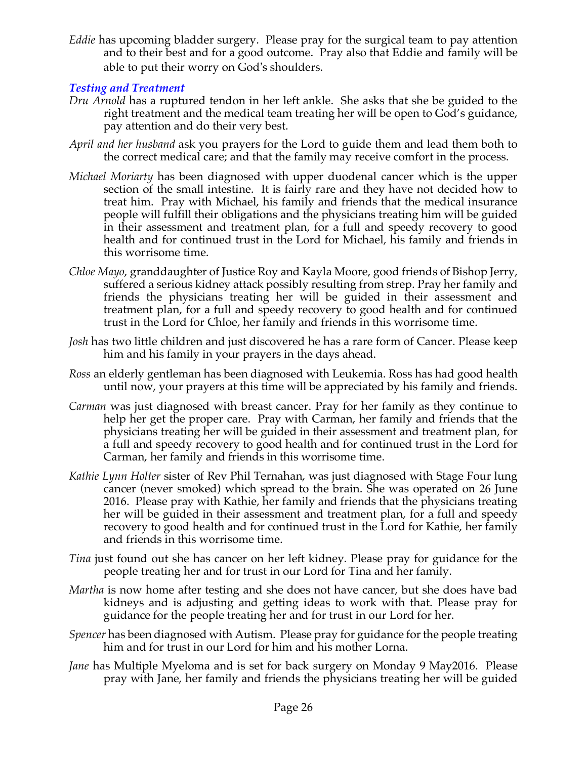*Eddie* has upcoming bladder surgery. Please pray for the surgical team to pay attention and to their best and for a good outcome. Pray also that Eddie and family will be able to put their worry on God's shoulders.

### *Testing and Treatment*

*Dru Arnold* has a ruptured tendon in her left ankle. She asks that she be guided to the right treatment and the medical team treating her will be open to God's guidance, pay attention and do their very best.

*April and her husband* ask you prayers for the Lord to guide them and lead them both to the correct medical care; and that the family may receive comfort in the process.

*Michael Moriarty* has been diagnosed with upper duodenal cancer which is the upper section of the small intestine. It is fairly rare and they have not decided how to treat him. Pray with Michael, his family and friends that the medical insurance people will fulfill their obligations and the physicians treating him will be guided in their assessment and treatment plan, for a full and speedy recovery to good health and for continued trust in the Lord for Michael, his family and friends in this worrisome time.

*Chloe Mayo*, granddaughter of Justice Roy and Kayla Moore, good friends of Bishop Jerry, suffered a serious kidney attack possibly resulting from strep. Pray her family and friends the physicians treating her will be guided in their assessment and treatment plan, for a full and speedy recovery to good health and for continued trust in the Lord for Chloe, her family and friends in this worrisome time.

*Josh* has two little children and just discovered he has a rare form of Cancer. Please keep him and his family in your prayers in the days ahead.

*Ross* an elderly gentleman has been diagnosed with Leukemia. Ross has had good health until now, your prayers at this time will be appreciated by his family and friends.

*Carman* was just diagnosed with breast cancer. Pray for her family as they continue to help her get the proper care. Pray with Carman, her family and friends that the physicians treating her will be guided in their assessment and treatment plan, for a full and speedy recovery to good health and for continued trust in the Lord for Carman, her family and friends in this worrisome time.

*Kathie Lynn Holter* sister of Rev Phil Ternahan, was just diagnosed with Stage Four lung cancer (never smoked) which spread to the brain. She was operated on 26 June 2016. Please pray with Kathie, her family and friends that the physicians treating her will be guided in their assessment and treatment plan, for a full and speedy recovery to good health and for continued trust in the Lord for Kathie, her family and friends in this worrisome time.

*Tina* just found out she has cancer on her left kidney. Please pray for guidance for the people treating her and for trust in our Lord for Tina and her family.

*Martha* is now home after testing and she does not have cancer, but she does have bad kidneys and is adjusting and getting ideas to work with that. Please pray for guidance for the people treating her and for trust in our Lord for her.

*Spencer* has been diagnosed with Autism. Please pray for guidance for the people treating him and for trust in our Lord for him and his mother Lorna.

*Jane* has Multiple Myeloma and is set for back surgery on Monday 9 May2016. Please pray with Jane, her family and friends the physicians treating her will be guided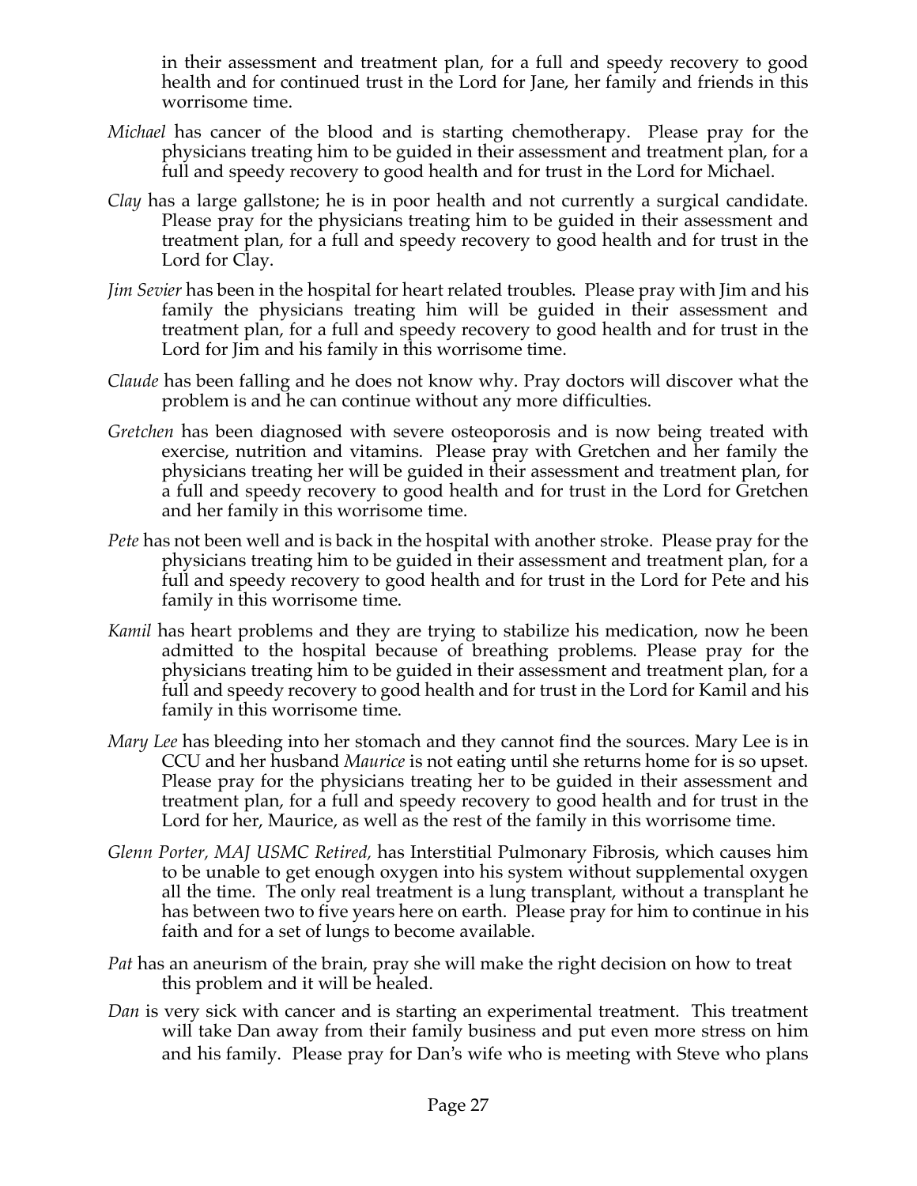in their assessment and treatment plan, for a full and speedy recovery to good health and for continued trust in the Lord for Jane, her family and friends in this worrisome time.

*Michael* has cancer of the blood and is starting chemotherapy. Please pray for the physicians treating him to be guided in their assessment and treatment plan, for a full and speedy recovery to good health and for trust in the Lord for Michael.

*Clay* has a large gallstone; he is in poor health and not currently a surgical candidate. Please pray for the physicians treating him to be guided in their assessment and treatment plan, for a full and speedy recovery to good health and for trust in the Lord for Clay.

*Jim Sevier* has been in the hospital for heart related troubles. Please pray with Jim and his family the physicians treating him will be guided in their assessment and treatment plan, for a full and speedy recovery to good health and for trust in the Lord for Jim and his family in this worrisome time.

*Claude* has been falling and he does not know why. Pray doctors will discover what the problem is and he can continue without any more difficulties.

*Gretchen* has been diagnosed with severe osteoporosis and is now being treated with exercise, nutrition and vitamins. Please pray with Gretchen and her family the physicians treating her will be guided in their assessment and treatment plan, for a full and speedy recovery to good health and for trust in the Lord for Gretchen and her family in this worrisome time.

*Pete* has not been well and is back in the hospital with another stroke. Please pray for the physicians treating him to be guided in their assessment and treatment plan, for a full and speedy recovery to good health and for trust in the Lord for Pete and his family in this worrisome time.

*Kamil* has heart problems and they are trying to stabilize his medication, now he been admitted to the hospital because of breathing problems. Please pray for the physicians treating him to be guided in their assessment and treatment plan, for a full and speedy recovery to good health and for trust in the Lord for Kamil and his family in this worrisome time.

*Mary Lee* has bleeding into her stomach and they cannot find the sources. Mary Lee is in CCU and her husband *Maurice* is not eating until she returns home for is so upset. Please pray for the physicians treating her to be guided in their assessment and treatment plan, for a full and speedy recovery to good health and for trust in the Lord for her, Maurice, as well as the rest of the family in this worrisome time.

*Glenn Porter, MAJ USMC Retired,* has Interstitial Pulmonary Fibrosis, which causes him to be unable to get enough oxygen into his system without supplemental oxygen all the time. The only real treatment is a lung transplant, without a transplant he has between two to five years here on earth. Please pray for him to continue in his faith and for a set of lungs to become available.

*Pat* has an aneurism of the brain, pray she will make the right decision on how to treat this problem and it will be healed.

*Dan* is very sick with cancer and is starting an experimental treatment. This treatment will take Dan away from their family business and put even more stress on him and his family. Please pray for Dan's wife who is meeting with Steve who plans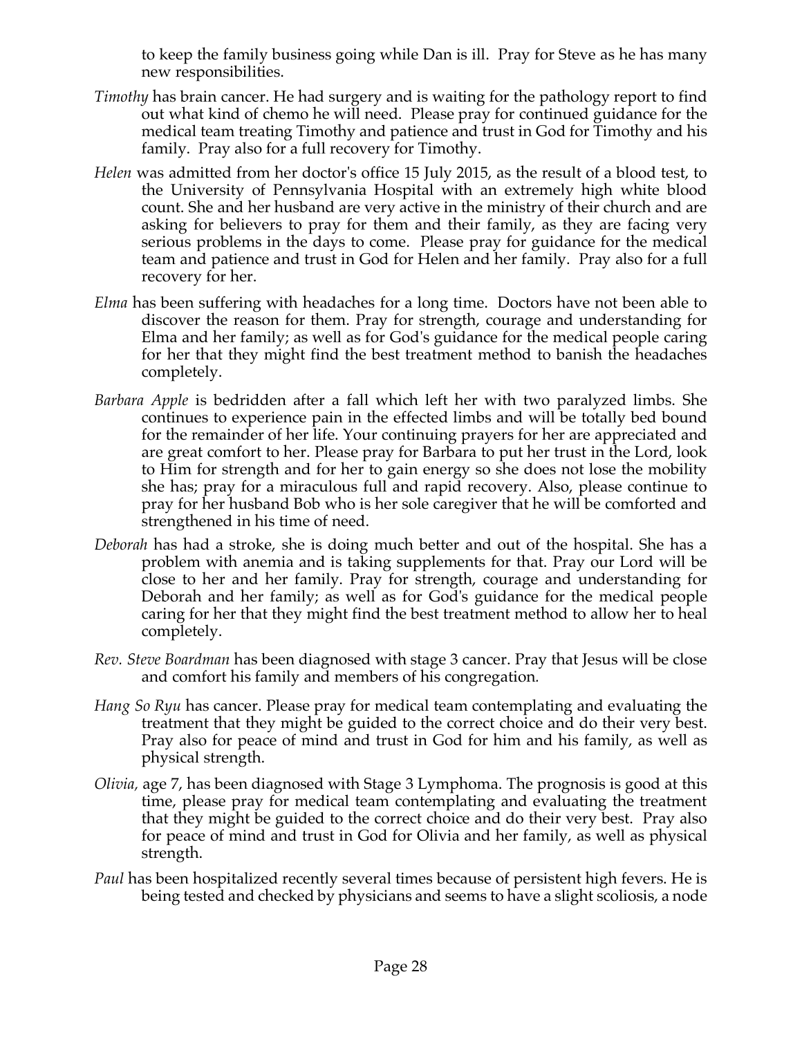to keep the family business going while Dan is ill. Pray for Steve as he has many new responsibilities.

*Timothy* has brain cancer. He had surgery and is waiting for the pathology report to find out what kind of chemo he will need. Please pray for continued guidance for the medical team treating Timothy and patience and trust in God for Timothy and his family. Pray also for a full recovery for Timothy.

*Helen* was admitted from her doctor's office 15 July 2015, as the result of a blood test, to the University of Pennsylvania Hospital with an extremely high white blood count. She and her husband are very active in the ministry of their church and are asking for believers to pray for them and their family, as they are facing very serious problems in the days to come. Please pray for guidance for the medical team and patience and trust in God for Helen and her family. Pray also for a full recovery for her.

*Elma* has been suffering with headaches for a long time. Doctors have not been able to discover the reason for them. Pray for strength, courage and understanding for Elma and her family; as well as for God's guidance for the medical people caring for her that they might find the best treatment method to banish the headaches completely.

*Barbara Apple* is bedridden after a fall which left her with two paralyzed limbs. She continues to experience pain in the effected limbs and will be totally bed bound for the remainder of her life. Your continuing prayers for her are appreciated and are great comfort to her. Please pray for Barbara to put her trust in the Lord, look to Him for strength and for her to gain energy so she does not lose the mobility she has; pray for a miraculous full and rapid recovery. Also, please continue to pray for her husband Bob who is her sole caregiver that he will be comforted and strengthened in his time of need.

*Deborah* has had a stroke, she is doing much better and out of the hospital. She has a problem with anemia and is taking supplements for that. Pray our Lord will be close to her and her family. Pray for strength, courage and understanding for Deborah and her family; as well as for God's guidance for the medical people caring for her that they might find the best treatment method to allow her to heal completely.

*Rev. Steve Boardman* has been diagnosed with stage 3 cancer. Pray that Jesus will be close and comfort his family and members of his congregation.

*Hang So Ryu* has cancer. Please pray for medical team contemplating and evaluating the treatment that they might be guided to the correct choice and do their very best. Pray also for peace of mind and trust in God for him and his family, as well as physical strength.

*Olivia,* age 7, has been diagnosed with Stage 3 Lymphoma. The prognosis is good at this time, please pray for medical team contemplating and evaluating the treatment that they might be guided to the correct choice and do their very best. Pray also for peace of mind and trust in God for Olivia and her family, as well as physical strength.

*Paul* has been hospitalized recently several times because of persistent high fevers. He is being tested and checked by physicians and seems to have a slight scoliosis, a node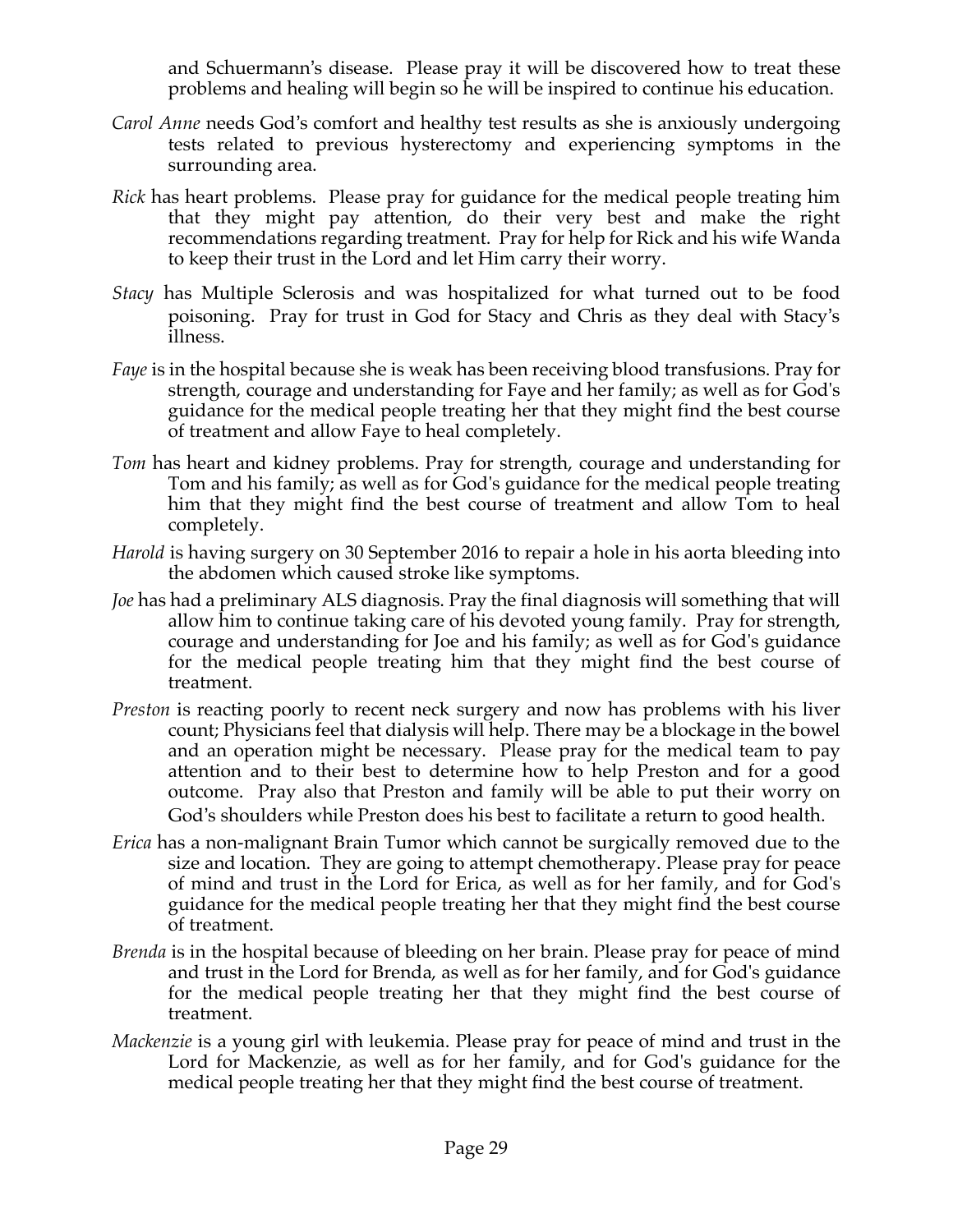and Schuermann's disease. Please pray it will be discovered how to treat these problems and healing will begin so he will be inspired to continue his education.

*Carol Anne* needs God's comfort and healthy test results as she is anxiously undergoing tests related to previous hysterectomy and experiencing symptoms in the surrounding area.

*Rick* has heart problems. Please pray for guidance for the medical people treating him that they might pay attention, do their very best and make the right recommendations regarding treatment. Pray for help for Rick and his wife Wanda to keep their trust in the Lord and let Him carry their worry.

*Stacy* has Multiple Sclerosis and was hospitalized for what turned out to be food poisoning. Pray for trust in God for Stacy and Chris as they deal with Stacy's illness.

*Faye* is in the hospital because she is weak has been receiving blood transfusions. Pray for strength, courage and understanding for Faye and her family; as well as for God's guidance for the medical people treating her that they might find the best course of treatment and allow Faye to heal completely.

*Tom* has heart and kidney problems. Pray for strength, courage and understanding for Tom and his family; as well as for God's guidance for the medical people treating him that they might find the best course of treatment and allow Tom to heal completely.

*Harold* is having surgery on 30 September 2016 to repair a hole in his aorta bleeding into the abdomen which caused stroke like symptoms.

*Joe* has had a preliminary ALS diagnosis. Pray the final diagnosis will something that will allow him to continue taking care of his devoted young family. Pray for strength, courage and understanding for Joe and his family; as well as for God's guidance for the medical people treating him that they might find the best course of treatment.

*Preston* is reacting poorly to recent neck surgery and now has problems with his liver count; Physicians feel that dialysis will help. There may be a blockage in the bowel and an operation might be necessary. Please pray for the medical team to pay attention and to their best to determine how to help Preston and for a good outcome. Pray also that Preston and family will be able to put their worry on God's shoulders while Preston does his best to facilitate a return to good health.

*Erica* has a non-malignant Brain Tumor which cannot be surgically removed due to the size and location. They are going to attempt chemotherapy. Please pray for peace of mind and trust in the Lord for Erica, as well as for her family, and for God's guidance for the medical people treating her that they might find the best course of treatment.

*Brenda* is in the hospital because of bleeding on her brain. Please pray for peace of mind and trust in the Lord for Brenda, as well as for her family, and for God's guidance for the medical people treating her that they might find the best course of treatment.

*Mackenzie* is a young girl with leukemia. Please pray for peace of mind and trust in the Lord for Mackenzie, as well as for her family, and for God's guidance for the medical people treating her that they might find the best course of treatment.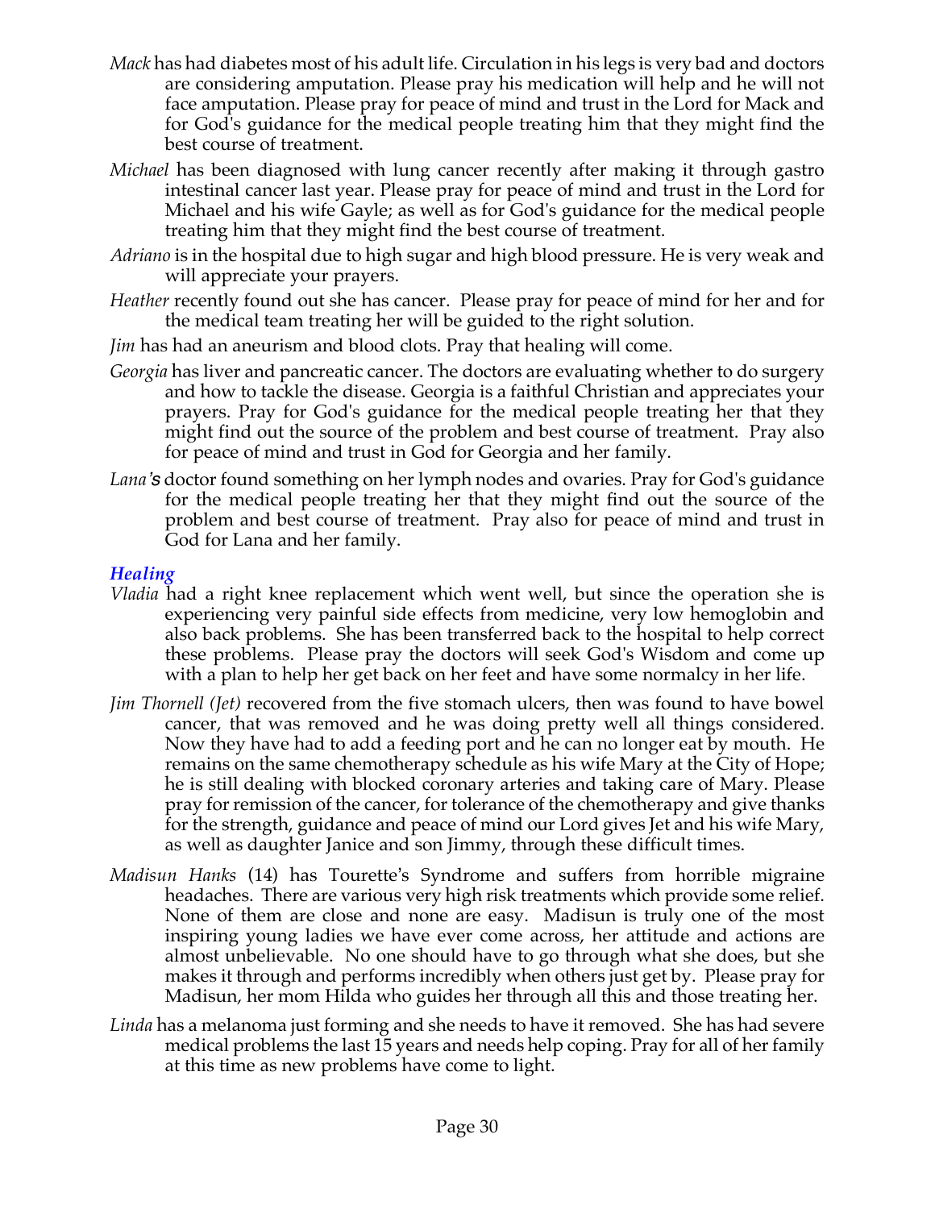*Mack* has had diabetes most of his adult life. Circulation in his legs is very bad and doctors are considering amputation. Please pray his medication will help and he will not face amputation. Please pray for peace of mind and trust in the Lord for Mack and for God's guidance for the medical people treating him that they might find the best course of treatment.

*Michael* has been diagnosed with lung cancer recently after making it through gastro intestinal cancer last year. Please pray for peace of mind and trust in the Lord for Michael and his wife Gayle; as well as for God's guidance for the medical people treating him that they might find the best course of treatment.

*Adriano* is in the hospital due to high sugar and high blood pressure. He is very weak and will appreciate your prayers.

*Heather* recently found out she has cancer. Please pray for peace of mind for her and for the medical team treating her will be guided to the right solution.

*Jim* has had an aneurism and blood clots. Pray that healing will come.

*Georgia* has liver and pancreatic cancer. The doctors are evaluating whether to do surgery and how to tackle the disease. Georgia is a faithful Christian and appreciates your prayers. Pray for God's guidance for the medical people treating her that they might find out the source of the problem and best course of treatment. Pray also for peace of mind and trust in God for Georgia and her family.

*Lana's* doctor found something on her lymph nodes and ovaries. Pray for God's guidance for the medical people treating her that they might find out the source of the problem and best course of treatment. Pray also for peace of mind and trust in God for Lana and her family.

### *Healing*

*Vladia* had a right knee replacement which went well, but since the operation she is experiencing very painful side effects from medicine, very low hemoglobin and also back problems. She has been transferred back to the hospital to help correct these problems. Please pray the doctors will seek God's Wisdom and come up with a plan to help her get back on her feet and have some normalcy in her life.

*Jim Thornell (Jet)* recovered from the five stomach ulcers, then was found to have bowel cancer, that was removed and he was doing pretty well all things considered. Now they have had to add a feeding port and he can no longer eat by mouth. He remains on the same chemotherapy schedule as his wife Mary at the City of Hope; he is still dealing with blocked coronary arteries and taking care of Mary. Please pray for remission of the cancer, for tolerance of the chemotherapy and give thanks for the strength, guidance and peace of mind our Lord gives Jet and his wife Mary, as well as daughter Janice and son Jimmy, through these difficult times.

*Madisun Hanks* (14) has Tourette's Syndrome and suffers from horrible migraine headaches. There are various very high risk treatments which provide some relief. None of them are close and none are easy. Madisun is truly one of the most inspiring young ladies we have ever come across, her attitude and actions are almost unbelievable. No one should have to go through what she does, but she makes it through and performs incredibly when others just get by. Please pray for Madisun, her mom Hilda who guides her through all this and those treating her.

*Linda* has a melanoma just forming and she needs to have it removed. She has had severe medical problems the last 15 years and needs help coping. Pray for all of her family at this time as new problems have come to light.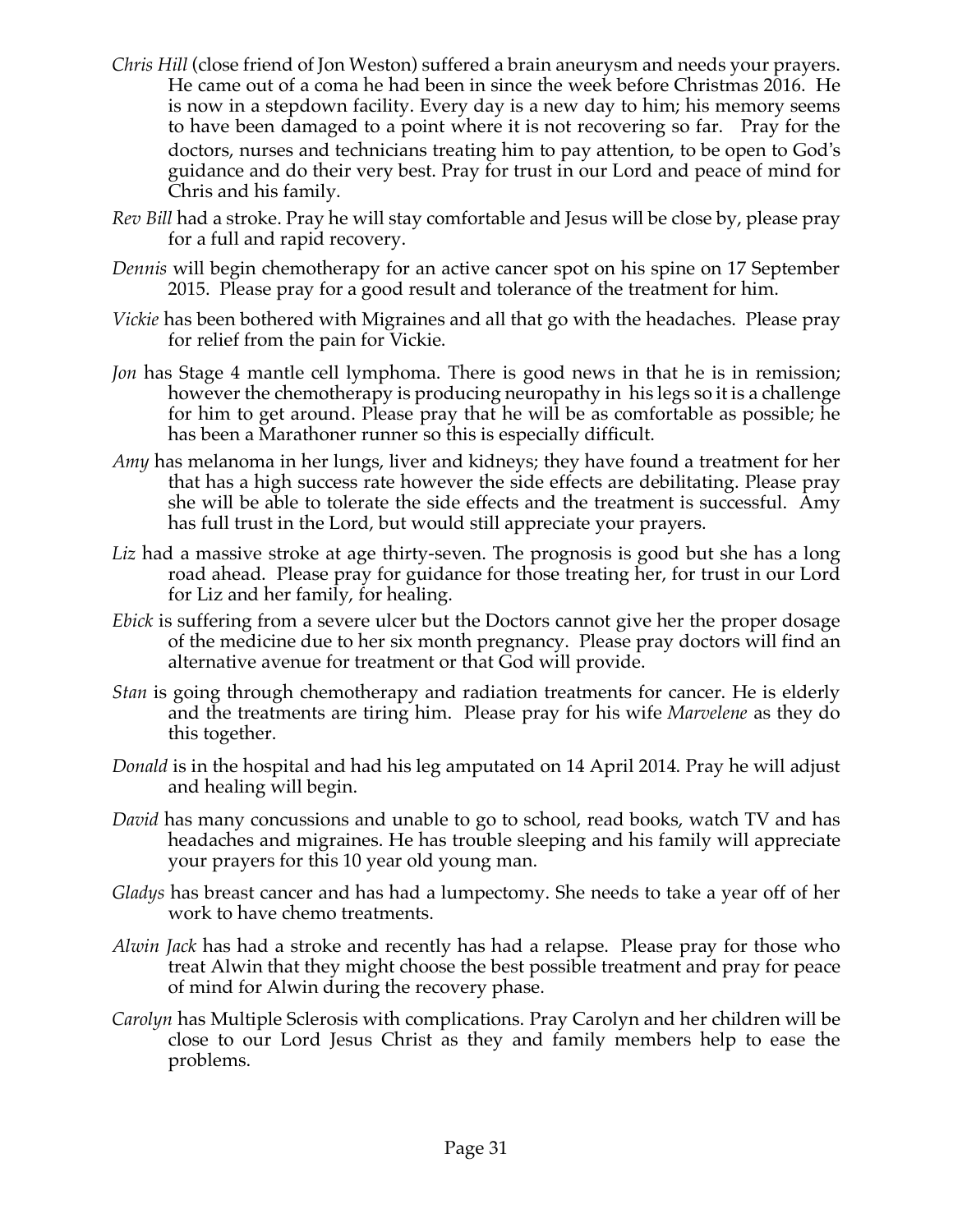*Chris Hill* (close friend of Jon Weston) suffered a brain aneurysm and needs your prayers. He came out of a coma he had been in since the week before Christmas 2016. He is now in a stepdown facility. Every day is a new day to him; his memory seems to have been damaged to a point where it is not recovering so far. Pray for the doctors, nurses and technicians treating him to pay attention, to be open to God's guidance and do their very best. Pray for trust in our Lord and peace of mind for Chris and his family.

*Rev Bill* had a stroke. Pray he will stay comfortable and Jesus will be close by, please pray for a full and rapid recovery.

*Dennis* will begin chemotherapy for an active cancer spot on his spine on 17 September 2015. Please pray for a good result and tolerance of the treatment for him.

*Vickie* has been bothered with Migraines and all that go with the headaches. Please pray for relief from the pain for Vickie.

*Jon* has Stage 4 mantle cell lymphoma. There is good news in that he is in remission; however the chemotherapy is producing neuropathy in his legs so it is a challenge for him to get around. Please pray that he will be as comfortable as possible; he has been a Marathoner runner so this is especially difficult.

*Amy* has melanoma in her lungs, liver and kidneys; they have found a treatment for her that has a high success rate however the side effects are debilitating. Please pray she will be able to tolerate the side effects and the treatment is successful. Amy has full trust in the Lord, but would still appreciate your prayers.

*Liz* had a massive stroke at age thirty-seven. The prognosis is good but she has a long road ahead. Please pray for guidance for those treating her, for trust in our Lord for Liz and her family, for healing.

*Ebick* is suffering from a severe ulcer but the Doctors cannot give her the proper dosage of the medicine due to her six month pregnancy. Please pray doctors will find an alternative avenue for treatment or that God will provide.

*Stan* is going through chemotherapy and radiation treatments for cancer. He is elderly and the treatments are tiring him. Please pray for his wife *Marvelene* as they do this together.

*Donald* is in the hospital and had his leg amputated on 14 April 2014. Pray he will adjust and healing will begin.

*David* has many concussions and unable to go to school, read books, watch TV and has headaches and migraines. He has trouble sleeping and his family will appreciate your prayers for this 10 year old young man.

*Gladys* has breast cancer and has had a lumpectomy. She needs to take a year off of her work to have chemo treatments.

*Alwin Jack* has had a stroke and recently has had a relapse. Please pray for those who treat Alwin that they might choose the best possible treatment and pray for peace of mind for Alwin during the recovery phase.

*Carolyn* has Multiple Sclerosis with complications. Pray Carolyn and her children will be close to our Lord Jesus Christ as they and family members help to ease the problems.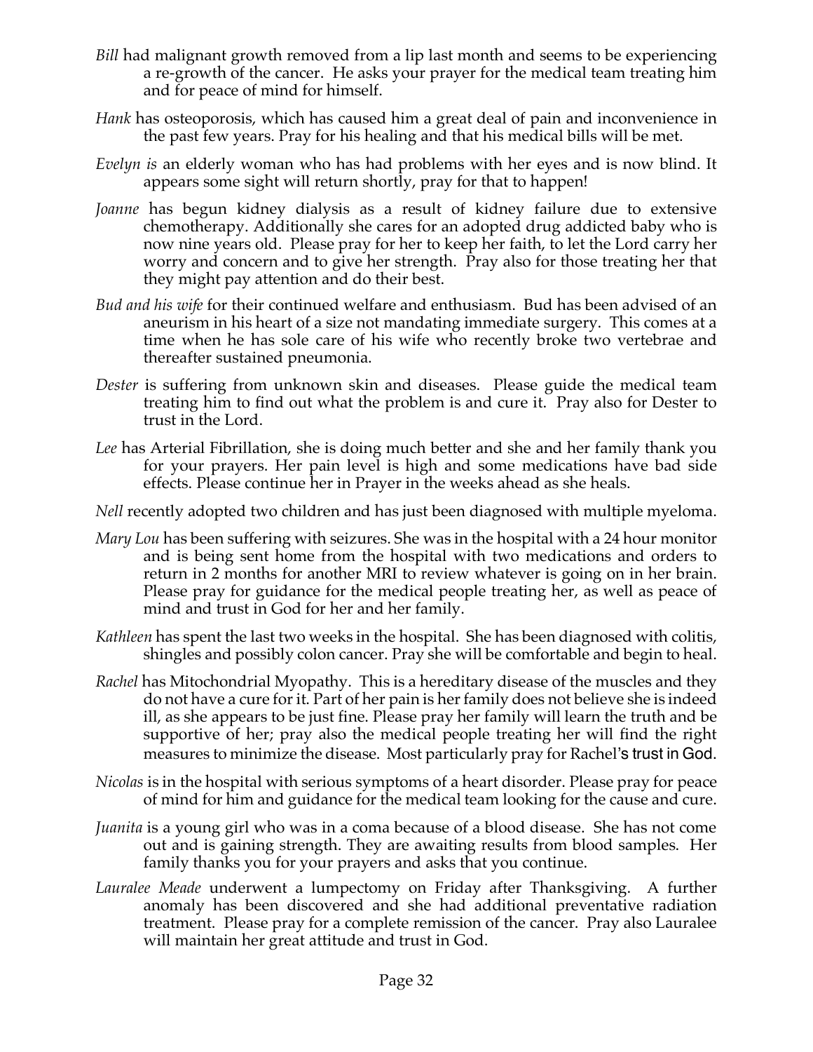*Bill* had malignant growth removed from a lip last month and seems to be experiencing a re-growth of the cancer. He asks your prayer for the medical team treating him and for peace of mind for himself.

*Hank* has osteoporosis, which has caused him a great deal of pain and inconvenience in the past few years. Pray for his healing and that his medical bills will be met.

*Evelyn is* an elderly woman who has had problems with her eyes and is now blind. It appears some sight will return shortly, pray for that to happen!

*Joanne* has begun kidney dialysis as a result of kidney failure due to extensive chemotherapy. Additionally she cares for an adopted drug addicted baby who is now nine years old. Please pray for her to keep her faith, to let the Lord carry her worry and concern and to give her strength. Pray also for those treating her that they might pay attention and do their best.

*Bud and his wife* for their continued welfare and enthusiasm. Bud has been advised of an aneurism in his heart of a size not mandating immediate surgery. This comes at a time when he has sole care of his wife who recently broke two vertebrae and thereafter sustained pneumonia.

*Dester* is suffering from unknown skin and diseases. Please guide the medical team treating him to find out what the problem is and cure it. Pray also for Dester to trust in the Lord.

*Lee* has Arterial Fibrillation, she is doing much better and she and her family thank you for your prayers. Her pain level is high and some medications have bad side effects. Please continue her in Prayer in the weeks ahead as she heals.

*Nell* recently adopted two children and has just been diagnosed with multiple myeloma.

*Mary Lou* has been suffering with seizures. She was in the hospital with a 24 hour monitor and is being sent home from the hospital with two medications and orders to return in 2 months for another MRI to review whatever is going on in her brain. Please pray for guidance for the medical people treating her, as well as peace of mind and trust in God for her and her family.

*Kathleen* has spent the last two weeks in the hospital. She has been diagnosed with colitis, shingles and possibly colon cancer. Pray she will be comfortable and begin to heal.

*Rachel* has Mitochondrial Myopathy. This is a hereditary disease of the muscles and they do not have a cure for it. Part of her pain is her family does not believe she is indeed ill, as she appears to be just fine. Please pray her family will learn the truth and be supportive of her; pray also the medical people treating her will find the right measures to minimize the disease. Most particularly pray for Rachel's trust in God.

*Nicolas* is in the hospital with serious symptoms of a heart disorder. Please pray for peace of mind for him and guidance for the medical team looking for the cause and cure.

*Juanita* is a young girl who was in a coma because of a blood disease. She has not come out and is gaining strength. They are awaiting results from blood samples. Her family thanks you for your prayers and asks that you continue.

*Lauralee Meade* underwent a lumpectomy on Friday after Thanksgiving. A further anomaly has been discovered and she had additional preventative radiation treatment. Please pray for a complete remission of the cancer. Pray also Lauralee will maintain her great attitude and trust in God.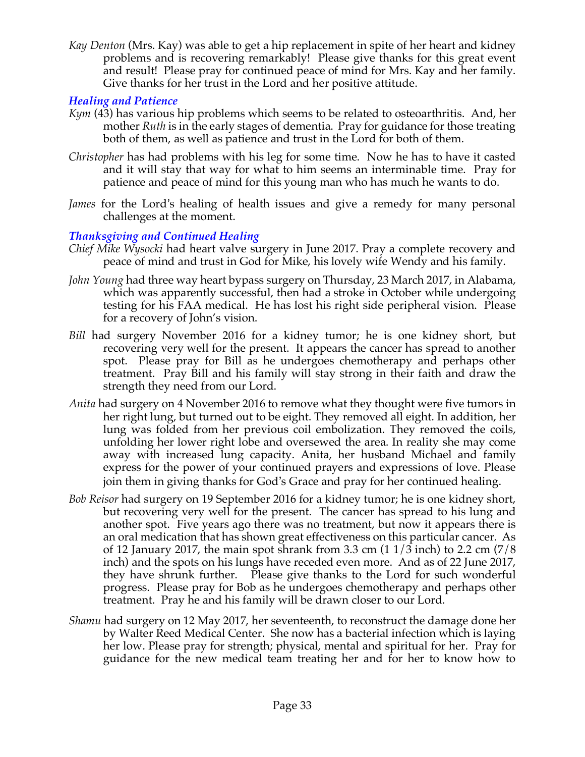*Kay Denton* (Mrs. Kay) was able to get a hip replacement in spite of her heart and kidney problems and is recovering remarkably! Please give thanks for this great event and result! Please pray for continued peace of mind for Mrs. Kay and her family. Give thanks for her trust in the Lord and her positive attitude.

### *Healing and Patience*

*Kym* (43) has various hip problems which seems to be related to osteoarthritis. And, her mother *Ruth* is in the early stages of dementia. Pray for guidance for those treating both of them, as well as patience and trust in the Lord for both of them.

*Christopher* has had problems with his leg for some time. Now he has to have it casted and it will stay that way for what to him seems an interminable time. Pray for patience and peace of mind for this young man who has much he wants to do.

*James* for the Lord's healing of health issues and give a remedy for many personal challenges at the moment.

### *Thanksgiving and Continued Healing*

*Chief Mike Wysocki* had heart valve surgery in June 2017. Pray a complete recovery and peace of mind and trust in God for Mike, his lovely wife Wendy and his family.

*John Young* had three way heart bypass surgery on Thursday, 23 March 2017, in Alabama, which was apparently successful, then had a stroke in October while undergoing testing for his FAA medical. He has lost his right side peripheral vision. Please for a recovery of John's vision.

*Bill* had surgery November 2016 for a kidney tumor; he is one kidney short, but recovering very well for the present. It appears the cancer has spread to another spot. Please pray for Bill as he undergoes chemotherapy and perhaps other treatment. Pray Bill and his family will stay strong in their faith and draw the strength they need from our Lord.

*Anita* had surgery on 4 November 2016 to remove what they thought were five tumors in her right lung, but turned out to be eight. They removed all eight. In addition, her lung was folded from her previous coil embolization. They removed the coils, unfolding her lower right lobe and oversewed the area. In reality she may come away with increased lung capacity. Anita, her husband Michael and family express for the power of your continued prayers and expressions of love. Please join them in giving thanks for God's Grace and pray for her continued healing.

*Bob Reisor* had surgery on 19 September 2016 for a kidney tumor; he is one kidney short, but recovering very well for the present. The cancer has spread to his lung and another spot. Five years ago there was no treatment, but now it appears there is an oral medication that has shown great effectiveness on this particular cancer. As of 12 January 2017, the main spot shrank from 3.3 cm (1 1/3 inch) to 2.2 cm (7/8 inch) and the spots on his lungs have receded even more. And as of 22 June 2017, they have shrunk further. Please give thanks to the Lord for such wonderful progress. Please pray for Bob as he undergoes chemotherapy and perhaps other treatment. Pray he and his family will be drawn closer to our Lord.

*Shamu* had surgery on 12 May 2017, her seventeenth, to reconstruct the damage done her by Walter Reed Medical Center. She now has a bacterial infection which is laying her low. Please pray for strength; physical, mental and spiritual for her. Pray for guidance for the new medical team treating her and for her to know how to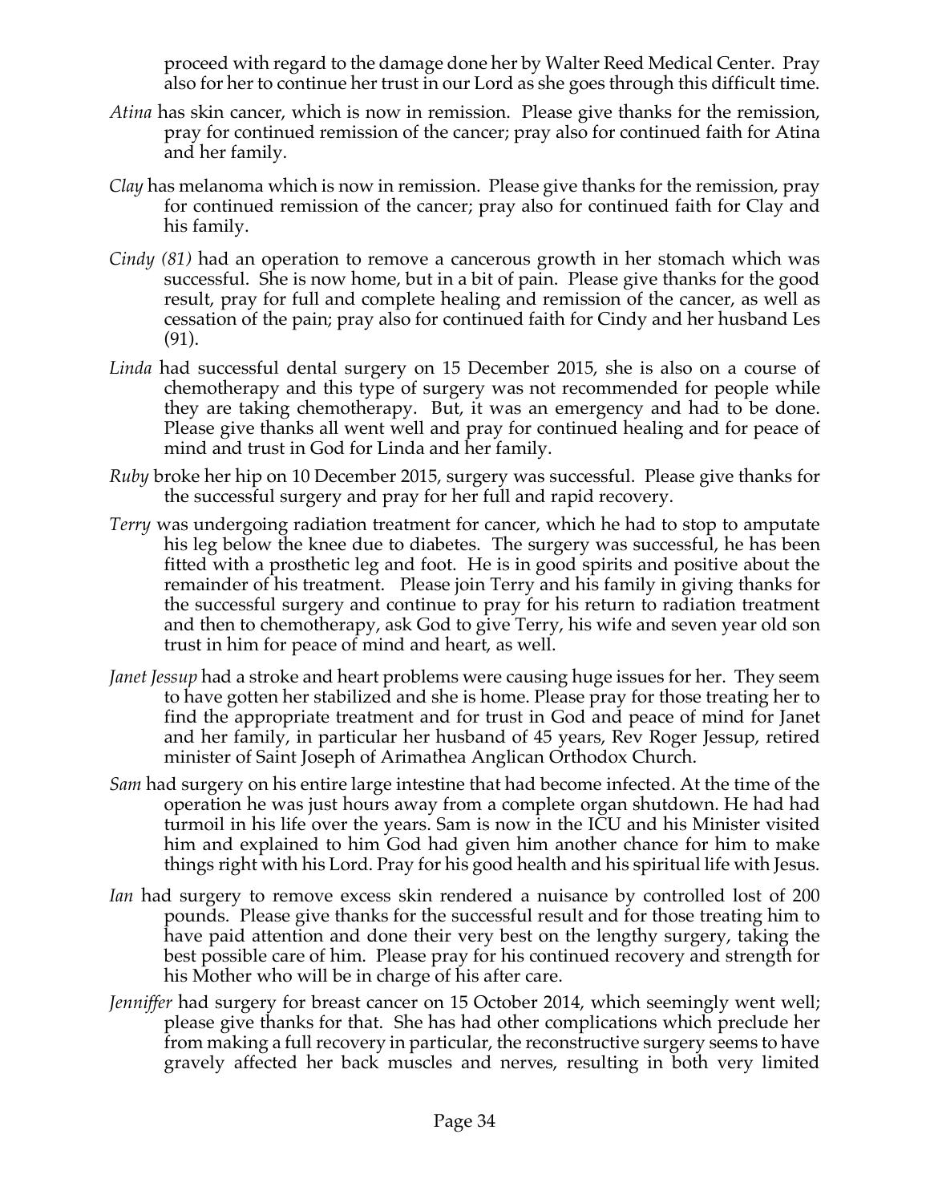proceed with regard to the damage done her by Walter Reed Medical Center. Pray also for her to continue her trust in our Lord as she goes through this difficult time.

*Atina* has skin cancer, which is now in remission. Please give thanks for the remission, pray for continued remission of the cancer; pray also for continued faith for Atina and her family.

*Clay* has melanoma which is now in remission. Please give thanks for the remission, pray for continued remission of the cancer; pray also for continued faith for Clay and his family.

*Cindy (81)* had an operation to remove a cancerous growth in her stomach which was successful. She is now home, but in a bit of pain. Please give thanks for the good result, pray for full and complete healing and remission of the cancer, as well as cessation of the pain; pray also for continued faith for Cindy and her husband Les (91).

*Linda* had successful dental surgery on 15 December 2015, she is also on a course of chemotherapy and this type of surgery was not recommended for people while they are taking chemotherapy. But, it was an emergency and had to be done. Please give thanks all went well and pray for continued healing and for peace of mind and trust in God for Linda and her family.

*Ruby* broke her hip on 10 December 2015, surgery was successful. Please give thanks for the successful surgery and pray for her full and rapid recovery.

*Terry* was undergoing radiation treatment for cancer, which he had to stop to amputate his leg below the knee due to diabetes. The surgery was successful, he has been fitted with a prosthetic leg and foot. He is in good spirits and positive about the remainder of his treatment. Please join Terry and his family in giving thanks for the successful surgery and continue to pray for his return to radiation treatment and then to chemotherapy, ask God to give Terry, his wife and seven year old son trust in him for peace of mind and heart, as well.

*Janet Jessup* had a stroke and heart problems were causing huge issues for her. They seem to have gotten her stabilized and she is home. Please pray for those treating her to find the appropriate treatment and for trust in God and peace of mind for Janet and her family, in particular her husband of 45 years, Rev Roger Jessup, retired minister of Saint Joseph of Arimathea Anglican Orthodox Church.

*Sam* had surgery on his entire large intestine that had become infected. At the time of the operation he was just hours away from a complete organ shutdown. He had had turmoil in his life over the years. Sam is now in the ICU and his Minister visited him and explained to him God had given him another chance for him to make things right with his Lord. Pray for his good health and his spiritual life with Jesus.

*Ian* had surgery to remove excess skin rendered a nuisance by controlled lost of 200 pounds. Please give thanks for the successful result and for those treating him to have paid attention and done their very best on the lengthy surgery, taking the best possible care of him. Please pray for his continued recovery and strength for his Mother who will be in charge of his after care.

*Jenniffer* had surgery for breast cancer on 15 October 2014, which seemingly went well; please give thanks for that. She has had other complications which preclude her from making a full recovery in particular, the reconstructive surgery seems to have gravely affected her back muscles and nerves, resulting in both very limited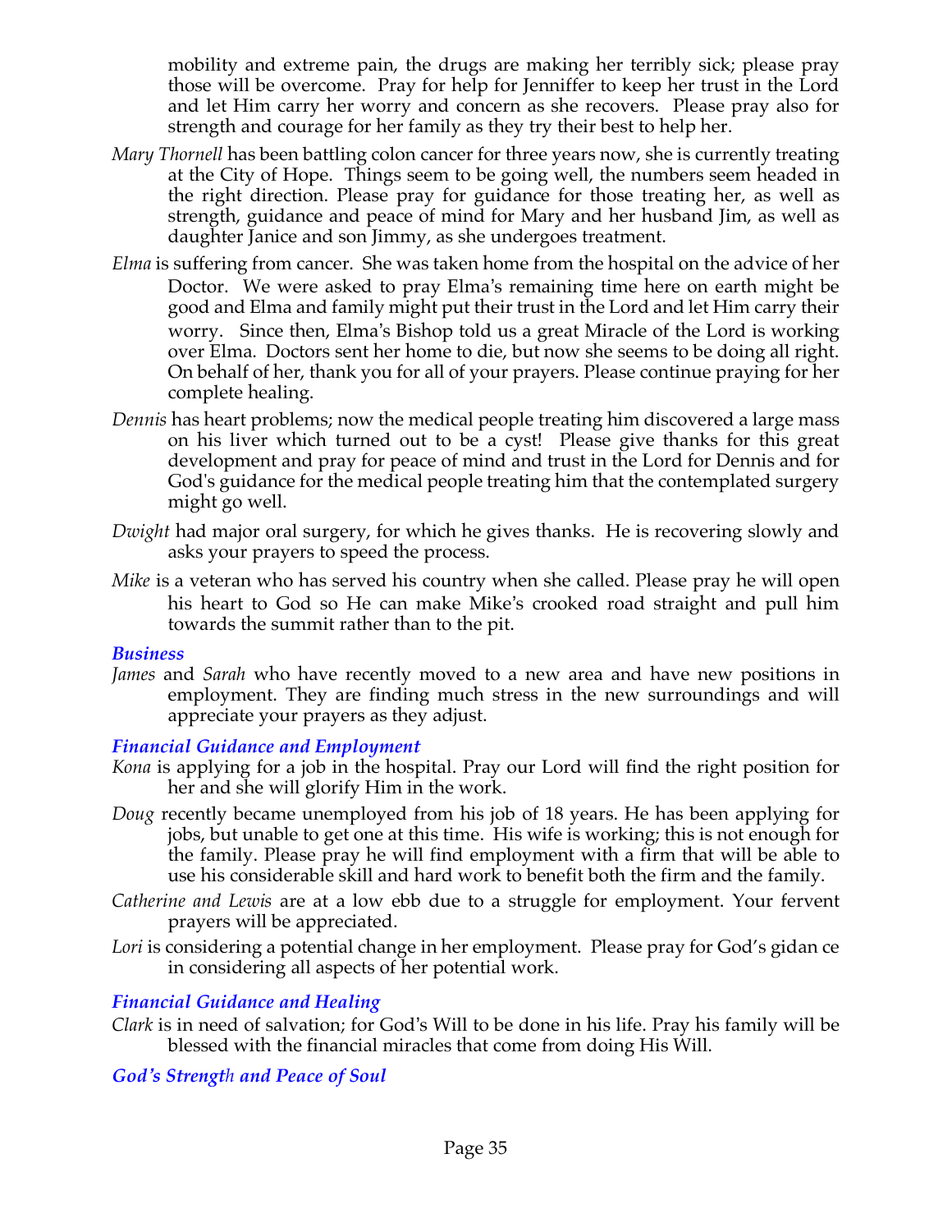mobility and extreme pain, the drugs are making her terribly sick; please pray those will be overcome. Pray for help for Jenniffer to keep her trust in the Lord and let Him carry her worry and concern as she recovers. Please pray also for strength and courage for her family as they try their best to help her.

*Mary Thornell* has been battling colon cancer for three years now, she is currently treating at the City of Hope. Things seem to be going well, the numbers seem headed in the right direction. Please pray for guidance for those treating her, as well as strength, guidance and peace of mind for Mary and her husband Jim, as well as daughter Janice and son Jimmy, as she undergoes treatment.

*Elma* is suffering from cancer. She was taken home from the hospital on the advice of her Doctor. We were asked to pray Elma's remaining time here on earth might be good and Elma and family might put their trust in the Lord and let Him carry their worry. Since then, Elma's Bishop told us a great Miracle of the Lord is working over Elma. Doctors sent her home to die, but now she seems to be doing all right. On behalf of her, thank you for all of your prayers. Please continue praying for her complete healing.

*Dennis* has heart problems; now the medical people treating him discovered a large mass on his liver which turned out to be a cyst! Please give thanks for this great development and pray for peace of mind and trust in the Lord for Dennis and for God's guidance for the medical people treating him that the contemplated surgery might go well.

*Dwight* had major oral surgery, for which he gives thanks. He is recovering slowly and asks your prayers to speed the process.

*Mike* is a veteran who has served his country when she called. Please pray he will open his heart to God so He can make Mike's crooked road straight and pull him towards the summit rather than to the pit.

### *Business*

*James* and *Sarah* who have recently moved to a new area and have new positions in employment. They are finding much stress in the new surroundings and will appreciate your prayers as they adjust.

### *Financial Guidance and Employment*

*Kona* is applying for a job in the hospital. Pray our Lord will find the right position for her and she will glorify Him in the work.

*Doug* recently became unemployed from his job of 18 years. He has been applying for jobs, but unable to get one at this time. His wife is working; this is not enough for the family. Please pray he will find employment with a firm that will be able to use his considerable skill and hard work to benefit both the firm and the family.

*Catherine and Lewis* are at a low ebb due to a struggle for employment. Your fervent prayers will be appreciated.

*Lori* is considering a potential change in her employment. Please pray for God's gidan ce in considering all aspects of her potential work.

### *Financial Guidance and Healing*

*Clark* is in need of salvation; for God's Will to be done in his life. Pray his family will be blessed with the financial miracles that come from doing His Will.

### *God's Strength and Peace of Soul*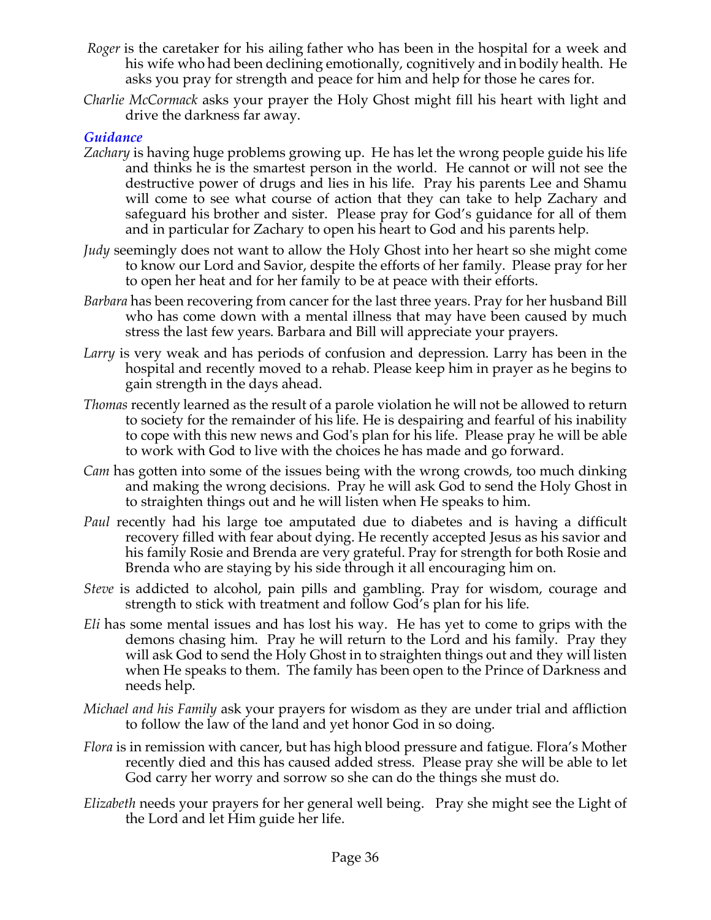*Roger* is the caretaker for his ailing father who has been in the hospital for a week and his wife who had been declining emotionally, cognitively and in bodily health. He asks you pray for strength and peace for him and help for those he cares for.

*Charlie McCormack* asks your prayer the Holy Ghost might fill his heart with light and drive the darkness far away.

### *Guidance*

*Zachary* is having huge problems growing up. He has let the wrong people guide his life and thinks he is the smartest person in the world. He cannot or will not see the destructive power of drugs and lies in his life. Pray his parents Lee and Shamu will come to see what course of action that they can take to help Zachary and safeguard his brother and sister. Please pray for God's guidance for all of them and in particular for Zachary to open his heart to God and his parents help.

*Judy* seemingly does not want to allow the Holy Ghost into her heart so she might come to know our Lord and Savior, despite the efforts of her family. Please pray for her to open her heat and for her family to be at peace with their efforts.

*Barbara* has been recovering from cancer for the last three years. Pray for her husband Bill who has come down with a mental illness that may have been caused by much stress the last few years. Barbara and Bill will appreciate your prayers.

*Larry* is very weak and has periods of confusion and depression. Larry has been in the hospital and recently moved to a rehab. Please keep him in prayer as he begins to gain strength in the days ahead.

*Thomas* recently learned as the result of a parole violation he will not be allowed to return to society for the remainder of his life. He is despairing and fearful of his inability to cope with this new news and God's plan for his life. Please pray he will be able to work with God to live with the choices he has made and go forward.

*Cam* has gotten into some of the issues being with the wrong crowds, too much dinking and making the wrong decisions. Pray he will ask God to send the Holy Ghost in to straighten things out and he will listen when He speaks to him.

*Paul* recently had his large toe amputated due to diabetes and is having a difficult recovery filled with fear about dying. He recently accepted Jesus as his savior and his family Rosie and Brenda are very grateful. Pray for strength for both Rosie and Brenda who are staying by his side through it all encouraging him on.

*Steve* is addicted to alcohol, pain pills and gambling. Pray for wisdom, courage and strength to stick with treatment and follow God's plan for his life.

*Eli* has some mental issues and has lost his way. He has yet to come to grips with the demons chasing him. Pray he will return to the Lord and his family. Pray they will ask God to send the Holy Ghost in to straighten things out and they will listen when He speaks to them. The family has been open to the Prince of Darkness and needs help.

*Michael and his Family* ask your prayers for wisdom as they are under trial and affliction to follow the law of the land and yet honor God in so doing.

*Flora* is in remission with cancer, but has high blood pressure and fatigue. Flora's Mother recently died and this has caused added stress. Please pray she will be able to let God carry her worry and sorrow so she can do the things she must do.

*Elizabeth* needs your prayers for her general well being. Pray she might see the Light of the Lord and let Him guide her life.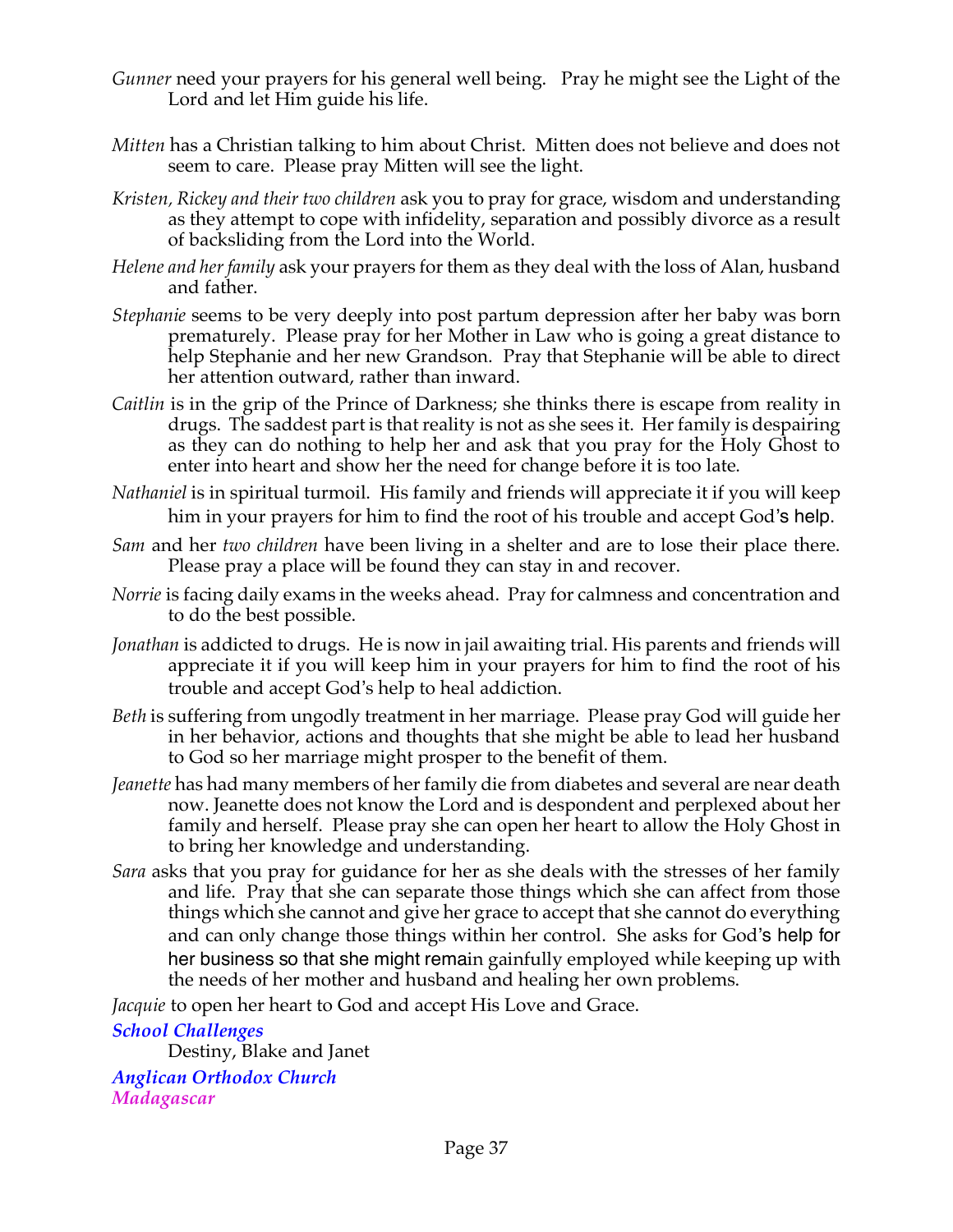*Gunner* need your prayers for his general well being. Pray he might see the Light of the Lord and let Him guide his life.

*Mitten* has a Christian talking to him about Christ. Mitten does not believe and does not seem to care. Please pray Mitten will see the light.

*Kristen, Rickey and their two children* ask you to pray for grace, wisdom and understanding as they attempt to cope with infidelity, separation and possibly divorce as a result of backsliding from the Lord into the World.

*Helene and her family* ask your prayers for them as they deal with the loss of Alan, husband and father.

*Stephanie* seems to be very deeply into post partum depression after her baby was born prematurely. Please pray for her Mother in Law who is going a great distance to help Stephanie and her new Grandson. Pray that Stephanie will be able to direct her attention outward, rather than inward.

*Caitlin* is in the grip of the Prince of Darkness; she thinks there is escape from reality in drugs. The saddest part is that reality is not as she sees it. Her family is despairing as they can do nothing to help her and ask that you pray for the Holy Ghost to enter into heart and show her the need for change before it is too late.

*Nathaniel* is in spiritual turmoil. His family and friends will appreciate it if you will keep him in your prayers for him to find the root of his trouble and accept God's help.

*Sam* and her *two children* have been living in a shelter and are to lose their place there. Please pray a place will be found they can stay in and recover.

*Norrie* is facing daily exams in the weeks ahead. Pray for calmness and concentration and to do the best possible.

*Jonathan* is addicted to drugs. He is now in jail awaiting trial. His parents and friends will appreciate it if you will keep him in your prayers for him to find the root of his trouble and accept God's help to heal addiction.

*Beth* is suffering from ungodly treatment in her marriage. Please pray God will guide her in her behavior, actions and thoughts that she might be able to lead her husband to God so her marriage might prosper to the benefit of them.

*Jeanette* has had many members of her family die from diabetes and several are near death now. Jeanette does not know the Lord and is despondent and perplexed about her family and herself. Please pray she can open her heart to allow the Holy Ghost in to bring her knowledge and understanding.

*Sara* asks that you pray for guidance for her as she deals with the stresses of her family and life. Pray that she can separate those things which she can affect from those things which she cannot and give her grace to accept that she cannot do everything and can only change those things within her control. She asks for God's help for her business so that she might remain gainfully employed while keeping up with the needs of her mother and husband and healing her own problems.

*Jacquie* to open her heart to God and accept His Love and Grace.

***School Challenges***

Destiny, Blake and Janet

***Anglican Orthodox Church***

***Madagascar***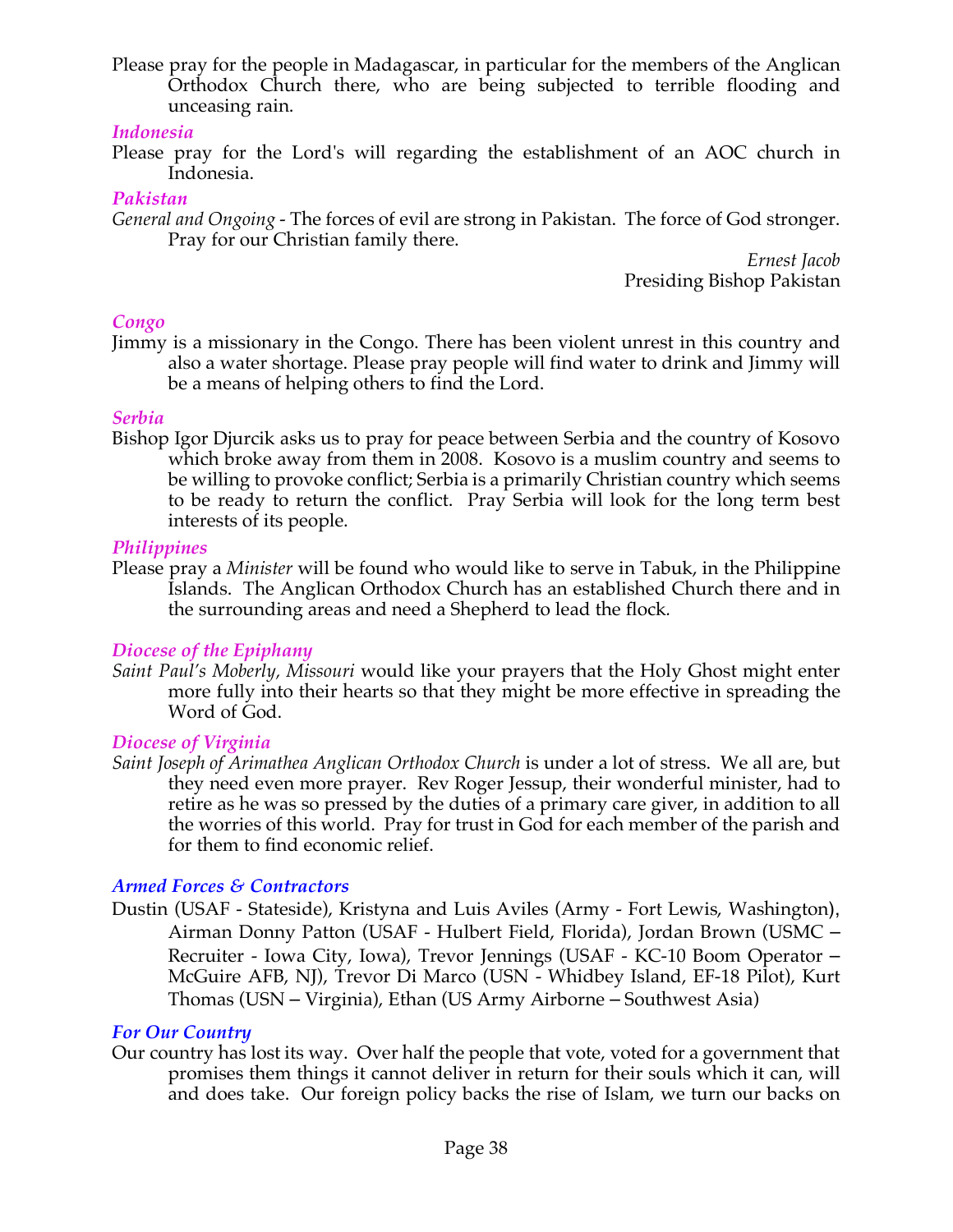Please pray for the people in Madagascar, in particular for the members of the Anglican Orthodox Church there, who are being subjected to terrible flooding and unceasing rain.

### *Indonesia*

Please pray for the Lord's will regarding the establishment of an AOC church in Indonesia.

### *Pakistan*

*General and Ongoing* - The forces of evil are strong in Pakistan. The force of God stronger. Pray for our Christian family there.

*Ernest Jacob*
Presiding Bishop Pakistan

### *Congo*

Jimmy is a missionary in the Congo. There has been violent unrest in this country and also a water shortage. Please pray people will find water to drink and Jimmy will be a means of helping others to find the Lord.

### *Serbia*

Bishop Igor Djurcik asks us to pray for peace between Serbia and the country of Kosovo which broke away from them in 2008. Kosovo is a muslim country and seems to be willing to provoke conflict; Serbia is a primarily Christian country which seems to be ready to return the conflict. Pray Serbia will look for the long term best interests of its people.

### *Philippines*

Please pray a *Minister* will be found who would like to serve in Tabuk, in the Philippine Islands. The Anglican Orthodox Church has an established Church there and in the surrounding areas and need a Shepherd to lead the flock.

### *Diocese of the Epiphany*

*Saint Paul's Moberly, Missouri* would like your prayers that the Holy Ghost might enter more fully into their hearts so that they might be more effective in spreading the Word of God.

### *Diocese of Virginia*

*Saint Joseph of Arimathea Anglican Orthodox Church* is under a lot of stress. We all are, but they need even more prayer. Rev Roger Jessup, their wonderful minister, had to retire as he was so pressed by the duties of a primary care giver, in addition to all the worries of this world. Pray for trust in God for each member of the parish and for them to find economic relief.

### *Armed Forces & Contractors*

Dustin (USAF - Stateside), Kristyna and Luis Aviles (Army - Fort Lewis, Washington), Airman Donny Patton (USAF - Hulbert Field, Florida), Jordan Brown (USMC – Recruiter - Iowa City, Iowa), Trevor Jennings (USAF - KC-10 Boom Operator – McGuire AFB, NJ), Trevor Di Marco (USN - Whidbey Island, EF-18 Pilot), Kurt Thomas (USN – Virginia), Ethan (US Army Airborne – Southwest Asia)

### *For Our Country*

Our country has lost its way. Over half the people that vote, voted for a government that promises them things it cannot deliver in return for their souls which it can, will and does take. Our foreign policy backs the rise of Islam, we turn our backs on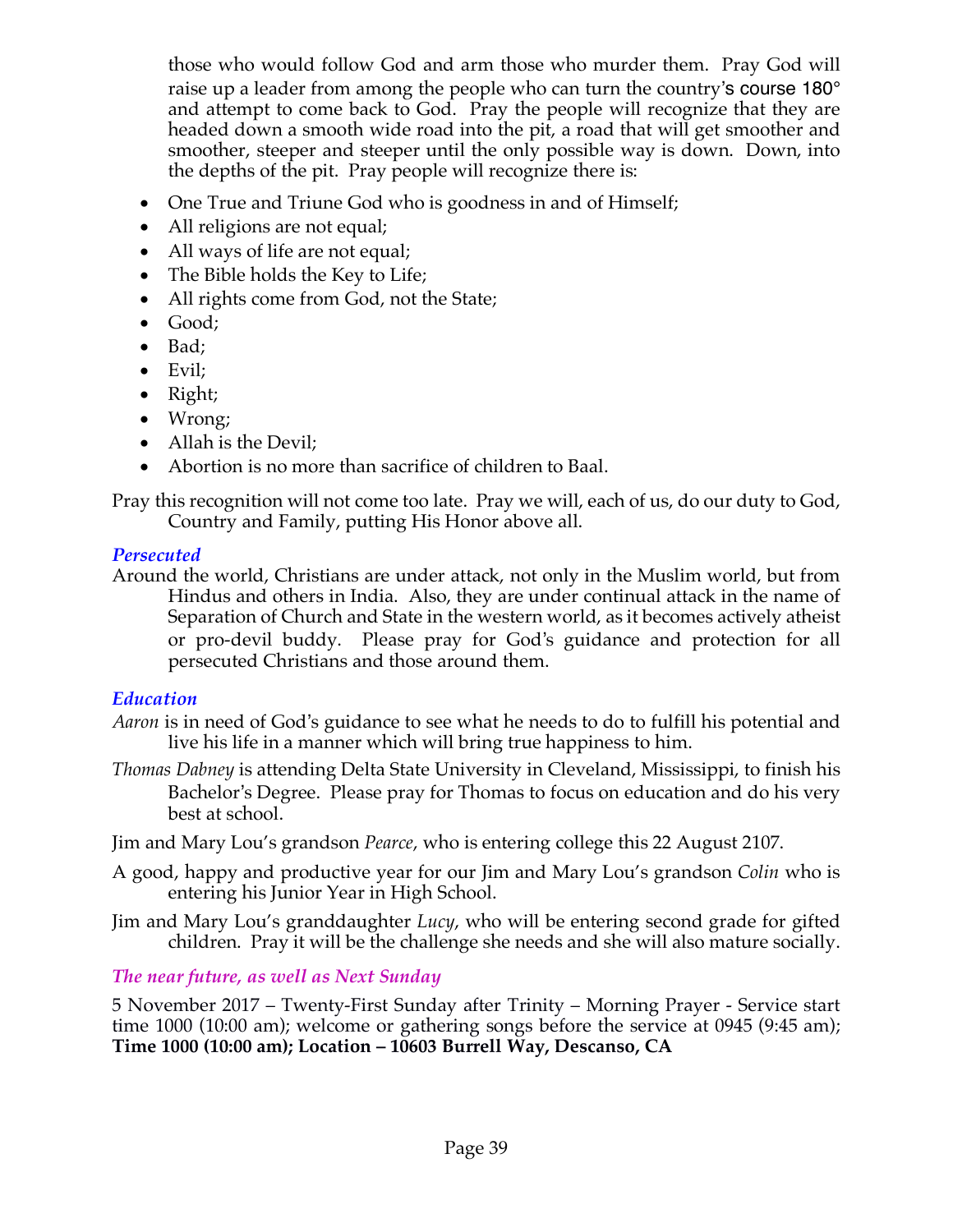those who would follow God and arm those who murder them. Pray God will raise up a leader from among the people who can turn the country's course 180° and attempt to come back to God. Pray the people will recognize that they are headed down a smooth wide road into the pit, a road that will get smoother and smoother, steeper and steeper until the only possible way is down. Down, into the depths of the pit. Pray people will recognize there is:

- One True and Triune God who is goodness in and of Himself;
- All religions are not equal;
- All ways of life are not equal;
- The Bible holds the Key to Life;
- All rights come from God, not the State;
- Good;
- Bad;
- Evil;
- Right;
- Wrong;
- Allah is the Devil;
- Abortion is no more than sacrifice of children to Baal.

Pray this recognition will not come too late. Pray we will, each of us, do our duty to God, Country and Family, putting His Honor above all.

### *Persecuted*

Around the world, Christians are under attack, not only in the Muslim world, but from Hindus and others in India. Also, they are under continual attack in the name of Separation of Church and State in the western world, as it becomes actively atheist or pro-devil buddy. Please pray for God's guidance and protection for all persecuted Christians and those around them.

### *Education*

*Aaron* is in need of God's guidance to see what he needs to do to fulfill his potential and live his life in a manner which will bring true happiness to him.

*Thomas Dabney* is attending Delta State University in Cleveland, Mississippi, to finish his Bachelor's Degree. Please pray for Thomas to focus on education and do his very best at school.

Jim and Mary Lou's grandson *Pearce*, who is entering college this 22 August 2107.

A good, happy and productive year for our Jim and Mary Lou's grandson *Colin* who is entering his Junior Year in High School.

Jim and Mary Lou's granddaughter *Lucy*, who will be entering second grade for gifted children. Pray it will be the challenge she needs and she will also mature socially.

### *The near future, as well as Next Sunday*

5 November 2017 – Twenty-First Sunday after Trinity – Morning Prayer - Service start time 1000 (10:00 am); welcome or gathering songs before the service at 0945 (9:45 am); **Time 1000 (10:00 am); Location – 10603 Burrell Way, Descanso, CA**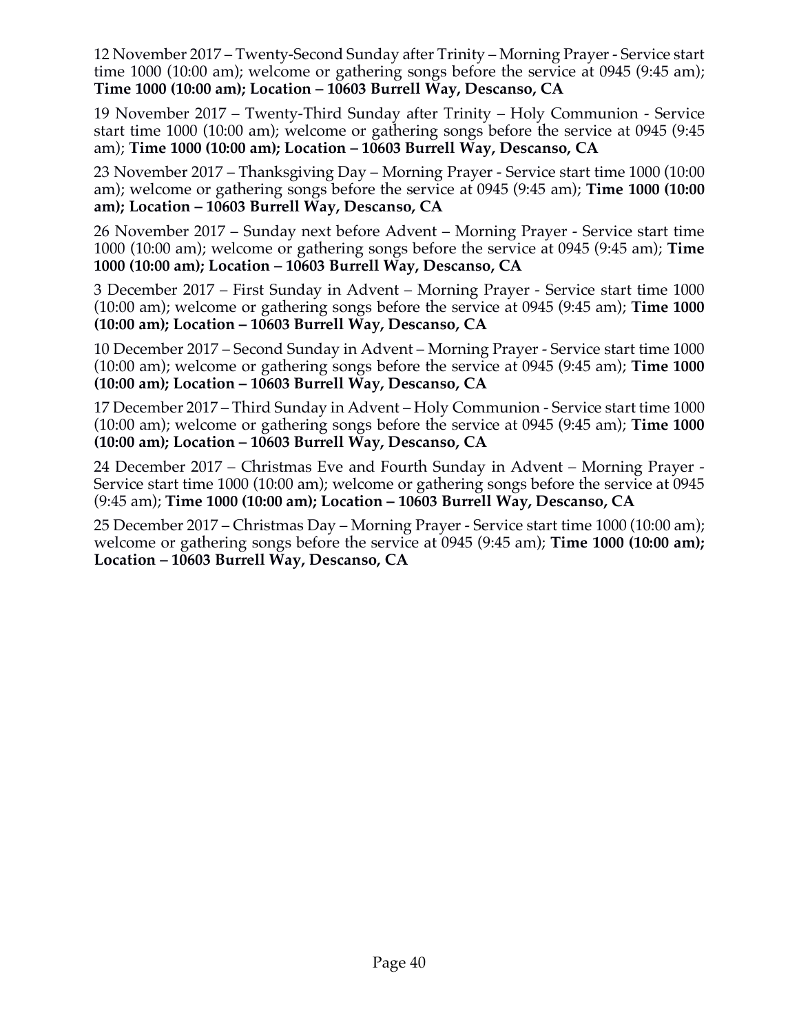12 November 2017 – Twenty-Second Sunday after Trinity – Morning Prayer - Service start time 1000 (10:00 am); welcome or gathering songs before the service at 0945 (9:45 am); **Time 1000 (10:00 am); Location – 10603 Burrell Way, Descanso, CA**

19 November 2017 – Twenty-Third Sunday after Trinity – Holy Communion - Service start time 1000 (10:00 am); welcome or gathering songs before the service at 0945 (9:45 am); **Time 1000 (10:00 am); Location – 10603 Burrell Way, Descanso, CA**

23 November 2017 – Thanksgiving Day – Morning Prayer - Service start time 1000 (10:00 am); welcome or gathering songs before the service at 0945 (9:45 am); **Time 1000 (10:00 am); Location – 10603 Burrell Way, Descanso, CA**

26 November 2017 – Sunday next before Advent – Morning Prayer - Service start time 1000 (10:00 am); welcome or gathering songs before the service at 0945 (9:45 am); **Time 1000 (10:00 am); Location – 10603 Burrell Way, Descanso, CA**

3 December 2017 – First Sunday in Advent – Morning Prayer - Service start time 1000 (10:00 am); welcome or gathering songs before the service at 0945 (9:45 am); **Time 1000 (10:00 am); Location – 10603 Burrell Way, Descanso, CA**

10 December 2017 – Second Sunday in Advent – Morning Prayer - Service start time 1000 (10:00 am); welcome or gathering songs before the service at 0945 (9:45 am); **Time 1000 (10:00 am); Location – 10603 Burrell Way, Descanso, CA**

17 December 2017 – Third Sunday in Advent – Holy Communion - Service start time 1000 (10:00 am); welcome or gathering songs before the service at 0945 (9:45 am); **Time 1000 (10:00 am); Location – 10603 Burrell Way, Descanso, CA**

24 December 2017 – Christmas Eve and Fourth Sunday in Advent – Morning Prayer - Service start time 1000 (10:00 am); welcome or gathering songs before the service at 0945 (9:45 am); **Time 1000 (10:00 am); Location – 10603 Burrell Way, Descanso, CA**

25 December 2017 – Christmas Day – Morning Prayer - Service start time 1000 (10:00 am); welcome or gathering songs before the service at 0945 (9:45 am); **Time 1000 (10:00 am); Location – 10603 Burrell Way, Descanso, CA**